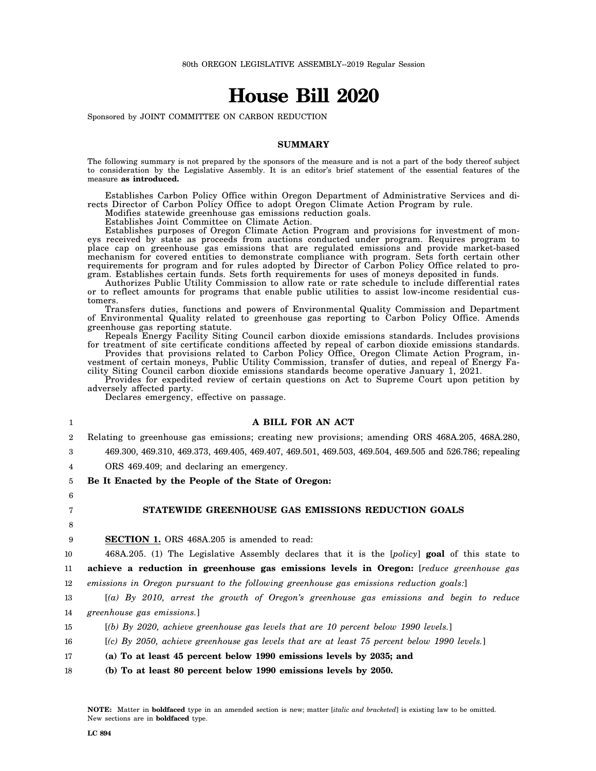80th OREGON LEGISLATIVE ASSEMBLY--2019 Regular Session

# House Bill 2020

Sponsored by JOINT COMMITTEE ON CARBON REDUCTION

## SUMMARY

The following summary is not prepared by the sponsors of the measure and is not a part of the body thereof subject to consideration by the Legislative Assembly. It is an editor's brief statement of the essential features of the measure **as introduced.**

Establishes Carbon Policy Office within Oregon Department of Administrative Services and directs Director of Carbon Policy Office to adopt Oregon Climate Action Program by rule.

Modifies statewide greenhouse gas emissions reduction goals.

Establishes Joint Committee on Climate Action.

Establishes purposes of Oregon Climate Action Program and provisions for investment of moneys received by state as proceeds from auctions conducted under program. Requires program to place cap on greenhouse gas emissions that are regulated emissions and provide market-based mechanism for covered entities to demonstrate compliance with program. Sets forth certain other requirements for program and for rules adopted by Director of Carbon Policy Office related to program. Establishes certain funds. Sets forth requirements for uses of moneys deposited in funds.

Authorizes Public Utility Commission to allow rate or rate schedule to include differential rates or to reflect amounts for programs that enable public utilities to assist low-income residential customers.

Transfers duties, functions and powers of Environmental Quality Commission and Department of Environmental Quality related to greenhouse gas reporting to Carbon Policy Office. Amends greenhouse gas reporting statute.

Repeals Energy Facility Siting Council carbon dioxide emissions standards. Includes provisions for treatment of site certificate conditions affected by repeal of carbon dioxide emissions standards.

Provides that provisions related to Carbon Policy Office, Oregon Climate Action Program, investment of certain moneys, Public Utility Commission, transfer of duties, and repeal of Energy Facility Siting Council carbon dioxide emissions standards become operative January 1, 2021.

Provides for expedited review of certain questions on Act to Supreme Court upon petition by adversely affected party.

Declares emergency, effective on passage.

**A BILL FOR AN ACT**

Relating to greenhouse gas emissions; creating new provisions; amending ORS 468A.205, 468A.280, 469.300, 469.310, 469.373, 469.405, 469.407, 469.501, 469.503, 469.504, 469.505 and 526.786; repealing ORS 469.409; and declaring an emergency.

**Be It Enacted by the People of the State of Oregon:**

**STATEWIDE GREENHOUSE GAS EMISSIONS REDUCTION GOALS**

**SECTION 1.** ORS 468A.205 is amended to read:

468A.205. (1) The Legislative Assembly declares that it is the [*policy*] **goal** of this state to **achieve a reduction in greenhouse gas emissions levels in Oregon:** [*reduce greenhouse gas emissions in Oregon pursuant to the following greenhouse gas emissions reduction goals:*]

[*(a) By 2010, arrest the growth of Oregon's greenhouse gas emissions and begin to reduce greenhouse gas emissions.*]

[*(b) By 2020, achieve greenhouse gas levels that are 10 percent below 1990 levels.*]

[*(c) By 2050, achieve greenhouse gas levels that are at least 75 percent below 1990 levels.*]

**(a) To at least 45 percent below 1990 emissions levels by 2035; and**

**(b) To at least 80 percent below 1990 emissions levels by 2050.**

**NOTE:** Matter in **boldfaced** type in an amended section is new; matter [*italic and bracketed*] is existing law to be omitted. New sections are in **boldfaced** type.

LC 894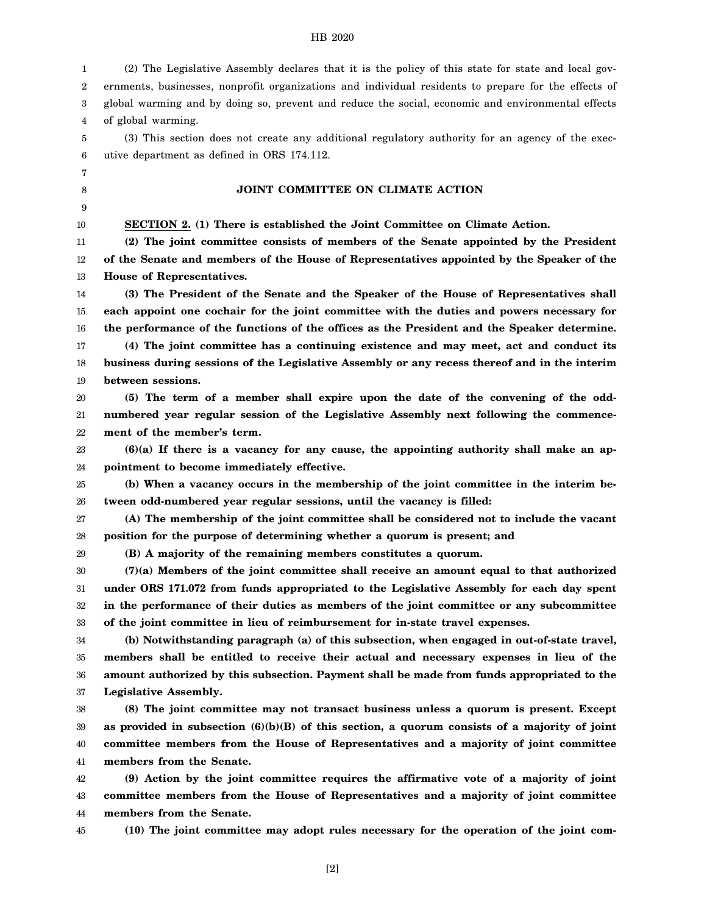(2) The Legislative Assembly declares that it is the policy of this state for state and local governments, businesses, nonprofit organizations and individual residents to prepare for the effects of global warming and by doing so, prevent and reduce the social, economic and environmental effects of global warming.

(3) This section does not create any additional regulatory authority for an agency of the executive department as defined in ORS 174.112.

## JOINT COMMITTEE ON CLIMATE ACTION

**SECTION 2. (1) There is established the Joint Committee on Climate Action.**

**(2) The joint committee consists of members of the Senate appointed by the President of the Senate and members of the House of Representatives appointed by the Speaker of the House of Representatives.**

**(3) The President of the Senate and the Speaker of the House of Representatives shall each appoint one cochair for the joint committee with the duties and powers necessary for the performance of the functions of the offices as the President and the Speaker determine.**

**(4) The joint committee has a continuing existence and may meet, act and conduct its business during sessions of the Legislative Assembly or any recess thereof and in the interim between sessions.**

**(5) The term of a member shall expire upon the date of the convening of the odd-numbered year regular session of the Legislative Assembly next following the commencement of the member's term.**

**(6)(a) If there is a vacancy for any cause, the appointing authority shall make an appointment to become immediately effective.**

**(b) When a vacancy occurs in the membership of the joint committee in the interim between odd-numbered year regular sessions, until the vacancy is filled:**

**(A) The membership of the joint committee shall be considered not to include the vacant position for the purpose of determining whether a quorum is present; and**

**(B) A majority of the remaining members constitutes a quorum.**

**(7)(a) Members of the joint committee shall receive an amount equal to that authorized under ORS 171.072 from funds appropriated to the Legislative Assembly for each day spent in the performance of their duties as members of the joint committee or any subcommittee of the joint committee in lieu of reimbursement for in-state travel expenses.**

**(b) Notwithstanding paragraph (a) of this subsection, when engaged in out-of-state travel, members shall be entitled to receive their actual and necessary expenses in lieu of the amount authorized by this subsection. Payment shall be made from funds appropriated to the Legislative Assembly.**

**(8) The joint committee may not transact business unless a quorum is present. Except as provided in subsection (6)(b)(B) of this section, a quorum consists of a majority of joint committee members from the House of Representatives and a majority of joint committee members from the Senate.**

**(9) Action by the joint committee requires the affirmative vote of a majority of joint committee members from the House of Representatives and a majority of joint committee members from the Senate.**

**(10) The joint committee may adopt rules necessary for the operation of the joint com-**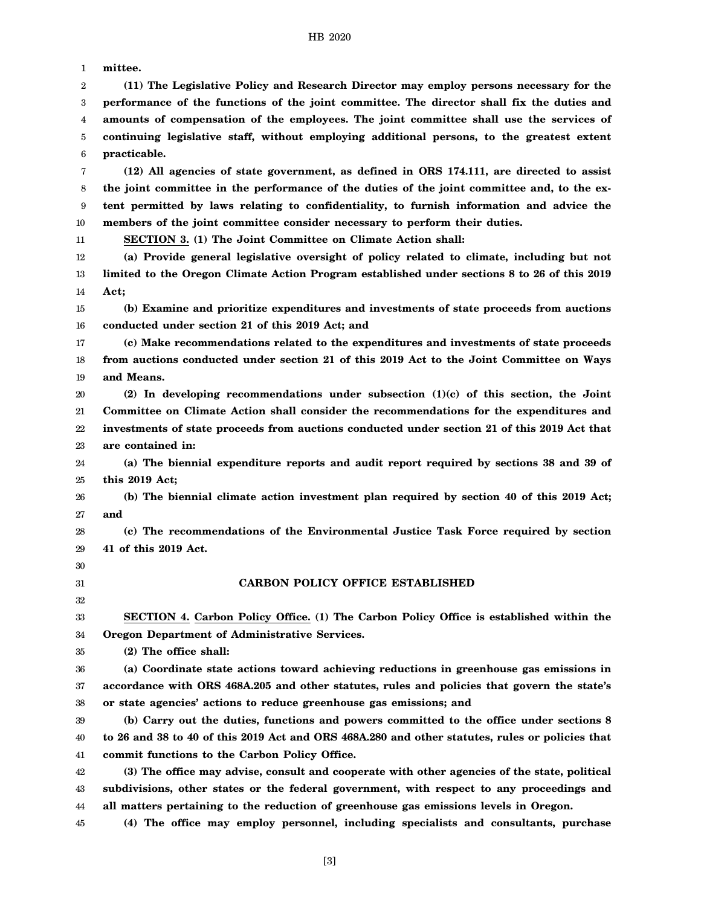**mittee.**

**(11) The Legislative Policy and Research Director may employ persons necessary for the performance of the functions of the joint committee. The director shall fix the duties and amounts of compensation of the employees. The joint committee shall use the services of continuing legislative staff, without employing additional persons, to the greatest extent practicable.**

**(12) All agencies of state government, as defined in ORS 174.111, are directed to assist the joint committee in the performance of the duties of the joint committee and, to the extent permitted by laws relating to confidentiality, to furnish information and advice the members of the joint committee consider necessary to perform their duties.**

**SECTION 3. (1) The Joint Committee on Climate Action shall:**

**(a) Provide general legislative oversight of policy related to climate, including but not limited to the Oregon Climate Action Program established under sections 8 to 26 of this 2019 Act;**

**(b) Examine and prioritize expenditures and investments of state proceeds from auctions conducted under section 21 of this 2019 Act; and**

**(c) Make recommendations related to the expenditures and investments of state proceeds from auctions conducted under section 21 of this 2019 Act to the Joint Committee on Ways and Means.**

**(2) In developing recommendations under subsection (1)(c) of this section, the Joint Committee on Climate Action shall consider the recommendations for the expenditures and investments of state proceeds from auctions conducted under section 21 of this 2019 Act that are contained in:**

**(a) The biennial expenditure reports and audit report required by sections 38 and 39 of this 2019 Act;**

**(b) The biennial climate action investment plan required by section 40 of this 2019 Act; and**

**(c) The recommendations of the Environmental Justice Task Force required by section 41 of this 2019 Act.**

## CARBON POLICY OFFICE ESTABLISHED

**SECTION 4. Carbon Policy Office. (1) The Carbon Policy Office is established within the Oregon Department of Administrative Services.**

**(2) The office shall:**

**(a) Coordinate state actions toward achieving reductions in greenhouse gas emissions in accordance with ORS 468A.205 and other statutes, rules and policies that govern the state's or state agencies' actions to reduce greenhouse gas emissions; and**

**(b) Carry out the duties, functions and powers committed to the office under sections 8 to 26 and 38 to 40 of this 2019 Act and ORS 468A.280 and other statutes, rules or policies that commit functions to the Carbon Policy Office.**

**(3) The office may advise, consult and cooperate with other agencies of the state, political subdivisions, other states or the federal government, with respect to any proceedings and all matters pertaining to the reduction of greenhouse gas emissions levels in Oregon.**

**(4) The office may employ personnel, including specialists and consultants, purchase**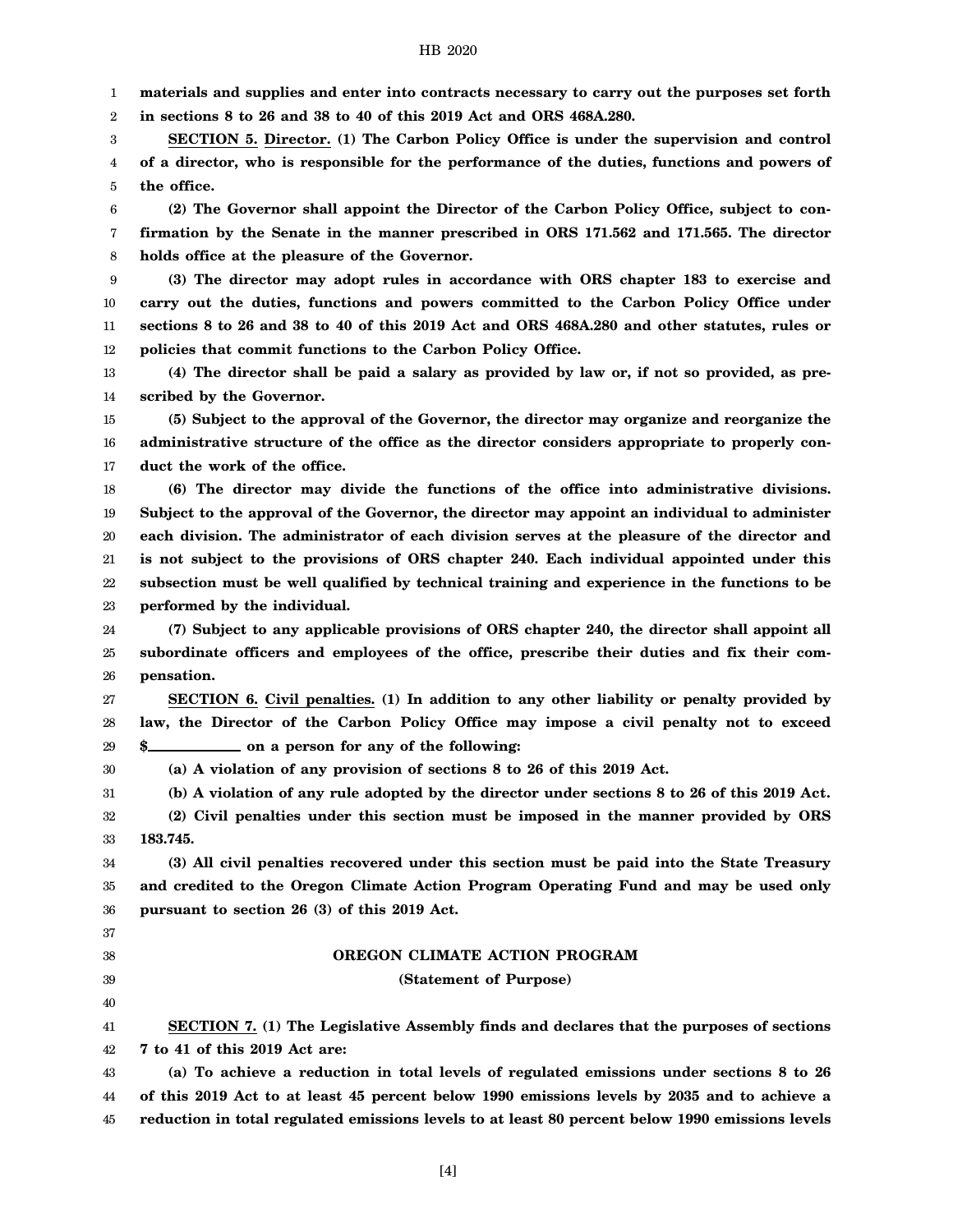**materials and supplies and enter into contracts necessary to carry out the purposes set forth in sections 8 to 26 and 38 to 40 of this 2019 Act and ORS 468A.280.**

**SECTION 5. Director. (1) The Carbon Policy Office is under the supervision and control of a director, who is responsible for the performance of the duties, functions and powers of the office.**

**(2) The Governor shall appoint the Director of the Carbon Policy Office, subject to confirmation by the Senate in the manner prescribed in ORS 171.562 and 171.565. The director holds office at the pleasure of the Governor.**

**(3) The director may adopt rules in accordance with ORS chapter 183 to exercise and carry out the duties, functions and powers committed to the Carbon Policy Office under sections 8 to 26 and 38 to 40 of this 2019 Act and ORS 468A.280 and other statutes, rules or policies that commit functions to the Carbon Policy Office.**

**(4) The director shall be paid a salary as provided by law or, if not so provided, as prescribed by the Governor.**

**(5) Subject to the approval of the Governor, the director may organize and reorganize the administrative structure of the office as the director considers appropriate to properly conduct the work of the office.**

**(6) The director may divide the functions of the office into administrative divisions. Subject to the approval of the Governor, the director may appoint an individual to administer each division. The administrator of each division serves at the pleasure of the director and is not subject to the provisions of ORS chapter 240. Each individual appointed under this subsection must be well qualified by technical training and experience in the functions to be performed by the individual.**

**(7) Subject to any applicable provisions of ORS chapter 240, the director shall appoint all subordinate officers and employees of the office, prescribe their duties and fix their compensation.**

**SECTION 6. Civil penalties. (1) In addition to any other liability or penalty provided by law, the Director of the Carbon Policy Office may impose a civil penalty not to exceed $\_\_\_\_\_\_\_\_\_\_ on a person for any of the following:**

**(a) A violation of any provision of sections 8 to 26 of this 2019 Act.**

**(b) A violation of any rule adopted by the director under sections 8 to 26 of this 2019 Act.**

**(2) Civil penalties under this section must be imposed in the manner provided by ORS 183.745.**

**(3) All civil penalties recovered under this section must be paid into the State Treasury and credited to the Oregon Climate Action Program Operating Fund and may be used only pursuant to section 26 (3) of this 2019 Act.**

**OREGON CLIMATE ACTION PROGRAM**

**(Statement of Purpose)**

**SECTION 7. (1) The Legislative Assembly finds and declares that the purposes of sections 7 to 41 of this 2019 Act are:**

**(a) To achieve a reduction in total levels of regulated emissions under sections 8 to 26 of this 2019 Act to at least 45 percent below 1990 emissions levels by 2035 and to achieve a reduction in total regulated emissions levels to at least 80 percent below 1990 emissions levels**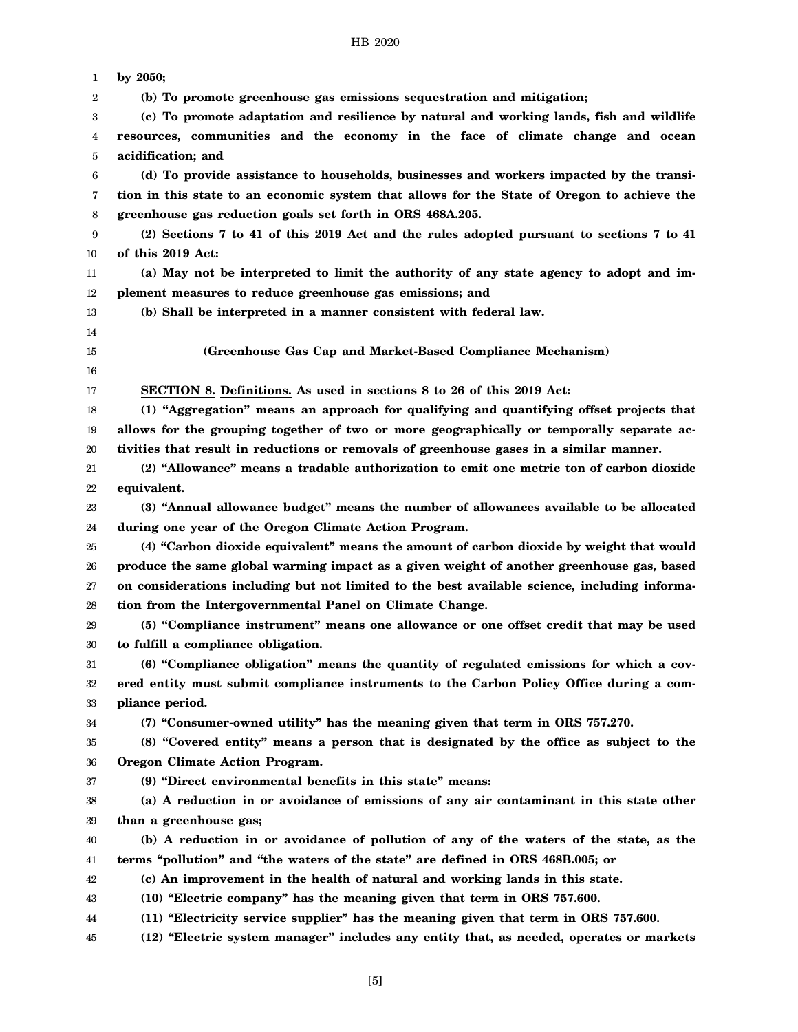**by 2050;**

**(b) To promote greenhouse gas emissions sequestration and mitigation;**

**(c) To promote adaptation and resilience by natural and working lands, fish and wildlife resources, communities and the economy in the face of climate change and ocean acidification; and**

**(d) To provide assistance to households, businesses and workers impacted by the transition in this state to an economic system that allows for the State of Oregon to achieve the greenhouse gas reduction goals set forth in ORS 468A.205.**

**(2) Sections 7 to 41 of this 2019 Act and the rules adopted pursuant to sections 7 to 41 of this 2019 Act:**

**(a) May not be interpreted to limit the authority of any state agency to adopt and implement measures to reduce greenhouse gas emissions; and**

**(b) Shall be interpreted in a manner consistent with federal law.**

**(Greenhouse Gas Cap and Market-Based Compliance Mechanism)**

**SECTION 8. Definitions. As used in sections 8 to 26 of this 2019 Act:**

**(1) "Aggregation" means an approach for qualifying and quantifying offset projects that allows for the grouping together of two or more geographically or temporally separate activities that result in reductions or removals of greenhouse gases in a similar manner.**

**(2) "Allowance" means a tradable authorization to emit one metric ton of carbon dioxide equivalent.**

**(3) "Annual allowance budget" means the number of allowances available to be allocated during one year of the Oregon Climate Action Program.**

**(4) "Carbon dioxide equivalent" means the amount of carbon dioxide by weight that would produce the same global warming impact as a given weight of another greenhouse gas, based on considerations including but not limited to the best available science, including information from the Intergovernmental Panel on Climate Change.**

**(5) "Compliance instrument" means one allowance or one offset credit that may be used to fulfill a compliance obligation.**

**(6) "Compliance obligation" means the quantity of regulated emissions for which a covered entity must submit compliance instruments to the Carbon Policy Office during a compliance period.**

**(7) "Consumer-owned utility" has the meaning given that term in ORS 757.270.**

**(8) "Covered entity" means a person that is designated by the office as subject to the Oregon Climate Action Program.**

**(9) "Direct environmental benefits in this state" means:**

**(a) A reduction in or avoidance of emissions of any air contaminant in this state other than a greenhouse gas;**

**(b) A reduction in or avoidance of pollution of any of the waters of the state, as the terms "pollution" and "the waters of the state" are defined in ORS 468B.005; or**

**(c) An improvement in the health of natural and working lands in this state.**

**(10) "Electric company" has the meaning given that term in ORS 757.600.**

**(11) "Electricity service supplier" has the meaning given that term in ORS 757.600.**

**(12) "Electric system manager" includes any entity that, as needed, operates or markets**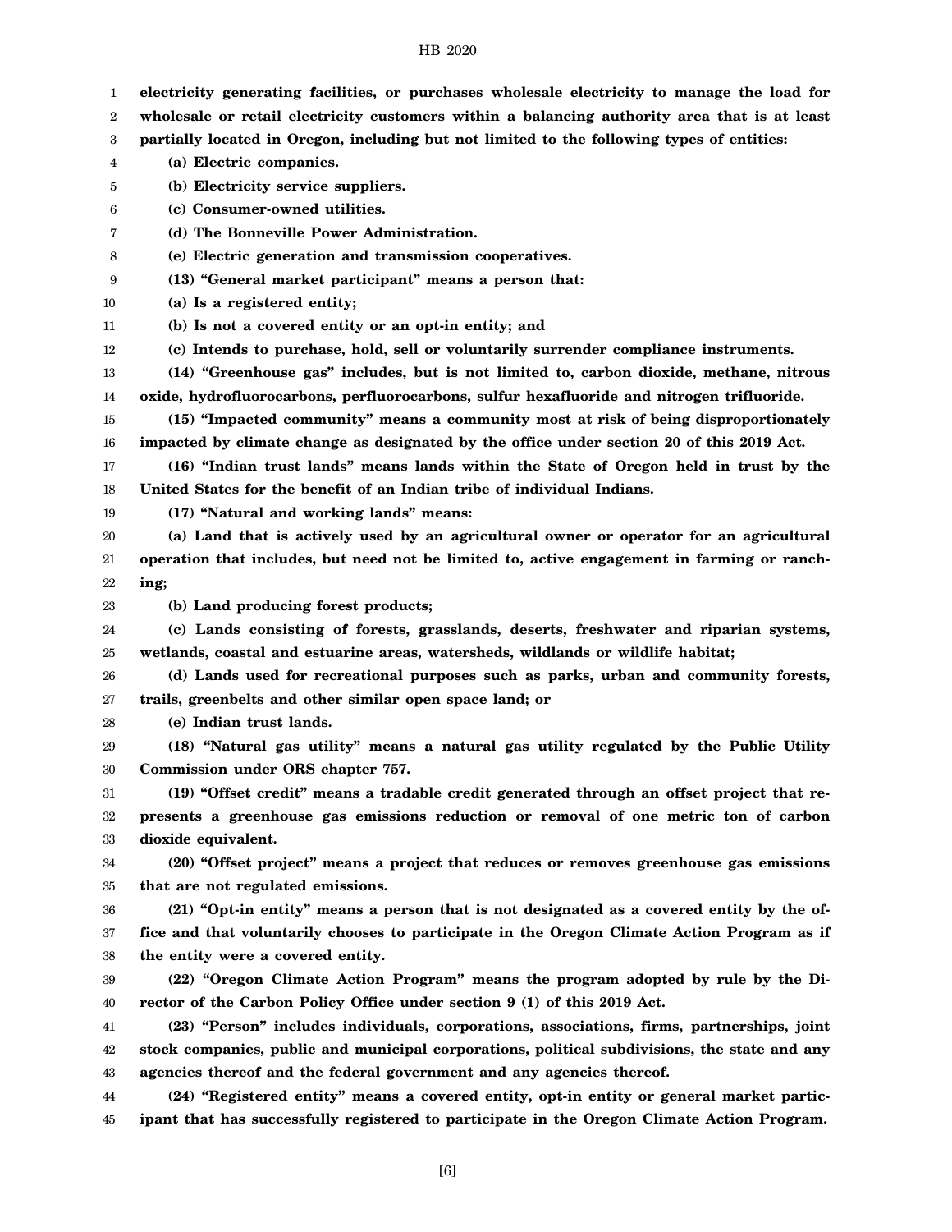**electricity generating facilities, or purchases wholesale electricity to manage the load for wholesale or retail electricity customers within a balancing authority area that is at least partially located in Oregon, including but not limited to the following types of entities:**

**(a) Electric companies.**

**(b) Electricity service suppliers.**

**(c) Consumer-owned utilities.**

**(d) The Bonneville Power Administration.**

**(e) Electric generation and transmission cooperatives.**

**(13) "General market participant" means a person that:**

**(a) Is a registered entity;**

**(b) Is not a covered entity or an opt-in entity; and**

**(c) Intends to purchase, hold, sell or voluntarily surrender compliance instruments.**

**(14) "Greenhouse gas" includes, but is not limited to, carbon dioxide, methane, nitrous oxide, hydrofluorocarbons, perfluorocarbons, sulfur hexafluoride and nitrogen trifluoride.**

**(15) "Impacted community" means a community most at risk of being disproportionately impacted by climate change as designated by the office under section 20 of this 2019 Act.**

**(16) "Indian trust lands" means lands within the State of Oregon held in trust by the United States for the benefit of an Indian tribe of individual Indians.**

**(17) "Natural and working lands" means:**

**(a) Land that is actively used by an agricultural owner or operator for an agricultural operation that includes, but need not be limited to, active engagement in farming or ranching;**

**(b) Land producing forest products;**

**(c) Lands consisting of forests, grasslands, deserts, freshwater and riparian systems, wetlands, coastal and estuarine areas, watersheds, wildlands or wildlife habitat;**

**(d) Lands used for recreational purposes such as parks, urban and community forests, trails, greenbelts and other similar open space land; or**

**(e) Indian trust lands.**

**(18) "Natural gas utility" means a natural gas utility regulated by the Public Utility Commission under ORS chapter 757.**

**(19) "Offset credit" means a tradable credit generated through an offset project that represents a greenhouse gas emissions reduction or removal of one metric ton of carbon dioxide equivalent.**

**(20) "Offset project" means a project that reduces or removes greenhouse gas emissions that are not regulated emissions.**

**(21) "Opt-in entity" means a person that is not designated as a covered entity by the office and that voluntarily chooses to participate in the Oregon Climate Action Program as if the entity were a covered entity.**

**(22) "Oregon Climate Action Program" means the program adopted by rule by the Director of the Carbon Policy Office under section 9 (1) of this 2019 Act.**

**(23) "Person" includes individuals, corporations, associations, firms, partnerships, joint stock companies, public and municipal corporations, political subdivisions, the state and any agencies thereof and the federal government and any agencies thereof.**

**(24) "Registered entity" means a covered entity, opt-in entity or general market participant that has successfully registered to participate in the Oregon Climate Action Program.**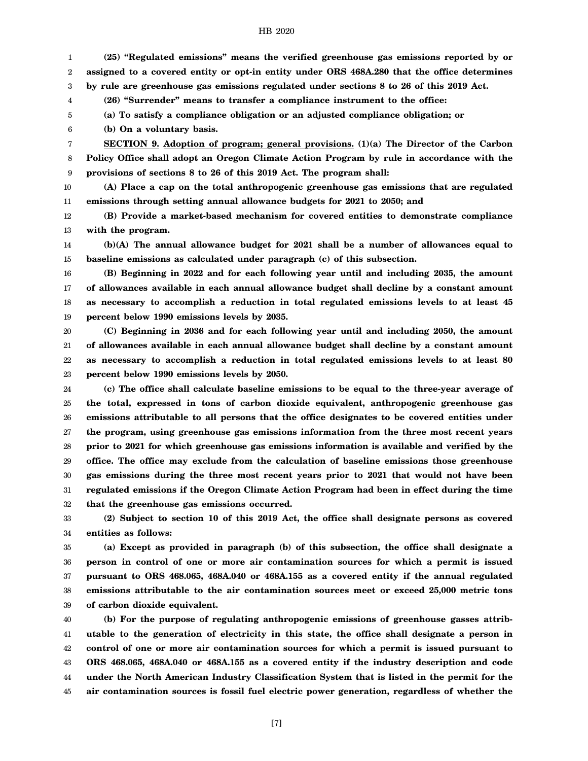**(25) "Regulated emissions" means the verified greenhouse gas emissions reported by or assigned to a covered entity or opt-in entity under ORS 468A.280 that the office determines by rule are greenhouse gas emissions regulated under sections 8 to 26 of this 2019 Act.**

**(26) "Surrender" means to transfer a compliance instrument to the office:**

**(a) To satisfy a compliance obligation or an adjusted compliance obligation; or**

**(b) On a voluntary basis.**

**SECTION 9. Adoption of program; general provisions. (1)(a) The Director of the Carbon Policy Office shall adopt an Oregon Climate Action Program by rule in accordance with the provisions of sections 8 to 26 of this 2019 Act. The program shall:**

**(A) Place a cap on the total anthropogenic greenhouse gas emissions that are regulated emissions through setting annual allowance budgets for 2021 to 2050; and**

**(B) Provide a market-based mechanism for covered entities to demonstrate compliance with the program.**

**(b)(A) The annual allowance budget for 2021 shall be a number of allowances equal to baseline emissions as calculated under paragraph (c) of this subsection.**

**(B) Beginning in 2022 and for each following year until and including 2035, the amount of allowances available in each annual allowance budget shall decline by a constant amount as necessary to accomplish a reduction in total regulated emissions levels to at least 45 percent below 1990 emissions levels by 2035.**

**(C) Beginning in 2036 and for each following year until and including 2050, the amount of allowances available in each annual allowance budget shall decline by a constant amount as necessary to accomplish a reduction in total regulated emissions levels to at least 80 percent below 1990 emissions levels by 2050.**

**(c) The office shall calculate baseline emissions to be equal to the three-year average of the total, expressed in tons of carbon dioxide equivalent, anthropogenic greenhouse gas emissions attributable to all persons that the office designates to be covered entities under the program, using greenhouse gas emissions information from the three most recent years prior to 2021 for which greenhouse gas emissions information is available and verified by the office. The office may exclude from the calculation of baseline emissions those greenhouse gas emissions during the three most recent years prior to 2021 that would not have been regulated emissions if the Oregon Climate Action Program had been in effect during the time that the greenhouse gas emissions occurred.**

**(2) Subject to section 10 of this 2019 Act, the office shall designate persons as covered entities as follows:**

**(a) Except as provided in paragraph (b) of this subsection, the office shall designate a person in control of one or more air contamination sources for which a permit is issued pursuant to ORS 468.065, 468A.040 or 468A.155 as a covered entity if the annual regulated emissions attributable to the air contamination sources meet or exceed 25,000 metric tons of carbon dioxide equivalent.**

**(b) For the purpose of regulating anthropogenic emissions of greenhouse gasses attributable to the generation of electricity in this state, the office shall designate a person in control of one or more air contamination sources for which a permit is issued pursuant to ORS 468.065, 468A.040 or 468A.155 as a covered entity if the industry description and code under the North American Industry Classification System that is listed in the permit for the air contamination sources is fossil fuel electric power generation, regardless of whether the**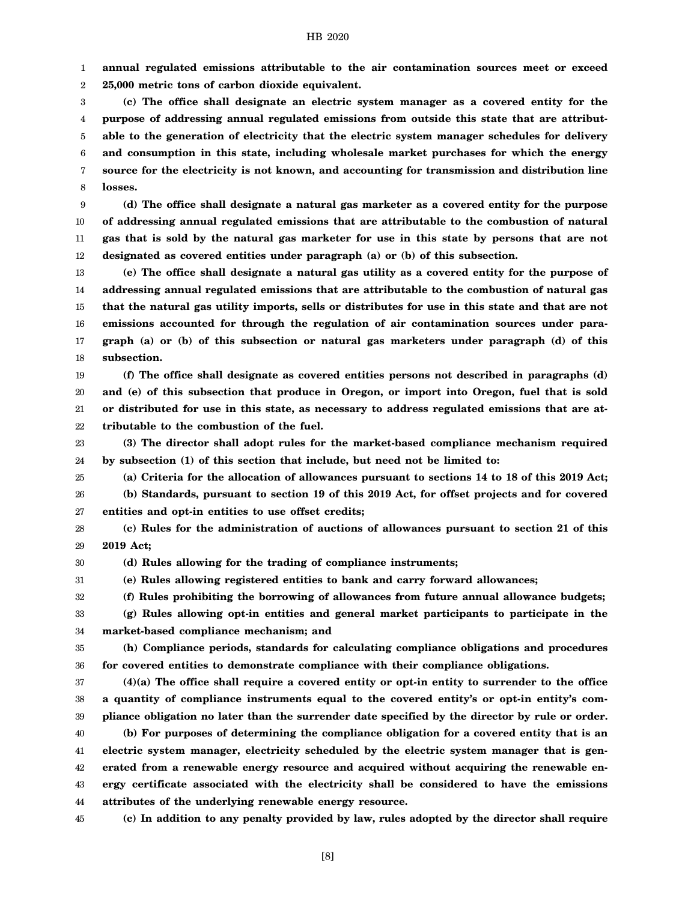**annual regulated emissions attributable to the air contamination sources meet or exceed 25,000 metric tons of carbon dioxide equivalent.**

**(c) The office shall designate an electric system manager as a covered entity for the purpose of addressing annual regulated emissions from outside this state that are attributable to the generation of electricity that the electric system manager schedules for delivery and consumption in this state, including wholesale market purchases for which the energy source for the electricity is not known, and accounting for transmission and distribution line losses.**

**(d) The office shall designate a natural gas marketer as a covered entity for the purpose of addressing annual regulated emissions that are attributable to the combustion of natural gas that is sold by the natural gas marketer for use in this state by persons that are not designated as covered entities under paragraph (a) or (b) of this subsection.**

**(e) The office shall designate a natural gas utility as a covered entity for the purpose of addressing annual regulated emissions that are attributable to the combustion of natural gas that the natural gas utility imports, sells or distributes for use in this state and that are not emissions accounted for through the regulation of air contamination sources under paragraph (a) or (b) of this subsection or natural gas marketers under paragraph (d) of this subsection.**

**(f) The office shall designate as covered entities persons not described in paragraphs (d) and (e) of this subsection that produce in Oregon, or import into Oregon, fuel that is sold or distributed for use in this state, as necessary to address regulated emissions that are attributable to the combustion of the fuel.**

**(3) The director shall adopt rules for the market-based compliance mechanism required by subsection (1) of this section that include, but need not be limited to:**

**(a) Criteria for the allocation of allowances pursuant to sections 14 to 18 of this 2019 Act;**

**(b) Standards, pursuant to section 19 of this 2019 Act, for offset projects and for covered entities and opt-in entities to use offset credits;**

**(c) Rules for the administration of auctions of allowances pursuant to section 21 of this 2019 Act;**

**(d) Rules allowing for the trading of compliance instruments;**

**(e) Rules allowing registered entities to bank and carry forward allowances;**

**(f) Rules prohibiting the borrowing of allowances from future annual allowance budgets;**

**(g) Rules allowing opt-in entities and general market participants to participate in the market-based compliance mechanism; and**

**(h) Compliance periods, standards for calculating compliance obligations and procedures for covered entities to demonstrate compliance with their compliance obligations.**

**(4)(a) The office shall require a covered entity or opt-in entity to surrender to the office a quantity of compliance instruments equal to the covered entity's or opt-in entity's compliance obligation no later than the surrender date specified by the director by rule or order.**

**(b) For purposes of determining the compliance obligation for a covered entity that is an electric system manager, electricity scheduled by the electric system manager that is generated from a renewable energy resource and acquired without acquiring the renewable energy certificate associated with the electricity shall be considered to have the emissions attributes of the underlying renewable energy resource.**

**(c) In addition to any penalty provided by law, rules adopted by the director shall require**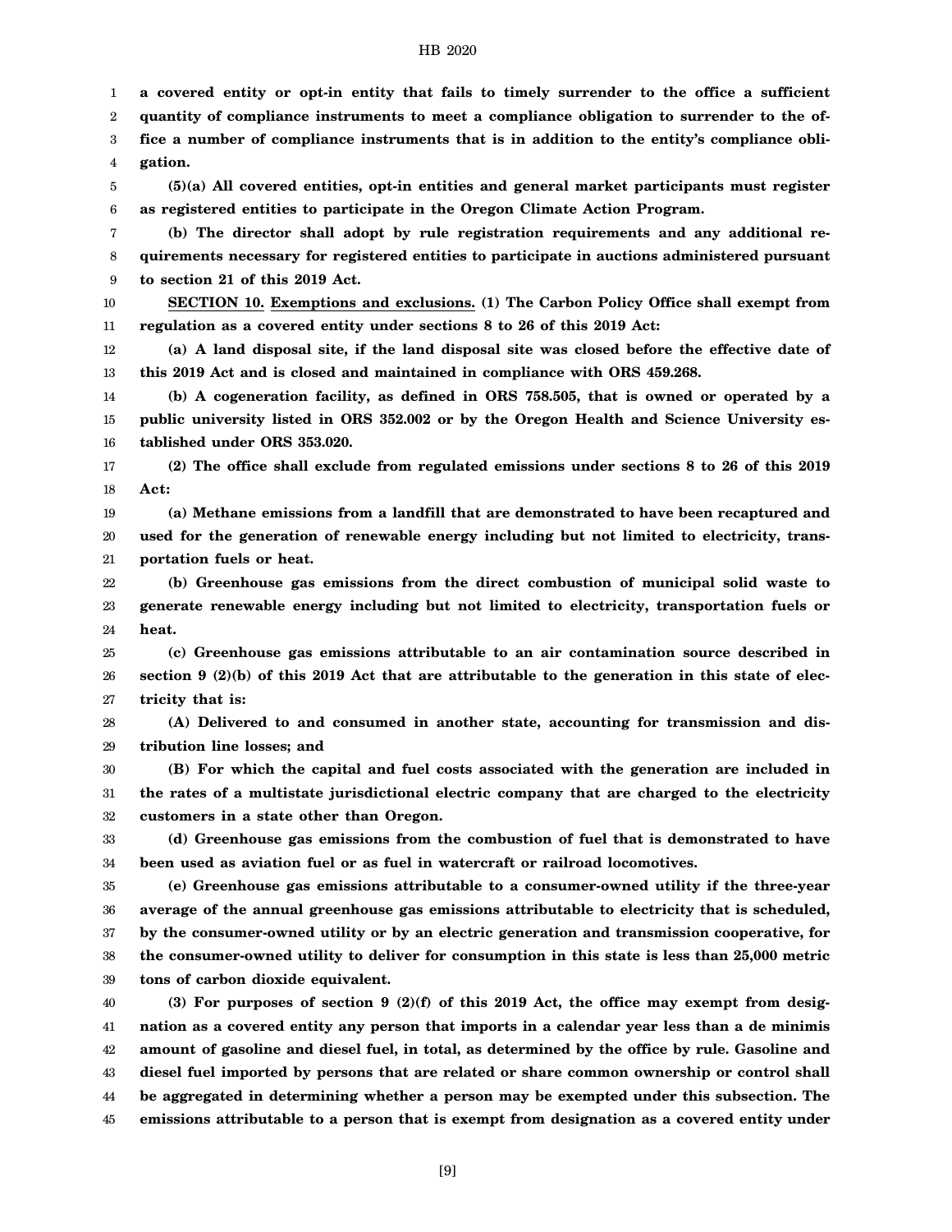**a covered entity or opt-in entity that fails to timely surrender to the office a sufficient quantity of compliance instruments to meet a compliance obligation to surrender to the office a number of compliance instruments that is in addition to the entity's compliance obligation.**

**(5)(a) All covered entities, opt-in entities and general market participants must register as registered entities to participate in the Oregon Climate Action Program.**

**(b) The director shall adopt by rule registration requirements and any additional requirements necessary for registered entities to participate in auctions administered pursuant to section 21 of this 2019 Act.**

**SECTION 10. Exemptions and exclusions. (1) The Carbon Policy Office shall exempt from regulation as a covered entity under sections 8 to 26 of this 2019 Act:**

**(a) A land disposal site, if the land disposal site was closed before the effective date of this 2019 Act and is closed and maintained in compliance with ORS 459.268.**

**(b) A cogeneration facility, as defined in ORS 758.505, that is owned or operated by a public university listed in ORS 352.002 or by the Oregon Health and Science University established under ORS 353.020.**

**(2) The office shall exclude from regulated emissions under sections 8 to 26 of this 2019 Act:**

**(a) Methane emissions from a landfill that are demonstrated to have been recaptured and used for the generation of renewable energy including but not limited to electricity, transportation fuels or heat.**

**(b) Greenhouse gas emissions from the direct combustion of municipal solid waste to generate renewable energy including but not limited to electricity, transportation fuels or heat.**

**(c) Greenhouse gas emissions attributable to an air contamination source described in section 9 (2)(b) of this 2019 Act that are attributable to the generation in this state of electricity that is:**

**(A) Delivered to and consumed in another state, accounting for transmission and distribution line losses; and**

**(B) For which the capital and fuel costs associated with the generation are included in the rates of a multistate jurisdictional electric company that are charged to the electricity customers in a state other than Oregon.**

**(d) Greenhouse gas emissions from the combustion of fuel that is demonstrated to have been used as aviation fuel or as fuel in watercraft or railroad locomotives.**

**(e) Greenhouse gas emissions attributable to a consumer-owned utility if the three-year average of the annual greenhouse gas emissions attributable to electricity that is scheduled, by the consumer-owned utility or by an electric generation and transmission cooperative, for the consumer-owned utility to deliver for consumption in this state is less than 25,000 metric tons of carbon dioxide equivalent.**

**(3) For purposes of section 9 (2)(f) of this 2019 Act, the office may exempt from designation as a covered entity any person that imports in a calendar year less than a de minimis amount of gasoline and diesel fuel, in total, as determined by the office by rule. Gasoline and diesel fuel imported by persons that are related or share common ownership or control shall be aggregated in determining whether a person may be exempted under this subsection. The emissions attributable to a person that is exempt from designation as a covered entity under**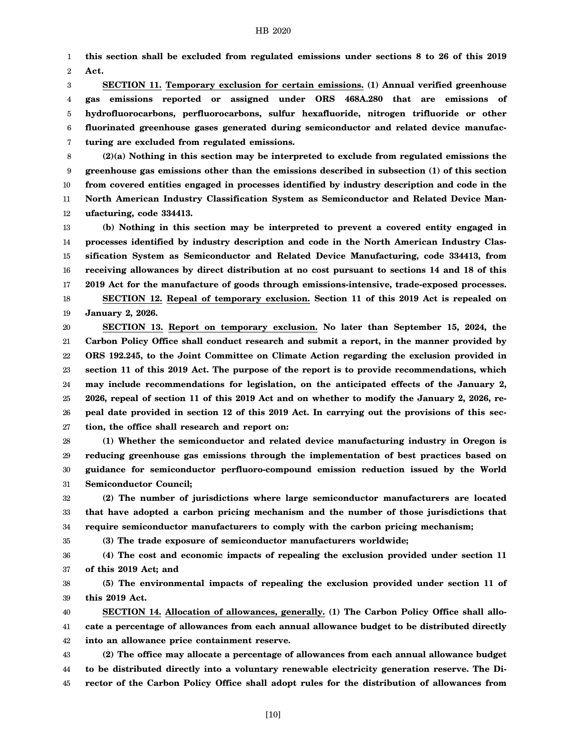**this section shall be excluded from regulated emissions under sections 8 to 26 of this 2019 Act.**

**SECTION 11.** **Temporary exclusion for certain emissions. (1) Annual verified greenhouse gas emissions reported or assigned under ORS 468A.280 that are emissions of hydrofluorocarbons, perfluorocarbons, sulfur hexafluoride, nitrogen trifluoride or other fluorinated greenhouse gases generated during semiconductor and related device manufacturing are excluded from regulated emissions.**

**(2)(a) Nothing in this section may be interpreted to exclude from regulated emissions the greenhouse gas emissions other than the emissions described in subsection (1) of this section from covered entities engaged in processes identified by industry description and code in the North American Industry Classification System as Semiconductor and Related Device Manufacturing, code 334413.**

**(b) Nothing in this section may be interpreted to prevent a covered entity engaged in processes identified by industry description and code in the North American Industry Classification System as Semiconductor and Related Device Manufacturing, code 334413, from receiving allowances by direct distribution at no cost pursuant to sections 14 and 18 of this 2019 Act for the manufacture of goods through emissions-intensive, trade-exposed processes.**

**SECTION 12.** **Repeal of temporary exclusion. Section 11 of this 2019 Act is repealed on January 2, 2026.**

**SECTION 13.** **Report on temporary exclusion. No later than September 15, 2024, the Carbon Policy Office shall conduct research and submit a report, in the manner provided by ORS 192.245, to the Joint Committee on Climate Action regarding the exclusion provided in section 11 of this 2019 Act. The purpose of the report is to provide recommendations, which may include recommendations for legislation, on the anticipated effects of the January 2, 2026, repeal of section 11 of this 2019 Act and on whether to modify the January 2, 2026, repeal date provided in section 12 of this 2019 Act. In carrying out the provisions of this section, the office shall research and report on:**

**(1) Whether the semiconductor and related device manufacturing industry in Oregon is reducing greenhouse gas emissions through the implementation of best practices based on guidance for semiconductor perfluoro-compound emission reduction issued by the World Semiconductor Council;**

**(2) The number of jurisdictions where large semiconductor manufacturers are located that have adopted a carbon pricing mechanism and the number of those jurisdictions that require semiconductor manufacturers to comply with the carbon pricing mechanism;**

**(3) The trade exposure of semiconductor manufacturers worldwide;**

**(4) The cost and economic impacts of repealing the exclusion provided under section 11 of this 2019 Act; and**

**(5) The environmental impacts of repealing the exclusion provided under section 11 of this 2019 Act.**

**SECTION 14.** **Allocation of allowances, generally. (1) The Carbon Policy Office shall allocate a percentage of allowances from each annual allowance budget to be distributed directly into an allowance price containment reserve.**

**(2) The office may allocate a percentage of allowances from each annual allowance budget to be distributed directly into a voluntary renewable electricity generation reserve. The Director of the Carbon Policy Office shall adopt rules for the distribution of allowances from**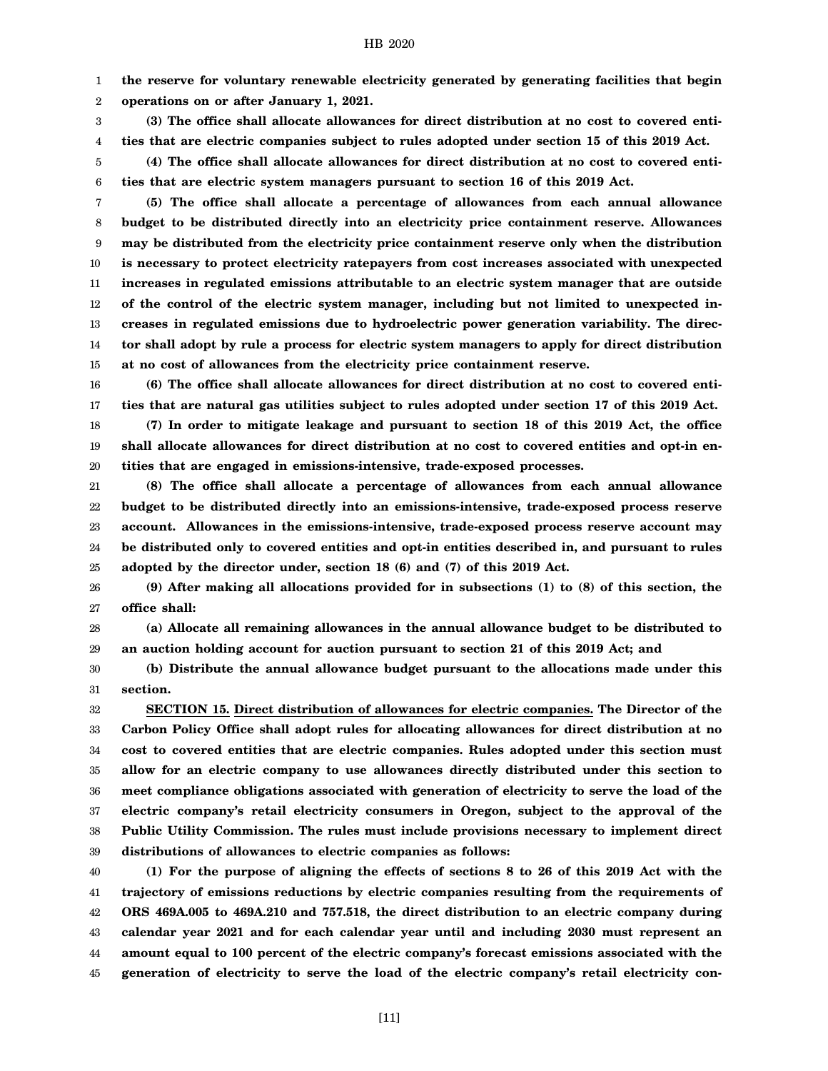**the reserve for voluntary renewable electricity generated by generating facilities that begin operations on or after January 1, 2021.**

**(3) The office shall allocate allowances for direct distribution at no cost to covered entities that are electric companies subject to rules adopted under section 15 of this 2019 Act.**

**(4) The office shall allocate allowances for direct distribution at no cost to covered entities that are electric system managers pursuant to section 16 of this 2019 Act.**

**(5) The office shall allocate a percentage of allowances from each annual allowance budget to be distributed directly into an electricity price containment reserve. Allowances may be distributed from the electricity price containment reserve only when the distribution is necessary to protect electricity ratepayers from cost increases associated with unexpected increases in regulated emissions attributable to an electric system manager that are outside of the control of the electric system manager, including but not limited to unexpected increases in regulated emissions due to hydroelectric power generation variability. The director shall adopt by rule a process for electric system managers to apply for direct distribution at no cost of allowances from the electricity price containment reserve.**

**(6) The office shall allocate allowances for direct distribution at no cost to covered entities that are natural gas utilities subject to rules adopted under section 17 of this 2019 Act.**

**(7) In order to mitigate leakage and pursuant to section 18 of this 2019 Act, the office shall allocate allowances for direct distribution at no cost to covered entities and opt-in entities that are engaged in emissions-intensive, trade-exposed processes.**

**(8) The office shall allocate a percentage of allowances from each annual allowance budget to be distributed directly into an emissions-intensive, trade-exposed process reserve account. Allowances in the emissions-intensive, trade-exposed process reserve account may be distributed only to covered entities and opt-in entities described in, and pursuant to rules adopted by the director under, section 18 (6) and (7) of this 2019 Act.**

**(9) After making all allocations provided for in subsections (1) to (8) of this section, the office shall:**

**(a) Allocate all remaining allowances in the annual allowance budget to be distributed to an auction holding account for auction pursuant to section 21 of this 2019 Act; and**

**(b) Distribute the annual allowance budget pursuant to the allocations made under this section.**

**SECTION 15. Direct distribution of allowances for electric companies. The Director of the Carbon Policy Office shall adopt rules for allocating allowances for direct distribution at no cost to covered entities that are electric companies. Rules adopted under this section must allow for an electric company to use allowances directly distributed under this section to meet compliance obligations associated with generation of electricity to serve the load of the electric company's retail electricity consumers in Oregon, subject to the approval of the Public Utility Commission. The rules must include provisions necessary to implement direct distributions of allowances to electric companies as follows:**

**(1) For the purpose of aligning the effects of sections 8 to 26 of this 2019 Act with the trajectory of emissions reductions by electric companies resulting from the requirements of ORS 469A.005 to 469A.210 and 757.518, the direct distribution to an electric company during calendar year 2021 and for each calendar year until and including 2030 must represent an amount equal to 100 percent of the electric company's forecast emissions associated with the generation of electricity to serve the load of the electric company's retail electricity con-**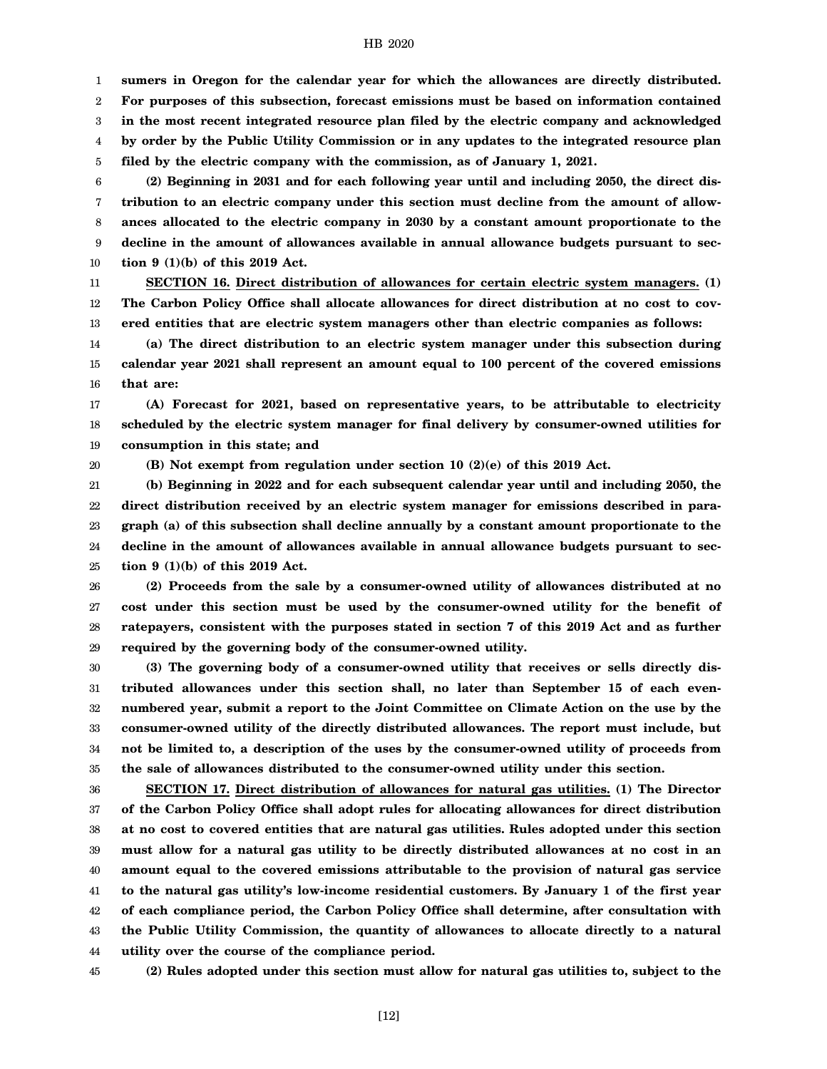**sumers in Oregon for the calendar year for which the allowances are directly distributed. For purposes of this subsection, forecast emissions must be based on information contained in the most recent integrated resource plan filed by the electric company and acknowledged by order by the Public Utility Commission or in any updates to the integrated resource plan filed by the electric company with the commission, as of January 1, 2021.**

**(2) Beginning in 2031 and for each following year until and including 2050, the direct distribution to an electric company under this section must decline from the amount of allowances allocated to the electric company in 2030 by a constant amount proportionate to the decline in the amount of allowances available in annual allowance budgets pursuant to section 9 (1)(b) of this 2019 Act.**

**SECTION 16.** **Direct distribution of allowances for certain electric system managers.** **(1) The Carbon Policy Office shall allocate allowances for direct distribution at no cost to covered entities that are electric system managers other than electric companies as follows:**

**(a) The direct distribution to an electric system manager under this subsection during calendar year 2021 shall represent an amount equal to 100 percent of the covered emissions that are:**

**(A) Forecast for 2021, based on representative years, to be attributable to electricity scheduled by the electric system manager for final delivery by consumer-owned utilities for consumption in this state; and**

**(B) Not exempt from regulation under section 10 (2)(e) of this 2019 Act.**

**(b) Beginning in 2022 and for each subsequent calendar year until and including 2050, the direct distribution received by an electric system manager for emissions described in paragraph (a) of this subsection shall decline annually by a constant amount proportionate to the decline in the amount of allowances available in annual allowance budgets pursuant to section 9 (1)(b) of this 2019 Act.**

**(2) Proceeds from the sale by a consumer-owned utility of allowances distributed at no cost under this section must be used by the consumer-owned utility for the benefit of ratepayers, consistent with the purposes stated in section 7 of this 2019 Act and as further required by the governing body of the consumer-owned utility.**

**(3) The governing body of a consumer-owned utility that receives or sells directly distributed allowances under this section shall, no later than September 15 of each even-numbered year, submit a report to the Joint Committee on Climate Action on the use by the consumer-owned utility of the directly distributed allowances. The report must include, but not be limited to, a description of the uses by the consumer-owned utility of proceeds from the sale of allowances distributed to the consumer-owned utility under this section.**

**SECTION 17.** **Direct distribution of allowances for natural gas utilities.** **(1) The Director of the Carbon Policy Office shall adopt rules for allocating allowances for direct distribution at no cost to covered entities that are natural gas utilities. Rules adopted under this section must allow for a natural gas utility to be directly distributed allowances at no cost in an amount equal to the covered emissions attributable to the provision of natural gas service to the natural gas utility's low-income residential customers. By January 1 of the first year of each compliance period, the Carbon Policy Office shall determine, after consultation with the Public Utility Commission, the quantity of allowances to allocate directly to a natural utility over the course of the compliance period.**

**(2) Rules adopted under this section must allow for natural gas utilities to, subject to the**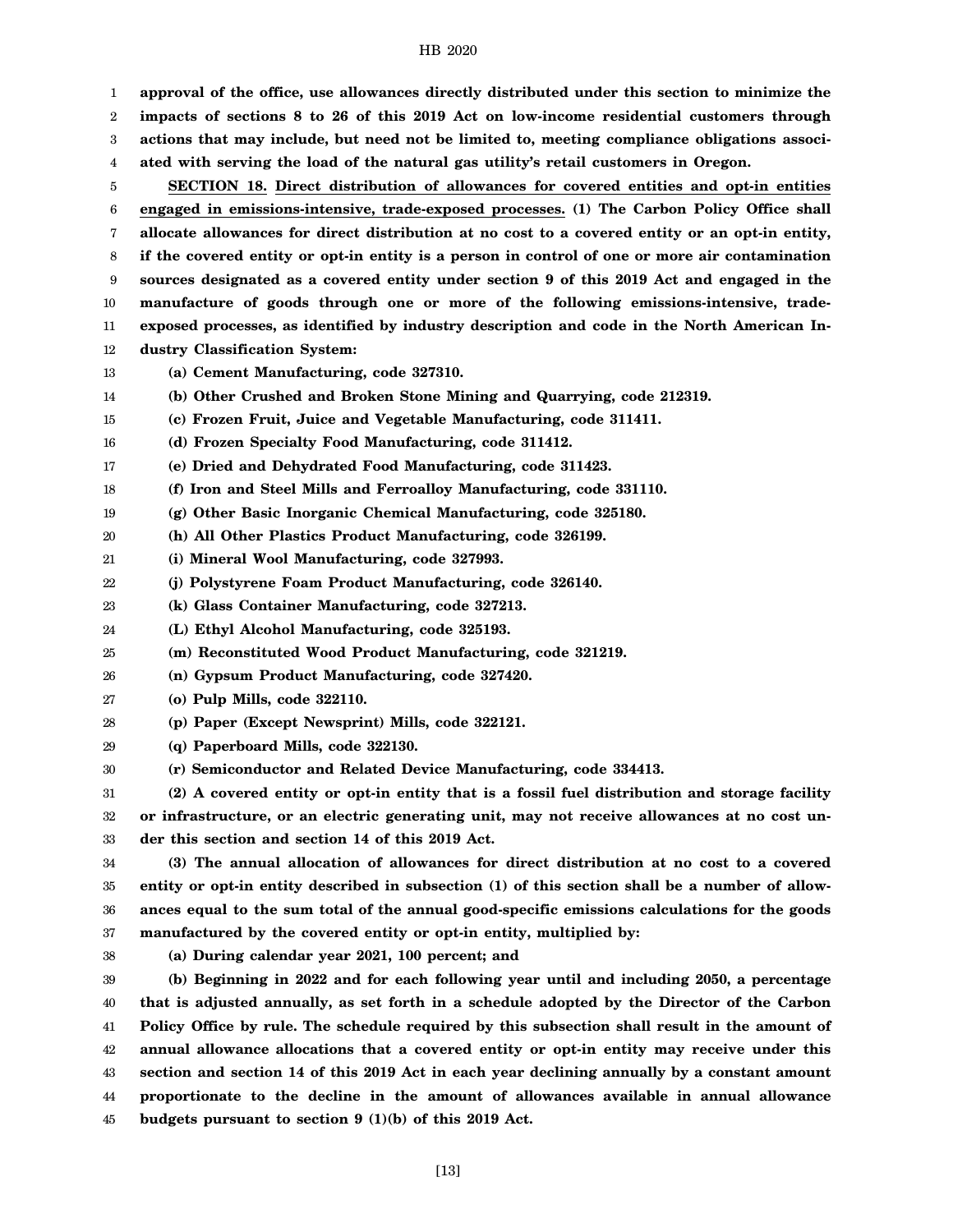**approval of the office, use allowances directly distributed under this section to minimize the impacts of sections 8 to 26 of this 2019 Act on low-income residential customers through actions that may include, but need not be limited to, meeting compliance obligations associated with serving the load of the natural gas utility's retail customers in Oregon.**

**SECTION 18.** **Direct distribution of allowances for covered entities and opt-in entities engaged in emissions-intensive, trade-exposed processes.** **(1) The Carbon Policy Office shall allocate allowances for direct distribution at no cost to a covered entity or an opt-in entity, if the covered entity or opt-in entity is a person in control of one or more air contamination sources designated as a covered entity under section 9 of this 2019 Act and engaged in the manufacture of goods through one or more of the following emissions-intensive, trade-exposed processes, as identified by industry description and code in the North American Industry Classification System:**

**(a) Cement Manufacturing, code 327310.**

**(b) Other Crushed and Broken Stone Mining and Quarrying, code 212319.**

**(c) Frozen Fruit, Juice and Vegetable Manufacturing, code 311411.**

**(d) Frozen Specialty Food Manufacturing, code 311412.**

**(e) Dried and Dehydrated Food Manufacturing, code 311423.**

**(f) Iron and Steel Mills and Ferroalloy Manufacturing, code 331110.**

**(g) Other Basic Inorganic Chemical Manufacturing, code 325180.**

**(h) All Other Plastics Product Manufacturing, code 326199.**

**(i) Mineral Wool Manufacturing, code 327993.**

**(j) Polystyrene Foam Product Manufacturing, code 326140.**

**(k) Glass Container Manufacturing, code 327213.**

**(L) Ethyl Alcohol Manufacturing, code 325193.**

**(m) Reconstituted Wood Product Manufacturing, code 321219.**

**(n) Gypsum Product Manufacturing, code 327420.**

**(o) Pulp Mills, code 322110.**

**(p) Paper (Except Newsprint) Mills, code 322121.**

**(q) Paperboard Mills, code 322130.**

**(r) Semiconductor and Related Device Manufacturing, code 334413.**

**(2) A covered entity or opt-in entity that is a fossil fuel distribution and storage facility or infrastructure, or an electric generating unit, may not receive allowances at no cost under this section and section 14 of this 2019 Act.**

**(3) The annual allocation of allowances for direct distribution at no cost to a covered entity or opt-in entity described in subsection (1) of this section shall be a number of allowances equal to the sum total of the annual good-specific emissions calculations for the goods manufactured by the covered entity or opt-in entity, multiplied by:**

**(a) During calendar year 2021, 100 percent; and**

**(b) Beginning in 2022 and for each following year until and including 2050, a percentage that is adjusted annually, as set forth in a schedule adopted by the Director of the Carbon Policy Office by rule. The schedule required by this subsection shall result in the amount of annual allowance allocations that a covered entity or opt-in entity may receive under this section and section 14 of this 2019 Act in each year declining annually by a constant amount proportionate to the decline in the amount of allowances available in annual allowance budgets pursuant to section 9 (1)(b) of this 2019 Act.**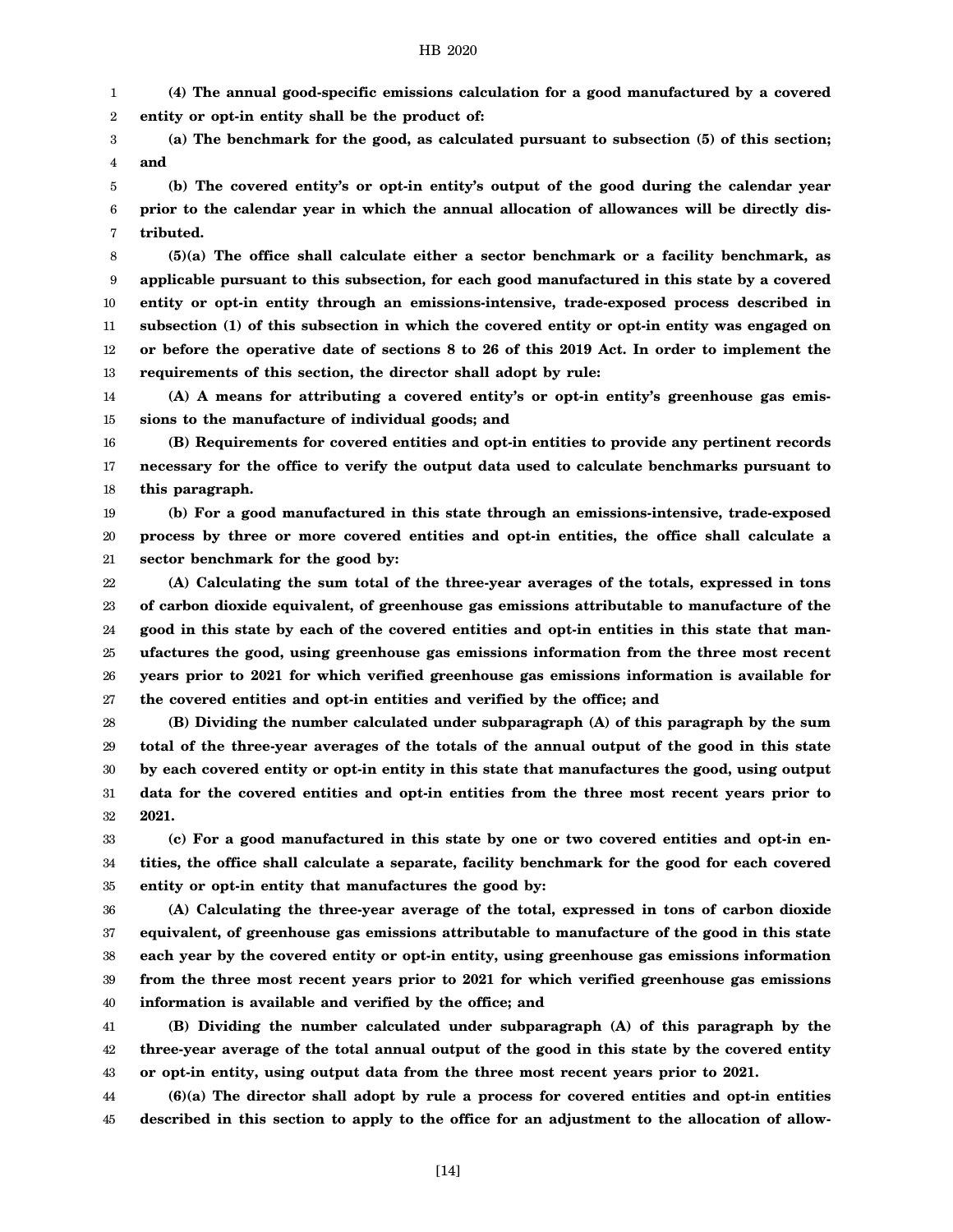**(4) The annual good-specific emissions calculation for a good manufactured by a covered entity or opt-in entity shall be the product of:**

**(a) The benchmark for the good, as calculated pursuant to subsection (5) of this section; and**

**(b) The covered entity's or opt-in entity's output of the good during the calendar year prior to the calendar year in which the annual allocation of allowances will be directly distributed.**

**(5)(a) The office shall calculate either a sector benchmark or a facility benchmark, as applicable pursuant to this subsection, for each good manufactured in this state by a covered entity or opt-in entity through an emissions-intensive, trade-exposed process described in subsection (1) of this subsection in which the covered entity or opt-in entity was engaged on or before the operative date of sections 8 to 26 of this 2019 Act. In order to implement the requirements of this section, the director shall adopt by rule:**

**(A) A means for attributing a covered entity's or opt-in entity's greenhouse gas emissions to the manufacture of individual goods; and**

**(B) Requirements for covered entities and opt-in entities to provide any pertinent records necessary for the office to verify the output data used to calculate benchmarks pursuant to this paragraph.**

**(b) For a good manufactured in this state through an emissions-intensive, trade-exposed process by three or more covered entities and opt-in entities, the office shall calculate a sector benchmark for the good by:**

**(A) Calculating the sum total of the three-year averages of the totals, expressed in tons of carbon dioxide equivalent, of greenhouse gas emissions attributable to manufacture of the good in this state by each of the covered entities and opt-in entities in this state that manufactures the good, using greenhouse gas emissions information from the three most recent years prior to 2021 for which verified greenhouse gas emissions information is available for the covered entities and opt-in entities and verified by the office; and**

**(B) Dividing the number calculated under subparagraph (A) of this paragraph by the sum total of the three-year averages of the totals of the annual output of the good in this state by each covered entity or opt-in entity in this state that manufactures the good, using output data for the covered entities and opt-in entities from the three most recent years prior to 2021.**

**(c) For a good manufactured in this state by one or two covered entities and opt-in entities, the office shall calculate a separate, facility benchmark for the good for each covered entity or opt-in entity that manufactures the good by:**

**(A) Calculating the three-year average of the total, expressed in tons of carbon dioxide equivalent, of greenhouse gas emissions attributable to manufacture of the good in this state each year by the covered entity or opt-in entity, using greenhouse gas emissions information from the three most recent years prior to 2021 for which verified greenhouse gas emissions information is available and verified by the office; and**

**(B) Dividing the number calculated under subparagraph (A) of this paragraph by the three-year average of the total annual output of the good in this state by the covered entity or opt-in entity, using output data from the three most recent years prior to 2021.**

**(6)(a) The director shall adopt by rule a process for covered entities and opt-in entities described in this section to apply to the office for an adjustment to the allocation of allow-**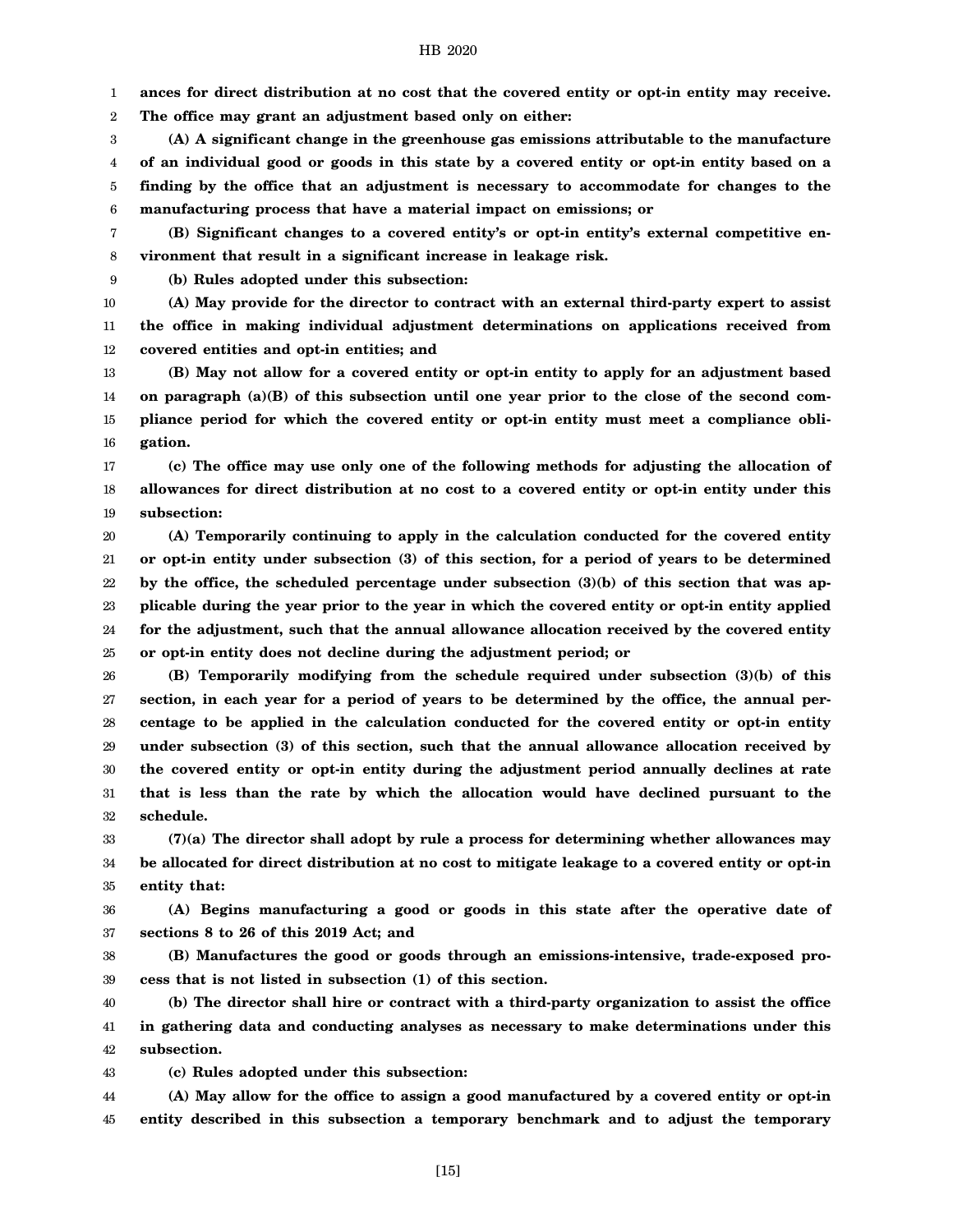**ances for direct distribution at no cost that the covered entity or opt-in entity may receive. The office may grant an adjustment based only on either:**

**(A) A significant change in the greenhouse gas emissions attributable to the manufacture of an individual good or goods in this state by a covered entity or opt-in entity based on a finding by the office that an adjustment is necessary to accommodate for changes to the manufacturing process that have a material impact on emissions; or**

**(B) Significant changes to a covered entity's or opt-in entity's external competitive environment that result in a significant increase in leakage risk.**

**(b) Rules adopted under this subsection:**

**(A) May provide for the director to contract with an external third-party expert to assist the office in making individual adjustment determinations on applications received from covered entities and opt-in entities; and**

**(B) May not allow for a covered entity or opt-in entity to apply for an adjustment based on paragraph (a)(B) of this subsection until one year prior to the close of the second compliance period for which the covered entity or opt-in entity must meet a compliance obligation.**

**(c) The office may use only one of the following methods for adjusting the allocation of allowances for direct distribution at no cost to a covered entity or opt-in entity under this subsection:**

**(A) Temporarily continuing to apply in the calculation conducted for the covered entity or opt-in entity under subsection (3) of this section, for a period of years to be determined by the office, the scheduled percentage under subsection (3)(b) of this section that was applicable during the year prior to the year in which the covered entity or opt-in entity applied for the adjustment, such that the annual allowance allocation received by the covered entity or opt-in entity does not decline during the adjustment period; or**

**(B) Temporarily modifying from the schedule required under subsection (3)(b) of this section, in each year for a period of years to be determined by the office, the annual percentage to be applied in the calculation conducted for the covered entity or opt-in entity under subsection (3) of this section, such that the annual allowance allocation received by the covered entity or opt-in entity during the adjustment period annually declines at rate that is less than the rate by which the allocation would have declined pursuant to the schedule.**

**(7)(a) The director shall adopt by rule a process for determining whether allowances may be allocated for direct distribution at no cost to mitigate leakage to a covered entity or opt-in entity that:**

**(A) Begins manufacturing a good or goods in this state after the operative date of sections 8 to 26 of this 2019 Act; and**

**(B) Manufactures the good or goods through an emissions-intensive, trade-exposed process that is not listed in subsection (1) of this section.**

**(b) The director shall hire or contract with a third-party organization to assist the office in gathering data and conducting analyses as necessary to make determinations under this subsection.**

**(c) Rules adopted under this subsection:**

**(A) May allow for the office to assign a good manufactured by a covered entity or opt-in entity described in this subsection a temporary benchmark and to adjust the temporary**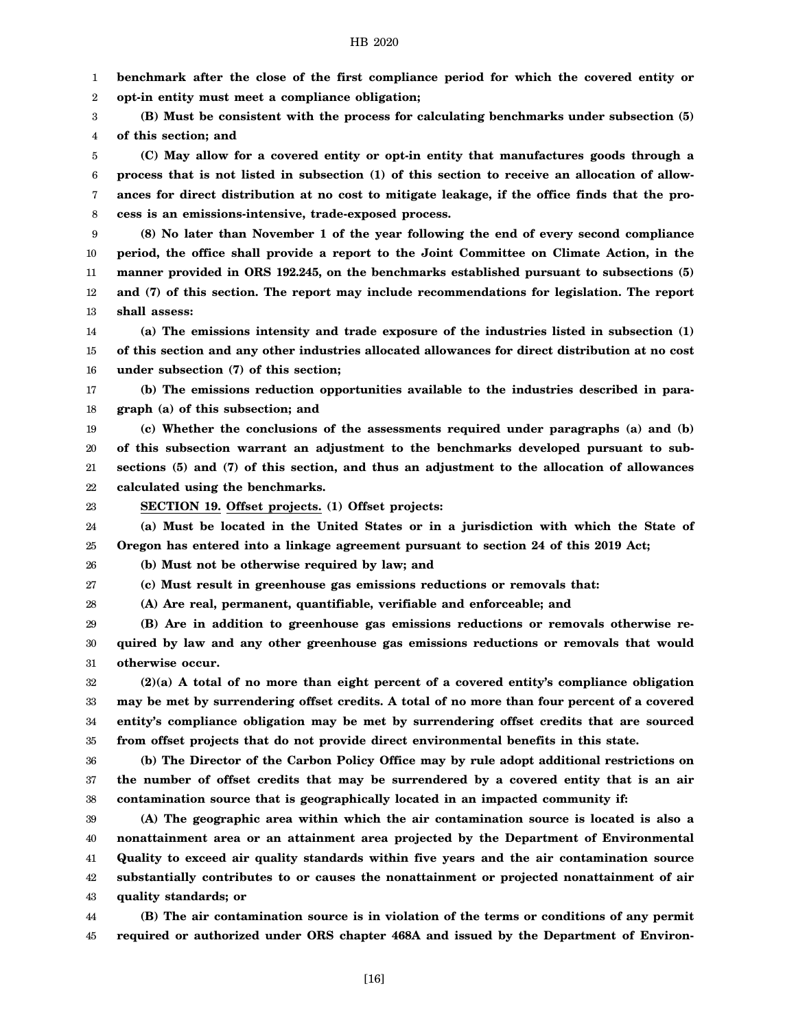**benchmark after the close of the first compliance period for which the covered entity or opt-in entity must meet a compliance obligation;**

**(B) Must be consistent with the process for calculating benchmarks under subsection (5) of this section; and**

**(C) May allow for a covered entity or opt-in entity that manufactures goods through a process that is not listed in subsection (1) of this section to receive an allocation of allowances for direct distribution at no cost to mitigate leakage, if the office finds that the process is an emissions-intensive, trade-exposed process.**

**(8) No later than November 1 of the year following the end of every second compliance period, the office shall provide a report to the Joint Committee on Climate Action, in the manner provided in ORS 192.245, on the benchmarks established pursuant to subsections (5) and (7) of this section. The report may include recommendations for legislation. The report shall assess:**

**(a) The emissions intensity and trade exposure of the industries listed in subsection (1) of this section and any other industries allocated allowances for direct distribution at no cost under subsection (7) of this section;**

**(b) The emissions reduction opportunities available to the industries described in paragraph (a) of this subsection; and**

**(c) Whether the conclusions of the assessments required under paragraphs (a) and (b) of this subsection warrant an adjustment to the benchmarks developed pursuant to subsections (5) and (7) of this section, and thus an adjustment to the allocation of allowances calculated using the benchmarks.**

**SECTION 19.** **Offset projects. (1) Offset projects:**

**(a) Must be located in the United States or in a jurisdiction with which the State of Oregon has entered into a linkage agreement pursuant to section 24 of this 2019 Act;**

**(b) Must not be otherwise required by law; and**

**(c) Must result in greenhouse gas emissions reductions or removals that:**

**(A) Are real, permanent, quantifiable, verifiable and enforceable; and**

**(B) Are in addition to greenhouse gas emissions reductions or removals otherwise required by law and any other greenhouse gas emissions reductions or removals that would otherwise occur.**

**(2)(a) A total of no more than eight percent of a covered entity's compliance obligation may be met by surrendering offset credits. A total of no more than four percent of a covered entity's compliance obligation may be met by surrendering offset credits that are sourced from offset projects that do not provide direct environmental benefits in this state.**

**(b) The Director of the Carbon Policy Office may by rule adopt additional restrictions on the number of offset credits that may be surrendered by a covered entity that is an air contamination source that is geographically located in an impacted community if:**

**(A) The geographic area within which the air contamination source is located is also a nonattainment area or an attainment area projected by the Department of Environmental Quality to exceed air quality standards within five years and the air contamination source substantially contributes to or causes the nonattainment or projected nonattainment of air quality standards; or**

**(B) The air contamination source is in violation of the terms or conditions of any permit required or authorized under ORS chapter 468A and issued by the Department of Environ-**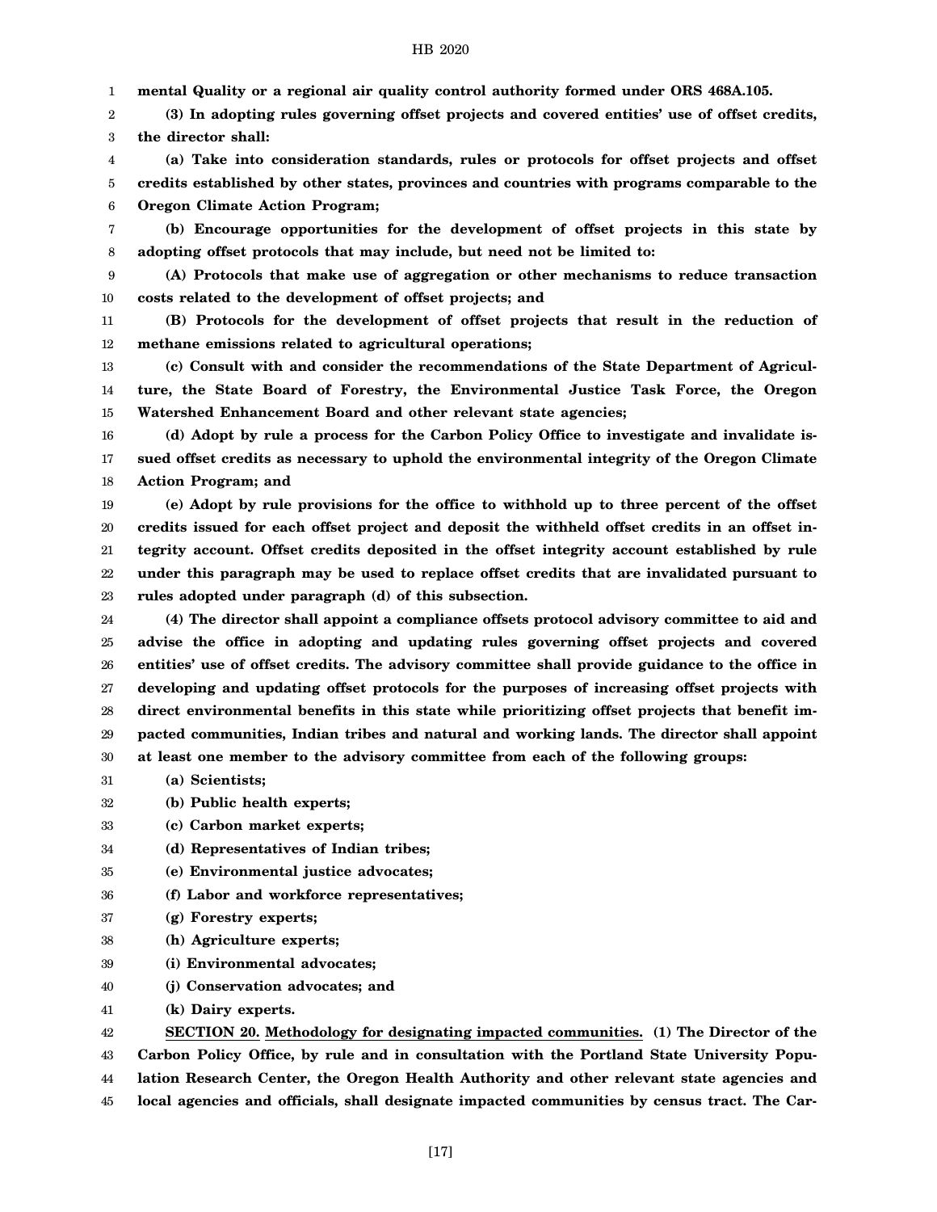**mental Quality or a regional air quality control authority formed under ORS 468A.105.**

**(3) In adopting rules governing offset projects and covered entities' use of offset credits, the director shall:**

**(a) Take into consideration standards, rules or protocols for offset projects and offset credits established by other states, provinces and countries with programs comparable to the Oregon Climate Action Program;**

**(b) Encourage opportunities for the development of offset projects in this state by adopting offset protocols that may include, but need not be limited to:**

**(A) Protocols that make use of aggregation or other mechanisms to reduce transaction costs related to the development of offset projects; and**

**(B) Protocols for the development of offset projects that result in the reduction of methane emissions related to agricultural operations;**

**(c) Consult with and consider the recommendations of the State Department of Agriculture, the State Board of Forestry, the Environmental Justice Task Force, the Oregon Watershed Enhancement Board and other relevant state agencies;**

**(d) Adopt by rule a process for the Carbon Policy Office to investigate and invalidate issued offset credits as necessary to uphold the environmental integrity of the Oregon Climate Action Program; and**

**(e) Adopt by rule provisions for the office to withhold up to three percent of the offset credits issued for each offset project and deposit the withheld offset credits in an offset integrity account. Offset credits deposited in the offset integrity account established by rule under this paragraph may be used to replace offset credits that are invalidated pursuant to rules adopted under paragraph (d) of this subsection.**

**(4) The director shall appoint a compliance offsets protocol advisory committee to aid and advise the office in adopting and updating rules governing offset projects and covered entities' use of offset credits. The advisory committee shall provide guidance to the office in developing and updating offset protocols for the purposes of increasing offset projects with direct environmental benefits in this state while prioritizing offset projects that benefit impacted communities, Indian tribes and natural and working lands. The director shall appoint at least one member to the advisory committee from each of the following groups:**

**(a) Scientists;**

**(b) Public health experts;**

**(c) Carbon market experts;**

**(d) Representatives of Indian tribes;**

**(e) Environmental justice advocates;**

**(f) Labor and workforce representatives;**

**(g) Forestry experts;**

**(h) Agriculture experts;**

**(i) Environmental advocates;**

**(j) Conservation advocates; and**

**(k) Dairy experts.**

**SECTION 20. Methodology for designating impacted communities. (1) The Director of the Carbon Policy Office, by rule and in consultation with the Portland State University Population Research Center, the Oregon Health Authority and other relevant state agencies and local agencies and officials, shall designate impacted communities by census tract. The Car-**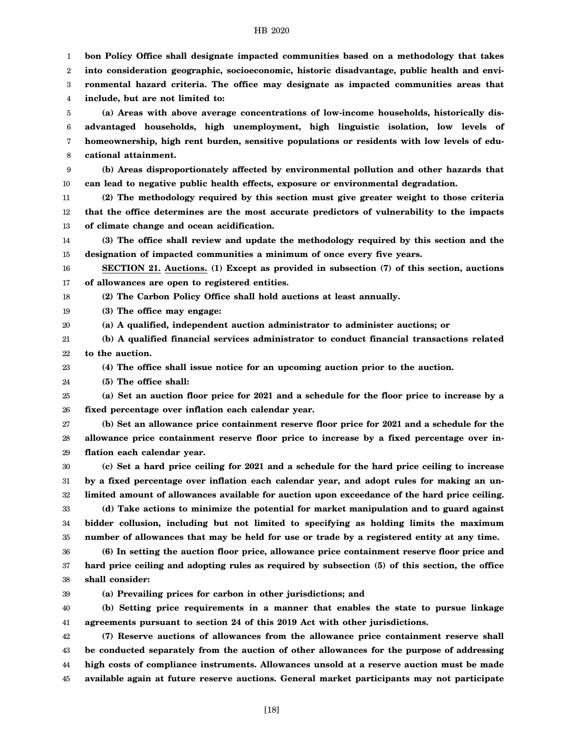**bon Policy Office shall designate impacted communities based on a methodology that takes into consideration geographic, socioeconomic, historic disadvantage, public health and environmental hazard criteria. The office may designate as impacted communities areas that include, but are not limited to:**

**(a) Areas with above average concentrations of low-income households, historically disadvantaged households, high unemployment, high linguistic isolation, low levels of homeownership, high rent burden, sensitive populations or residents with low levels of educational attainment.**

**(b) Areas disproportionately affected by environmental pollution and other hazards that can lead to negative public health effects, exposure or environmental degradation.**

**(2) The methodology required by this section must give greater weight to those criteria that the office determines are the most accurate predictors of vulnerability to the impacts of climate change and ocean acidification.**

**(3) The office shall review and update the methodology required by this section and the designation of impacted communities a minimum of once every five years.**

**SECTION 21. Auctions. (1) Except as provided in subsection (7) of this section, auctions of allowances are open to registered entities.**

**(2) The Carbon Policy Office shall hold auctions at least annually.**

**(3) The office may engage:**

**(a) A qualified, independent auction administrator to administer auctions; or**

**(b) A qualified financial services administrator to conduct financial transactions related to the auction.**

**(4) The office shall issue notice for an upcoming auction prior to the auction.**

**(5) The office shall:**

**(a) Set an auction floor price for 2021 and a schedule for the floor price to increase by a fixed percentage over inflation each calendar year.**

**(b) Set an allowance price containment reserve floor price for 2021 and a schedule for the allowance price containment reserve floor price to increase by a fixed percentage over inflation each calendar year.**

**(c) Set a hard price ceiling for 2021 and a schedule for the hard price ceiling to increase by a fixed percentage over inflation each calendar year, and adopt rules for making an unlimited amount of allowances available for auction upon exceedance of the hard price ceiling.**

**(d) Take actions to minimize the potential for market manipulation and to guard against bidder collusion, including but not limited to specifying as holding limits the maximum number of allowances that may be held for use or trade by a registered entity at any time.**

**(6) In setting the auction floor price, allowance price containment reserve floor price and hard price ceiling and adopting rules as required by subsection (5) of this section, the office shall consider:**

**(a) Prevailing prices for carbon in other jurisdictions; and**

**(b) Setting price requirements in a manner that enables the state to pursue linkage agreements pursuant to section 24 of this 2019 Act with other jurisdictions.**

**(7) Reserve auctions of allowances from the allowance price containment reserve shall be conducted separately from the auction of other allowances for the purpose of addressing high costs of compliance instruments. Allowances unsold at a reserve auction must be made available again at future reserve auctions. General market participants may not participate**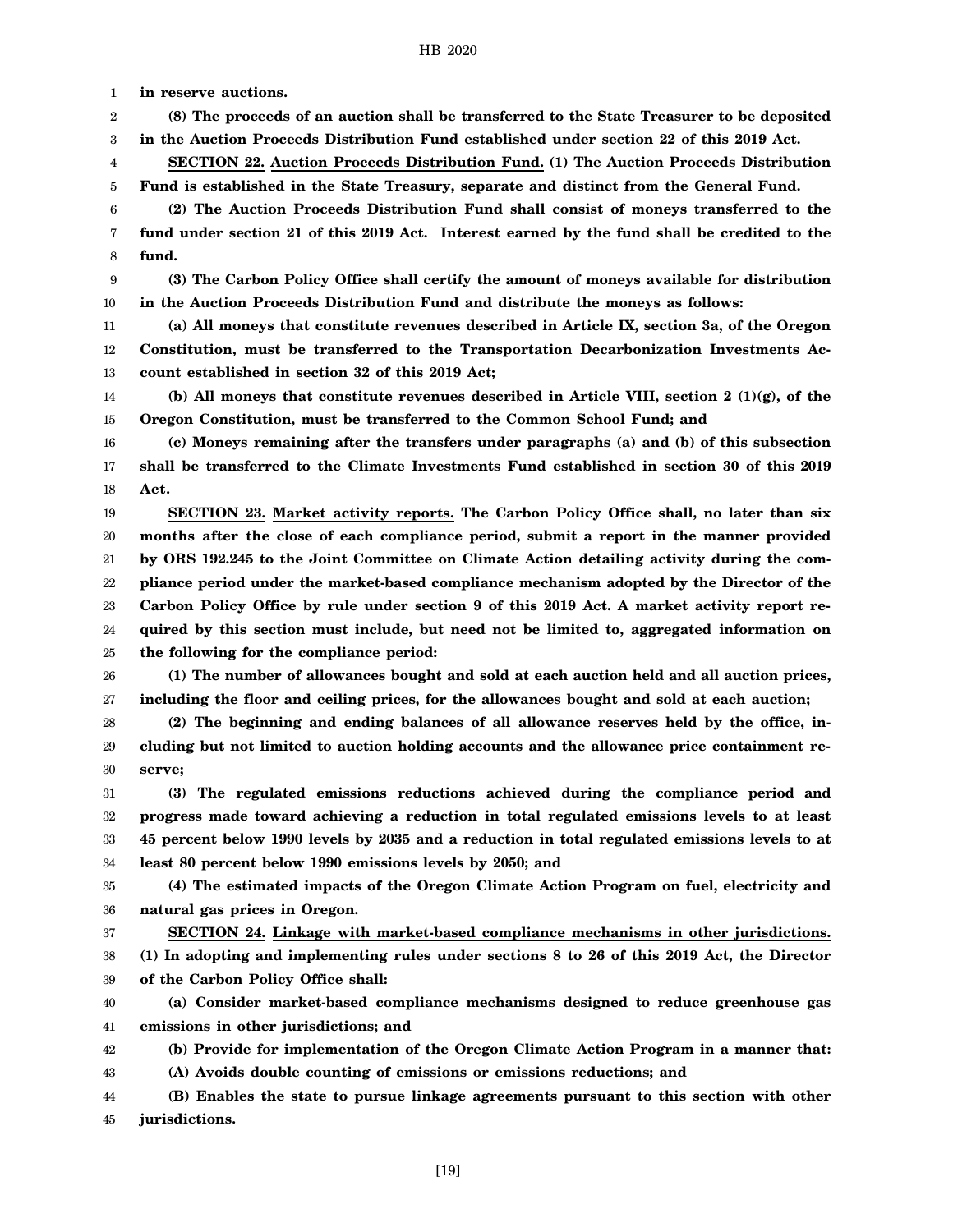**in reserve auctions.**

**(8) The proceeds of an auction shall be transferred to the State Treasurer to be deposited in the Auction Proceeds Distribution Fund established under section 22 of this 2019 Act.**

**SECTION 22.** **Auction Proceeds Distribution Fund.** **(1) The Auction Proceeds Distribution Fund is established in the State Treasury, separate and distinct from the General Fund.**

**(2) The Auction Proceeds Distribution Fund shall consist of moneys transferred to the fund under section 21 of this 2019 Act. Interest earned by the fund shall be credited to the fund.**

**(3) The Carbon Policy Office shall certify the amount of moneys available for distribution in the Auction Proceeds Distribution Fund and distribute the moneys as follows:**

**(a) All moneys that constitute revenues described in Article IX, section 3a, of the Oregon Constitution, must be transferred to the Transportation Decarbonization Investments Account established in section 32 of this 2019 Act;**

**(b) All moneys that constitute revenues described in Article VIII, section 2 (1)(g), of the Oregon Constitution, must be transferred to the Common School Fund; and**

**(c) Moneys remaining after the transfers under paragraphs (a) and (b) of this subsection shall be transferred to the Climate Investments Fund established in section 30 of this 2019 Act.**

**SECTION 23.** **Market activity reports.** **The Carbon Policy Office shall, no later than six months after the close of each compliance period, submit a report in the manner provided by ORS 192.245 to the Joint Committee on Climate Action detailing activity during the compliance period under the market-based compliance mechanism adopted by the Director of the Carbon Policy Office by rule under section 9 of this 2019 Act. A market activity report required by this section must include, but need not be limited to, aggregated information on the following for the compliance period:**

**(1) The number of allowances bought and sold at each auction held and all auction prices, including the floor and ceiling prices, for the allowances bought and sold at each auction;**

**(2) The beginning and ending balances of all allowance reserves held by the office, including but not limited to auction holding accounts and the allowance price containment reserve;**

**(3) The regulated emissions reductions achieved during the compliance period and progress made toward achieving a reduction in total regulated emissions levels to at least 45 percent below 1990 levels by 2035 and a reduction in total regulated emissions levels to at least 80 percent below 1990 emissions levels by 2050; and**

**(4) The estimated impacts of the Oregon Climate Action Program on fuel, electricity and natural gas prices in Oregon.**

**SECTION 24.** **Linkage with market-based compliance mechanisms in other jurisdictions.** **(1) In adopting and implementing rules under sections 8 to 26 of this 2019 Act, the Director of the Carbon Policy Office shall:**

**(a) Consider market-based compliance mechanisms designed to reduce greenhouse gas emissions in other jurisdictions; and**

**(b) Provide for implementation of the Oregon Climate Action Program in a manner that:**

**(A) Avoids double counting of emissions or emissions reductions; and**

**(B) Enables the state to pursue linkage agreements pursuant to this section with other jurisdictions.**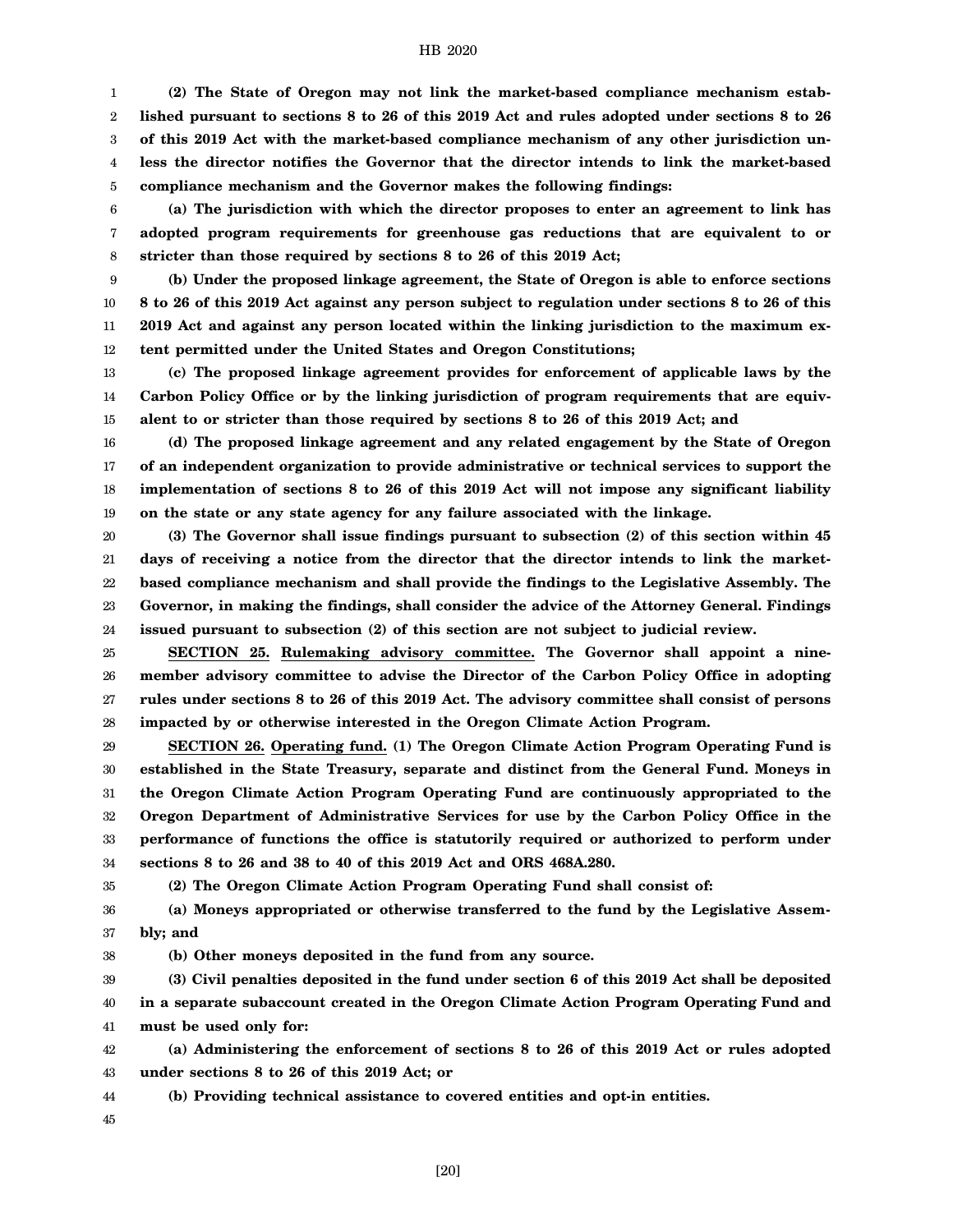**(2) The State of Oregon may not link the market-based compliance mechanism established pursuant to sections 8 to 26 of this 2019 Act and rules adopted under sections 8 to 26 of this 2019 Act with the market-based compliance mechanism of any other jurisdiction unless the director notifies the Governor that the director intends to link the market-based compliance mechanism and the Governor makes the following findings:**

**(a) The jurisdiction with which the director proposes to enter an agreement to link has adopted program requirements for greenhouse gas reductions that are equivalent to or stricter than those required by sections 8 to 26 of this 2019 Act;**

**(b) Under the proposed linkage agreement, the State of Oregon is able to enforce sections 8 to 26 of this 2019 Act against any person subject to regulation under sections 8 to 26 of this 2019 Act and against any person located within the linking jurisdiction to the maximum extent permitted under the United States and Oregon Constitutions;**

**(c) The proposed linkage agreement provides for enforcement of applicable laws by the Carbon Policy Office or by the linking jurisdiction of program requirements that are equivalent to or stricter than those required by sections 8 to 26 of this 2019 Act; and**

**(d) The proposed linkage agreement and any related engagement by the State of Oregon of an independent organization to provide administrative or technical services to support the implementation of sections 8 to 26 of this 2019 Act will not impose any significant liability on the state or any state agency for any failure associated with the linkage.**

**(3) The Governor shall issue findings pursuant to subsection (2) of this section within 45 days of receiving a notice from the director that the director intends to link the market-based compliance mechanism and shall provide the findings to the Legislative Assembly. The Governor, in making the findings, shall consider the advice of the Attorney General. Findings issued pursuant to subsection (2) of this section are not subject to judicial review.**

**SECTION 25. Rulemaking advisory committee. The Governor shall appoint a nine-member advisory committee to advise the Director of the Carbon Policy Office in adopting rules under sections 8 to 26 of this 2019 Act. The advisory committee shall consist of persons impacted by or otherwise interested in the Oregon Climate Action Program.**

**SECTION 26. Operating fund. (1) The Oregon Climate Action Program Operating Fund is established in the State Treasury, separate and distinct from the General Fund. Moneys in the Oregon Climate Action Program Operating Fund are continuously appropriated to the Oregon Department of Administrative Services for use by the Carbon Policy Office in the performance of functions the office is statutorily required or authorized to perform under sections 8 to 26 and 38 to 40 of this 2019 Act and ORS 468A.280.**

**(2) The Oregon Climate Action Program Operating Fund shall consist of:**

**(a) Moneys appropriated or otherwise transferred to the fund by the Legislative Assembly; and**

**(b) Other moneys deposited in the fund from any source.**

**(3) Civil penalties deposited in the fund under section 6 of this 2019 Act shall be deposited in a separate subaccount created in the Oregon Climate Action Program Operating Fund and must be used only for:**

**(a) Administering the enforcement of sections 8 to 26 of this 2019 Act or rules adopted under sections 8 to 26 of this 2019 Act; or**

**(b) Providing technical assistance to covered entities and opt-in entities.**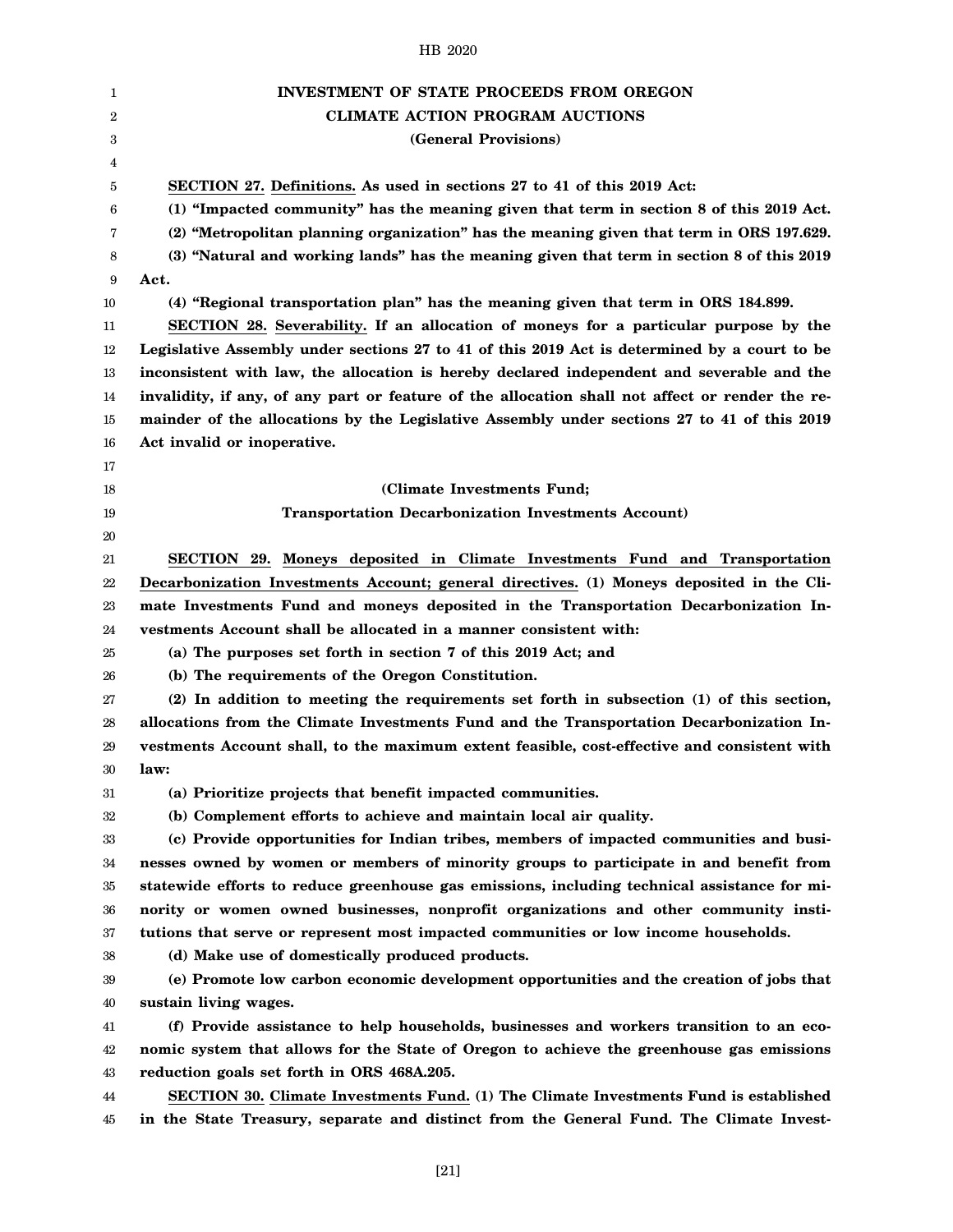## INVESTMENT OF STATE PROCEEDS FROM OREGON CLIMATE ACTION PROGRAM AUCTIONS

### (General Provisions)

**SECTION 27. Definitions. As used in sections 27 to 41 of this 2019 Act:**

**(1) "Impacted community" has the meaning given that term in section 8 of this 2019 Act.**

**(2) "Metropolitan planning organization" has the meaning given that term in ORS 197.629.**

**(3) "Natural and working lands" has the meaning given that term in section 8 of this 2019 Act.**

**(4) "Regional transportation plan" has the meaning given that term in ORS 184.899.**

**SECTION 28. Severability. If an allocation of moneys for a particular purpose by the Legislative Assembly under sections 27 to 41 of this 2019 Act is determined by a court to be inconsistent with law, the allocation is hereby declared independent and severable and the invalidity, if any, of any part or feature of the allocation shall not affect or render the remainder of the allocations by the Legislative Assembly under sections 27 to 41 of this 2019 Act invalid or inoperative.**

### (Climate Investments Fund; Transportation Decarbonization Investments Account)

**SECTION 29. Moneys deposited in Climate Investments Fund and Transportation Decarbonization Investments Account; general directives. (1) Moneys deposited in the Climate Investments Fund and moneys deposited in the Transportation Decarbonization Investments Account shall be allocated in a manner consistent with:**

**(a) The purposes set forth in section 7 of this 2019 Act; and**

**(b) The requirements of the Oregon Constitution.**

**(2) In addition to meeting the requirements set forth in subsection (1) of this section, allocations from the Climate Investments Fund and the Transportation Decarbonization Investments Account shall, to the maximum extent feasible, cost-effective and consistent with law:**

**(a) Prioritize projects that benefit impacted communities.**

**(b) Complement efforts to achieve and maintain local air quality.**

**(c) Provide opportunities for Indian tribes, members of impacted communities and businesses owned by women or members of minority groups to participate in and benefit from statewide efforts to reduce greenhouse gas emissions, including technical assistance for minority or women owned businesses, nonprofit organizations and other community institutions that serve or represent most impacted communities or low income households.**

**(d) Make use of domestically produced products.**

**(e) Promote low carbon economic development opportunities and the creation of jobs that sustain living wages.**

**(f) Provide assistance to help households, businesses and workers transition to an economic system that allows for the State of Oregon to achieve the greenhouse gas emissions reduction goals set forth in ORS 468A.205.**

**SECTION 30. Climate Investments Fund. (1) The Climate Investments Fund is established in the State Treasury, separate and distinct from the General Fund. The Climate Invest-**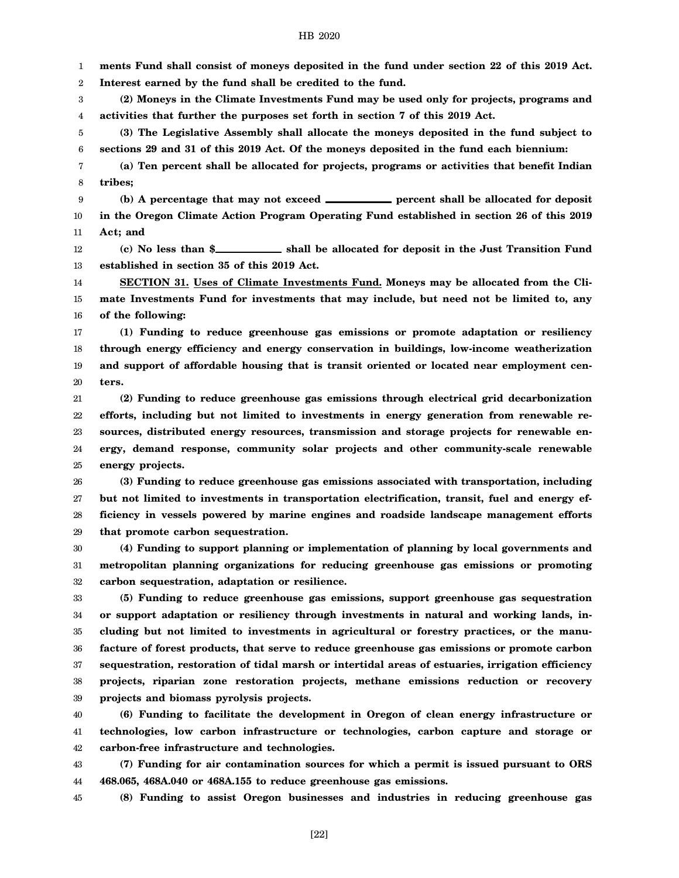**ments Fund shall consist of moneys deposited in the fund under section 22 of this 2019 Act. Interest earned by the fund shall be credited to the fund.**

**(2) Moneys in the Climate Investments Fund may be used only for projects, programs and activities that further the purposes set forth in section 7 of this 2019 Act.**

**(3) The Legislative Assembly shall allocate the moneys deposited in the fund subject to sections 29 and 31 of this 2019 Act. Of the moneys deposited in the fund each biennium:**

**(a) Ten percent shall be allocated for projects, programs or activities that benefit Indian tribes;**

**(b) A percentage that may not exceed \_\_\_\_\_\_\_\_\_\_ percent shall be allocated for deposit in the Oregon Climate Action Program Operating Fund established in section 26 of this 2019 Act; and**

**(c) No less than $\_\_\_\_\_\_\_\_\_\_ shall be allocated for deposit in the Just Transition Fund established in section 35 of this 2019 Act.**

**SECTION 31. Uses of Climate Investments Fund. Moneys may be allocated from the Climate Investments Fund for investments that may include, but need not be limited to, any of the following:**

**(1) Funding to reduce greenhouse gas emissions or promote adaptation or resiliency through energy efficiency and energy conservation in buildings, low-income weatherization and support of affordable housing that is transit oriented or located near employment centers.**

**(2) Funding to reduce greenhouse gas emissions through electrical grid decarbonization efforts, including but not limited to investments in energy generation from renewable resources, distributed energy resources, transmission and storage projects for renewable energy, demand response, community solar projects and other community-scale renewable energy projects.**

**(3) Funding to reduce greenhouse gas emissions associated with transportation, including but not limited to investments in transportation electrification, transit, fuel and energy efficiency in vessels powered by marine engines and roadside landscape management efforts that promote carbon sequestration.**

**(4) Funding to support planning or implementation of planning by local governments and metropolitan planning organizations for reducing greenhouse gas emissions or promoting carbon sequestration, adaptation or resilience.**

**(5) Funding to reduce greenhouse gas emissions, support greenhouse gas sequestration or support adaptation or resiliency through investments in natural and working lands, including but not limited to investments in agricultural or forestry practices, or the manufacture of forest products, that serve to reduce greenhouse gas emissions or promote carbon sequestration, restoration of tidal marsh or intertidal areas of estuaries, irrigation efficiency projects, riparian zone restoration projects, methane emissions reduction or recovery projects and biomass pyrolysis projects.**

**(6) Funding to facilitate the development in Oregon of clean energy infrastructure or technologies, low carbon infrastructure or technologies, carbon capture and storage or carbon-free infrastructure and technologies.**

**(7) Funding for air contamination sources for which a permit is issued pursuant to ORS 468.065, 468A.040 or 468A.155 to reduce greenhouse gas emissions.**

**(8) Funding to assist Oregon businesses and industries in reducing greenhouse gas**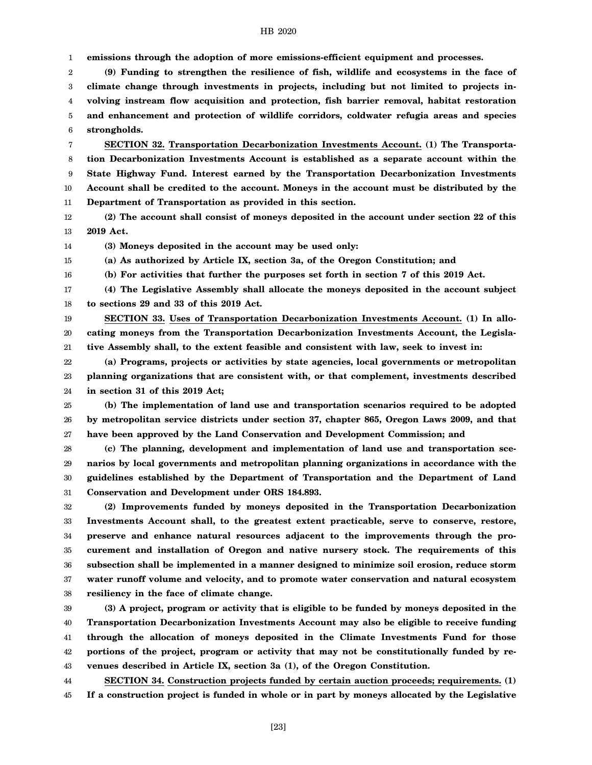**emissions through the adoption of more emissions-efficient equipment and processes.**

**(9) Funding to strengthen the resilience of fish, wildlife and ecosystems in the face of climate change through investments in projects, including but not limited to projects involving instream flow acquisition and protection, fish barrier removal, habitat restoration and enhancement and protection of wildlife corridors, coldwater refugia areas and species strongholds.**

**SECTION 32. Transportation Decarbonization Investments Account. (1) The Transportation Decarbonization Investments Account is established as a separate account within the State Highway Fund. Interest earned by the Transportation Decarbonization Investments Account shall be credited to the account. Moneys in the account must be distributed by the Department of Transportation as provided in this section.**

**(2) The account shall consist of moneys deposited in the account under section 22 of this 2019 Act.**

**(3) Moneys deposited in the account may be used only:**

**(a) As authorized by Article IX, section 3a, of the Oregon Constitution; and**

**(b) For activities that further the purposes set forth in section 7 of this 2019 Act.**

**(4) The Legislative Assembly shall allocate the moneys deposited in the account subject to sections 29 and 33 of this 2019 Act.**

**SECTION 33. Uses of Transportation Decarbonization Investments Account. (1) In allocating moneys from the Transportation Decarbonization Investments Account, the Legislative Assembly shall, to the extent feasible and consistent with law, seek to invest in:**

**(a) Programs, projects or activities by state agencies, local governments or metropolitan planning organizations that are consistent with, or that complement, investments described in section 31 of this 2019 Act;**

**(b) The implementation of land use and transportation scenarios required to be adopted by metropolitan service districts under section 37, chapter 865, Oregon Laws 2009, and that have been approved by the Land Conservation and Development Commission; and**

**(c) The planning, development and implementation of land use and transportation scenarios by local governments and metropolitan planning organizations in accordance with the guidelines established by the Department of Transportation and the Department of Land Conservation and Development under ORS 184.893.**

**(2) Improvements funded by moneys deposited in the Transportation Decarbonization Investments Account shall, to the greatest extent practicable, serve to conserve, restore, preserve and enhance natural resources adjacent to the improvements through the procurement and installation of Oregon and native nursery stock. The requirements of this subsection shall be implemented in a manner designed to minimize soil erosion, reduce storm water runoff volume and velocity, and to promote water conservation and natural ecosystem resiliency in the face of climate change.**

**(3) A project, program or activity that is eligible to be funded by moneys deposited in the Transportation Decarbonization Investments Account may also be eligible to receive funding through the allocation of moneys deposited in the Climate Investments Fund for those portions of the project, program or activity that may not be constitutionally funded by revenues described in Article IX, section 3a (1), of the Oregon Constitution.**

**SECTION 34. Construction projects funded by certain auction proceeds; requirements. (1) If a construction project is funded in whole or in part by moneys allocated by the Legislative**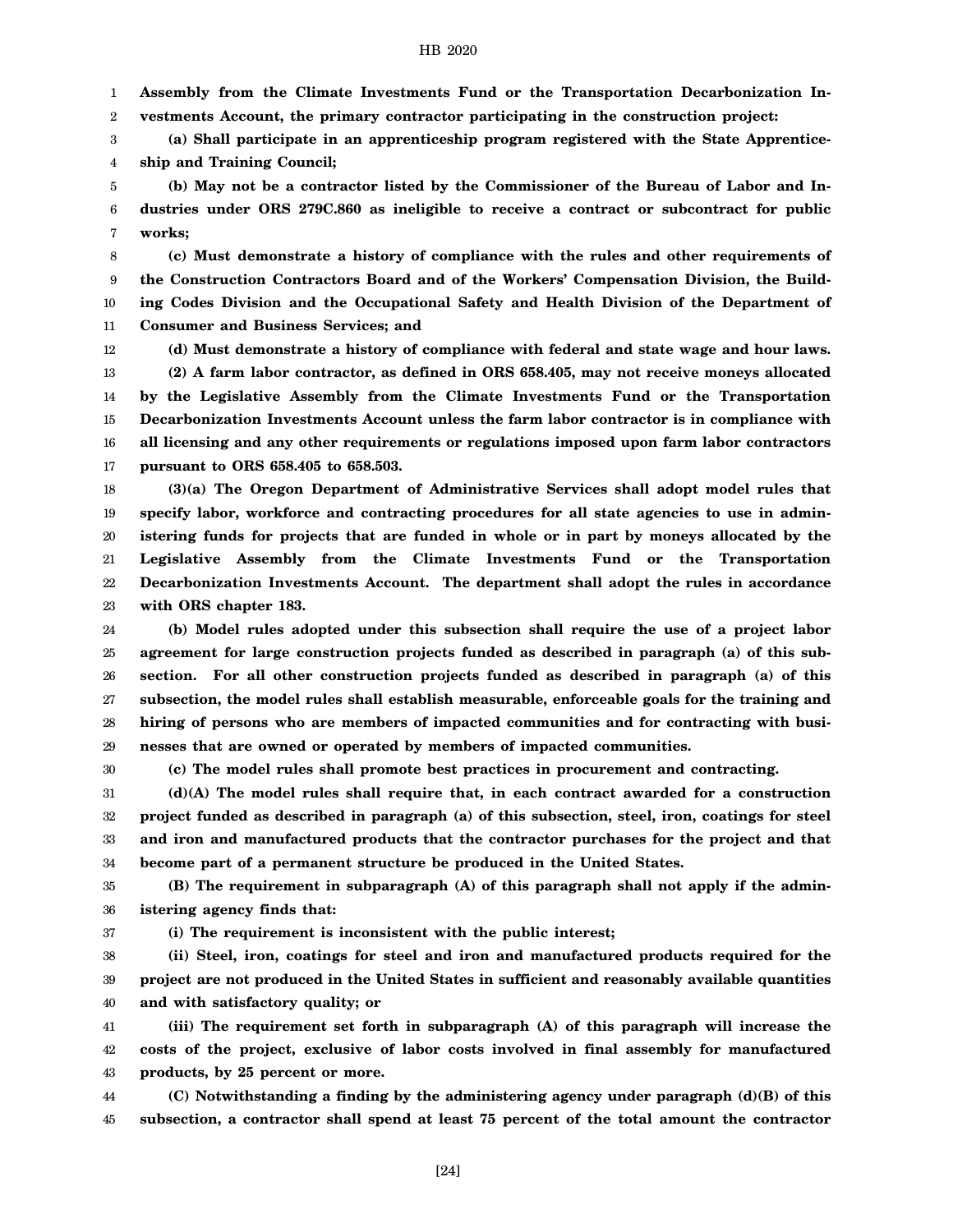**Assembly from the Climate Investments Fund or the Transportation Decarbonization Investments Account, the primary contractor participating in the construction project:**

**(a) Shall participate in an apprenticeship program registered with the State Apprenticeship and Training Council;**

**(b) May not be a contractor listed by the Commissioner of the Bureau of Labor and Industries under ORS 279C.860 as ineligible to receive a contract or subcontract for public works;**

**(c) Must demonstrate a history of compliance with the rules and other requirements of the Construction Contractors Board and of the Workers' Compensation Division, the Building Codes Division and the Occupational Safety and Health Division of the Department of Consumer and Business Services; and**

**(d) Must demonstrate a history of compliance with federal and state wage and hour laws.**

**(2) A farm labor contractor, as defined in ORS 658.405, may not receive moneys allocated by the Legislative Assembly from the Climate Investments Fund or the Transportation Decarbonization Investments Account unless the farm labor contractor is in compliance with all licensing and any other requirements or regulations imposed upon farm labor contractors pursuant to ORS 658.405 to 658.503.**

**(3)(a) The Oregon Department of Administrative Services shall adopt model rules that specify labor, workforce and contracting procedures for all state agencies to use in administering funds for projects that are funded in whole or in part by moneys allocated by the Legislative Assembly from the Climate Investments Fund or the Transportation Decarbonization Investments Account. The department shall adopt the rules in accordance with ORS chapter 183.**

**(b) Model rules adopted under this subsection shall require the use of a project labor agreement for large construction projects funded as described in paragraph (a) of this subsection. For all other construction projects funded as described in paragraph (a) of this subsection, the model rules shall establish measurable, enforceable goals for the training and hiring of persons who are members of impacted communities and for contracting with businesses that are owned or operated by members of impacted communities.**

**(c) The model rules shall promote best practices in procurement and contracting.**

**(d)(A) The model rules shall require that, in each contract awarded for a construction project funded as described in paragraph (a) of this subsection, steel, iron, coatings for steel and iron and manufactured products that the contractor purchases for the project and that become part of a permanent structure be produced in the United States.**

**(B) The requirement in subparagraph (A) of this paragraph shall not apply if the administering agency finds that:**

**(i) The requirement is inconsistent with the public interest;**

**(ii) Steel, iron, coatings for steel and iron and manufactured products required for the project are not produced in the United States in sufficient and reasonably available quantities and with satisfactory quality; or**

**(iii) The requirement set forth in subparagraph (A) of this paragraph will increase the costs of the project, exclusive of labor costs involved in final assembly for manufactured products, by 25 percent or more.**

**(C) Notwithstanding a finding by the administering agency under paragraph (d)(B) of this subsection, a contractor shall spend at least 75 percent of the total amount the contractor**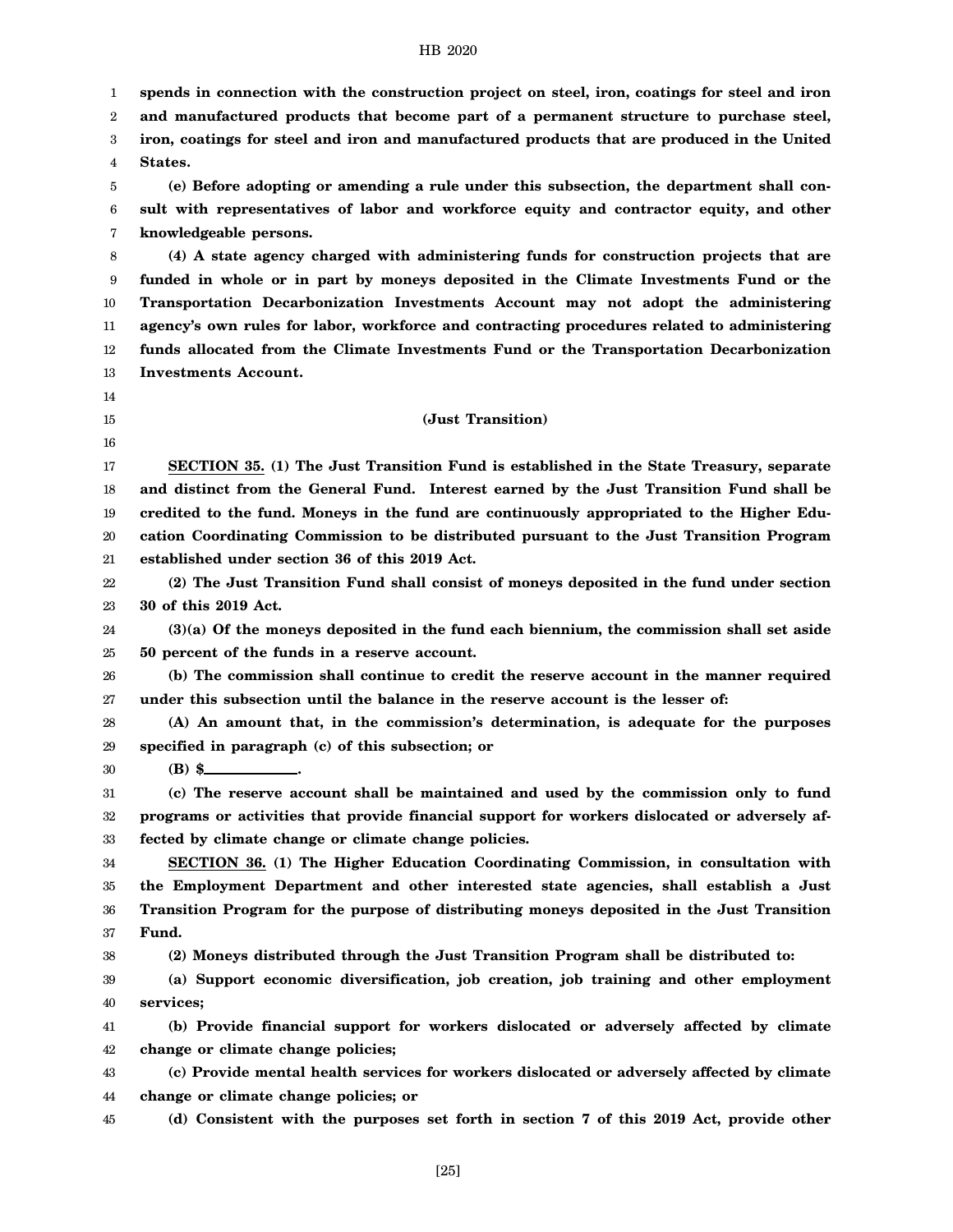**spends in connection with the construction project on steel, iron, coatings for steel and iron and manufactured products that become part of a permanent structure to purchase steel, iron, coatings for steel and iron and manufactured products that are produced in the United States.**

**(e) Before adopting or amending a rule under this subsection, the department shall consult with representatives of labor and workforce equity and contractor equity, and other knowledgeable persons.**

**(4) A state agency charged with administering funds for construction projects that are funded in whole or in part by moneys deposited in the Climate Investments Fund or the Transportation Decarbonization Investments Account may not adopt the administering agency's own rules for labor, workforce and contracting procedures related to administering funds allocated from the Climate Investments Fund or the Transportation Decarbonization Investments Account.**

**(Just Transition)**

**SECTION 35. (1) The Just Transition Fund is established in the State Treasury, separate and distinct from the General Fund. Interest earned by the Just Transition Fund shall be credited to the fund. Moneys in the fund are continuously appropriated to the Higher Education Coordinating Commission to be distributed pursuant to the Just Transition Program established under section 36 of this 2019 Act.**

**(2) The Just Transition Fund shall consist of moneys deposited in the fund under section 30 of this 2019 Act.**

**(3)(a) Of the moneys deposited in the fund each biennium, the commission shall set aside 50 percent of the funds in a reserve account.**

**(b) The commission shall continue to credit the reserve account in the manner required under this subsection until the balance in the reserve account is the lesser of:**

**(A) An amount that, in the commission's determination, is adequate for the purposes specified in paragraph (c) of this subsection; or**

**(B) $____________.**

**(c) The reserve account shall be maintained and used by the commission only to fund programs or activities that provide financial support for workers dislocated or adversely affected by climate change or climate change policies.**

**SECTION 36. (1) The Higher Education Coordinating Commission, in consultation with the Employment Department and other interested state agencies, shall establish a Just Transition Program for the purpose of distributing moneys deposited in the Just Transition Fund.**

**(2) Moneys distributed through the Just Transition Program shall be distributed to:**

**(a) Support economic diversification, job creation, job training and other employment services;**

**(b) Provide financial support for workers dislocated or adversely affected by climate change or climate change policies;**

**(c) Provide mental health services for workers dislocated or adversely affected by climate change or climate change policies; or**

**(d) Consistent with the purposes set forth in section 7 of this 2019 Act, provide other**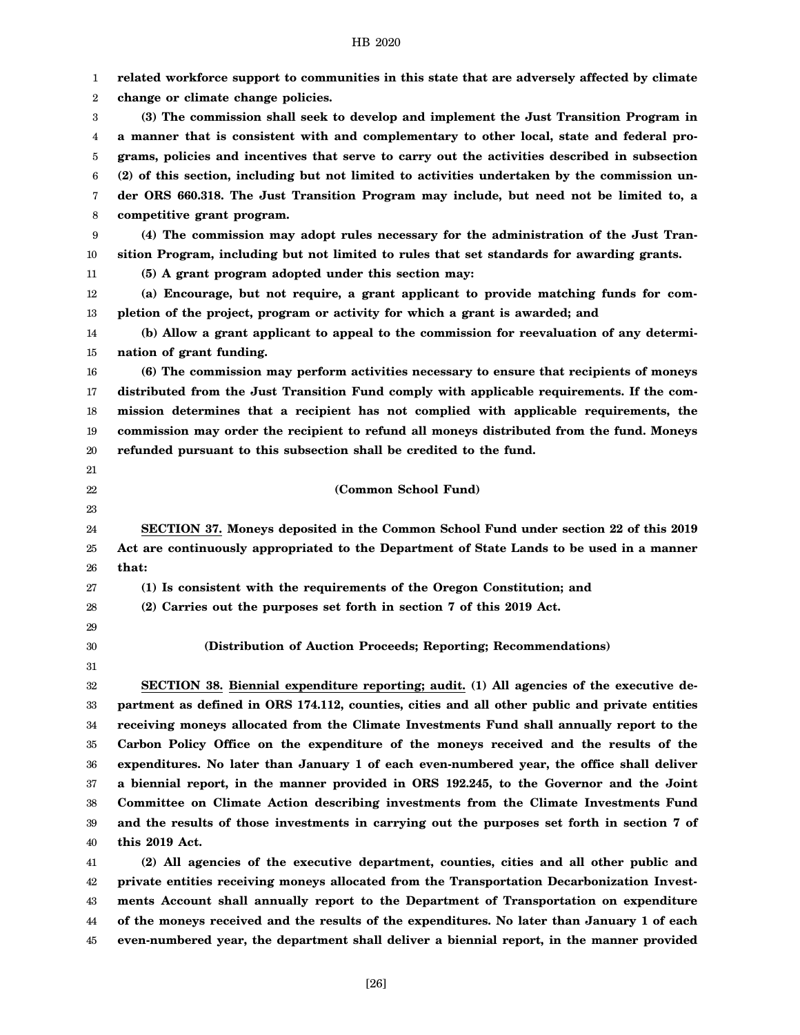**related workforce support to communities in this state that are adversely affected by climate change or climate change policies.**

**(3) The commission shall seek to develop and implement the Just Transition Program in a manner that is consistent with and complementary to other local, state and federal programs, policies and incentives that serve to carry out the activities described in subsection (2) of this section, including but not limited to activities undertaken by the commission under ORS 660.318. The Just Transition Program may include, but need not be limited to, a competitive grant program.**

**(4) The commission may adopt rules necessary for the administration of the Just Transition Program, including but not limited to rules that set standards for awarding grants.**

**(5) A grant program adopted under this section may:**

**(a) Encourage, but not require, a grant applicant to provide matching funds for completion of the project, program or activity for which a grant is awarded; and**

**(b) Allow a grant applicant to appeal to the commission for reevaluation of any determination of grant funding.**

**(6) The commission may perform activities necessary to ensure that recipients of moneys distributed from the Just Transition Fund comply with applicable requirements. If the commission determines that a recipient has not complied with applicable requirements, the commission may order the recipient to refund all moneys distributed from the fund. Moneys refunded pursuant to this subsection shall be credited to the fund.**

**(Common School Fund)**

**SECTION 37. Moneys deposited in the Common School Fund under section 22 of this 2019 Act are continuously appropriated to the Department of State Lands to be used in a manner that:**

**(1) Is consistent with the requirements of the Oregon Constitution; and**

**(2) Carries out the purposes set forth in section 7 of this 2019 Act.**

**(Distribution of Auction Proceeds; Reporting; Recommendations)**

**SECTION 38. Biennial expenditure reporting; audit. (1) All agencies of the executive department as defined in ORS 174.112, counties, cities and all other public and private entities receiving moneys allocated from the Climate Investments Fund shall annually report to the Carbon Policy Office on the expenditure of the moneys received and the results of the expenditures. No later than January 1 of each even-numbered year, the office shall deliver a biennial report, in the manner provided in ORS 192.245, to the Governor and the Joint Committee on Climate Action describing investments from the Climate Investments Fund and the results of those investments in carrying out the purposes set forth in section 7 of this 2019 Act.**

**(2) All agencies of the executive department, counties, cities and all other public and private entities receiving moneys allocated from the Transportation Decarbonization Investments Account shall annually report to the Department of Transportation on expenditure of the moneys received and the results of the expenditures. No later than January 1 of each even-numbered year, the department shall deliver a biennial report, in the manner provided**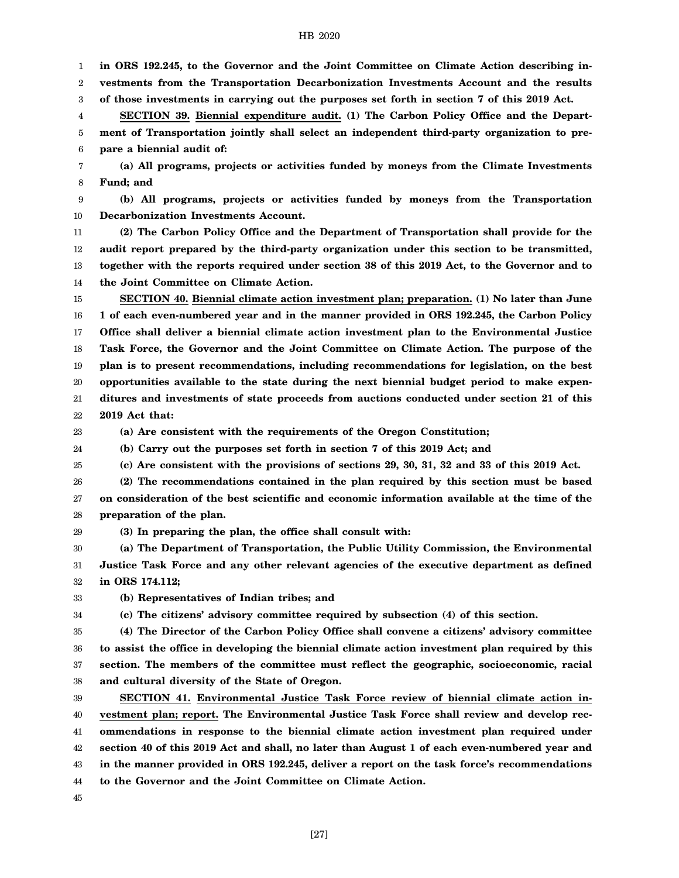**in ORS 192.245, to the Governor and the Joint Committee on Climate Action describing investments from the Transportation Decarbonization Investments Account and the results of those investments in carrying out the purposes set forth in section 7 of this 2019 Act.**

**SECTION 39. Biennial expenditure audit. (1) The Carbon Policy Office and the Department of Transportation jointly shall select an independent third-party organization to prepare a biennial audit of:**

**(a) All programs, projects or activities funded by moneys from the Climate Investments Fund; and**

**(b) All programs, projects or activities funded by moneys from the Transportation Decarbonization Investments Account.**

**(2) The Carbon Policy Office and the Department of Transportation shall provide for the audit report prepared by the third-party organization under this section to be transmitted, together with the reports required under section 38 of this 2019 Act, to the Governor and to the Joint Committee on Climate Action.**

**SECTION 40. Biennial climate action investment plan; preparation. (1) No later than June 1 of each even-numbered year and in the manner provided in ORS 192.245, the Carbon Policy Office shall deliver a biennial climate action investment plan to the Environmental Justice Task Force, the Governor and the Joint Committee on Climate Action. The purpose of the plan is to present recommendations, including recommendations for legislation, on the best opportunities available to the state during the next biennial budget period to make expenditures and investments of state proceeds from auctions conducted under section 21 of this 2019 Act that:**

**(a) Are consistent with the requirements of the Oregon Constitution;**

**(b) Carry out the purposes set forth in section 7 of this 2019 Act; and**

**(c) Are consistent with the provisions of sections 29, 30, 31, 32 and 33 of this 2019 Act.**

**(2) The recommendations contained in the plan required by this section must be based on consideration of the best scientific and economic information available at the time of the preparation of the plan.**

**(3) In preparing the plan, the office shall consult with:**

**(a) The Department of Transportation, the Public Utility Commission, the Environmental Justice Task Force and any other relevant agencies of the executive department as defined in ORS 174.112;**

**(b) Representatives of Indian tribes; and**

**(c) The citizens' advisory committee required by subsection (4) of this section.**

**(4) The Director of the Carbon Policy Office shall convene a citizens' advisory committee to assist the office in developing the biennial climate action investment plan required by this section. The members of the committee must reflect the geographic, socioeconomic, racial and cultural diversity of the State of Oregon.**

**SECTION 41. Environmental Justice Task Force review of biennial climate action investment plan; report. The Environmental Justice Task Force shall review and develop recommendations in response to the biennial climate action investment plan required under section 40 of this 2019 Act and shall, no later than August 1 of each even-numbered year and in the manner provided in ORS 192.245, deliver a report on the task force's recommendations to the Governor and the Joint Committee on Climate Action.**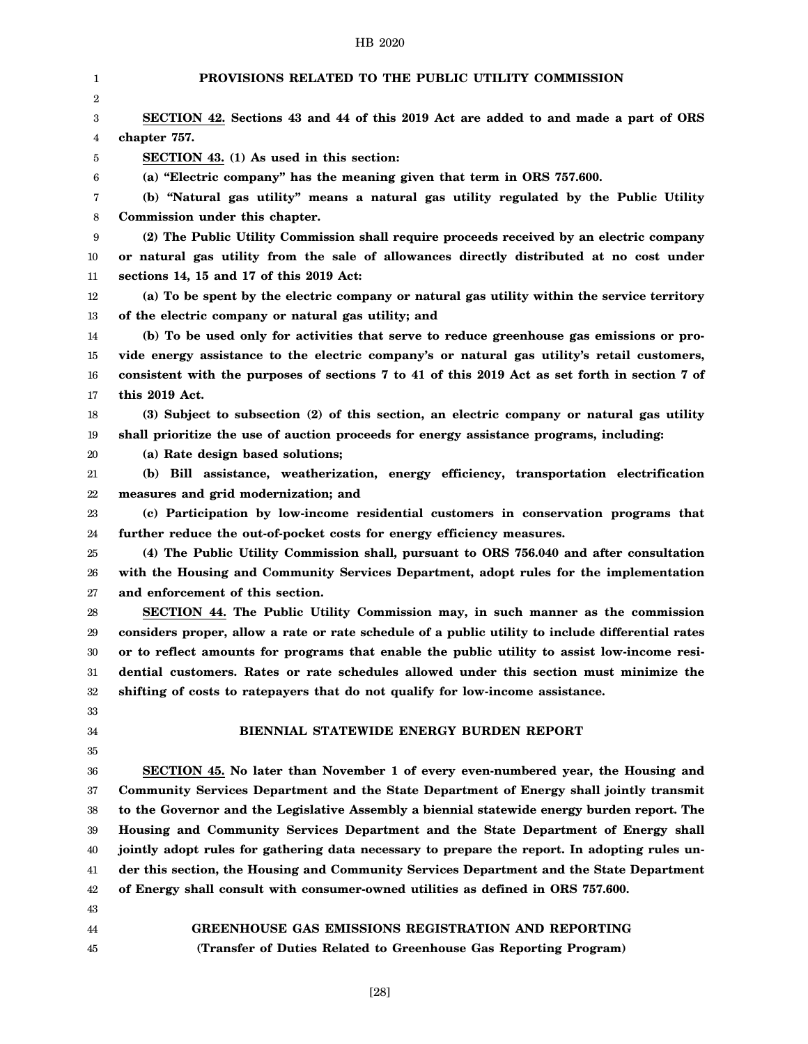## PROVISIONS RELATED TO THE PUBLIC UTILITY COMMISSION

**SECTION 42. Sections 43 and 44 of this 2019 Act are added to and made a part of ORS chapter 757.**

**SECTION 43. (1) As used in this section:**

**(a) "Electric company" has the meaning given that term in ORS 757.600.**

**(b) "Natural gas utility" means a natural gas utility regulated by the Public Utility Commission under this chapter.**

**(2) The Public Utility Commission shall require proceeds received by an electric company or natural gas utility from the sale of allowances directly distributed at no cost under sections 14, 15 and 17 of this 2019 Act:**

**(a) To be spent by the electric company or natural gas utility within the service territory of the electric company or natural gas utility; and**

**(b) To be used only for activities that serve to reduce greenhouse gas emissions or provide energy assistance to the electric company's or natural gas utility's retail customers, consistent with the purposes of sections 7 to 41 of this 2019 Act as set forth in section 7 of this 2019 Act.**

**(3) Subject to subsection (2) of this section, an electric company or natural gas utility shall prioritize the use of auction proceeds for energy assistance programs, including:**

**(a) Rate design based solutions;**

**(b) Bill assistance, weatherization, energy efficiency, transportation electrification measures and grid modernization; and**

**(c) Participation by low-income residential customers in conservation programs that further reduce the out-of-pocket costs for energy efficiency measures.**

**(4) The Public Utility Commission shall, pursuant to ORS 756.040 and after consultation with the Housing and Community Services Department, adopt rules for the implementation and enforcement of this section.**

**SECTION 44. The Public Utility Commission may, in such manner as the commission considers proper, allow a rate or rate schedule of a public utility to include differential rates or to reflect amounts for programs that enable the public utility to assist low-income residential customers. Rates or rate schedules allowed under this section must minimize the shifting of costs to ratepayers that do not qualify for low-income assistance.**

## BIENNIAL STATEWIDE ENERGY BURDEN REPORT

**SECTION 45. No later than November 1 of every even-numbered year, the Housing and Community Services Department and the State Department of Energy shall jointly transmit to the Governor and the Legislative Assembly a biennial statewide energy burden report. The Housing and Community Services Department and the State Department of Energy shall jointly adopt rules for gathering data necessary to prepare the report. In adopting rules under this section, the Housing and Community Services Department and the State Department of Energy shall consult with consumer-owned utilities as defined in ORS 757.600.**

## GREENHOUSE GAS EMISSIONS REGISTRATION AND REPORTING

### (Transfer of Duties Related to Greenhouse Gas Reporting Program)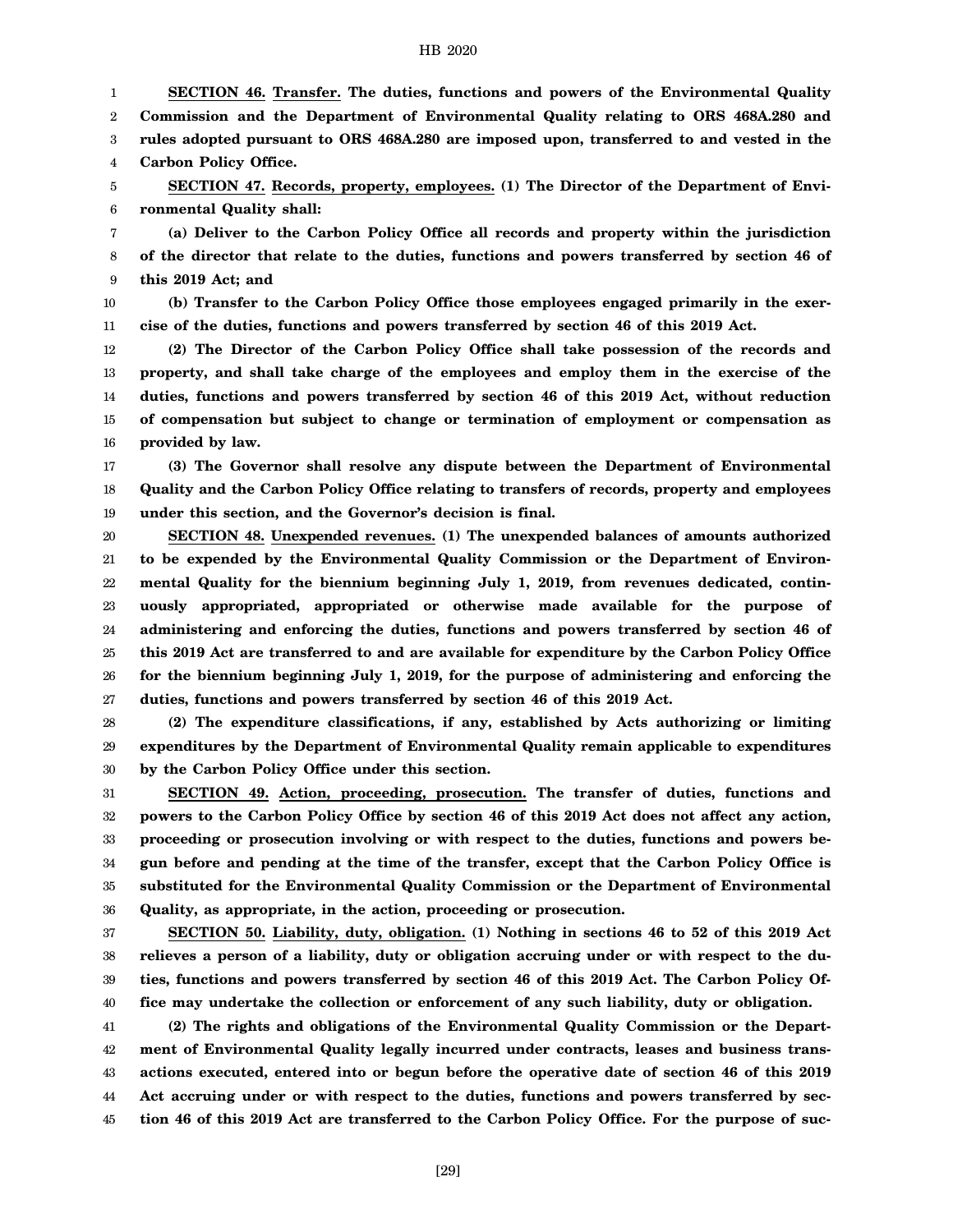**SECTION 46. Transfer. The duties, functions and powers of the Environmental Quality Commission and the Department of Environmental Quality relating to ORS 468A.280 and rules adopted pursuant to ORS 468A.280 are imposed upon, transferred to and vested in the Carbon Policy Office.**

**SECTION 47. Records, property, employees. (1) The Director of the Department of Environmental Quality shall:**

**(a) Deliver to the Carbon Policy Office all records and property within the jurisdiction of the director that relate to the duties, functions and powers transferred by section 46 of this 2019 Act; and**

**(b) Transfer to the Carbon Policy Office those employees engaged primarily in the exercise of the duties, functions and powers transferred by section 46 of this 2019 Act.**

**(2) The Director of the Carbon Policy Office shall take possession of the records and property, and shall take charge of the employees and employ them in the exercise of the duties, functions and powers transferred by section 46 of this 2019 Act, without reduction of compensation but subject to change or termination of employment or compensation as provided by law.**

**(3) The Governor shall resolve any dispute between the Department of Environmental Quality and the Carbon Policy Office relating to transfers of records, property and employees under this section, and the Governor's decision is final.**

**SECTION 48. Unexpended revenues. (1) The unexpended balances of amounts authorized to be expended by the Environmental Quality Commission or the Department of Environmental Quality for the biennium beginning July 1, 2019, from revenues dedicated, continuously appropriated, appropriated or otherwise made available for the purpose of administering and enforcing the duties, functions and powers transferred by section 46 of this 2019 Act are transferred to and are available for expenditure by the Carbon Policy Office for the biennium beginning July 1, 2019, for the purpose of administering and enforcing the duties, functions and powers transferred by section 46 of this 2019 Act.**

**(2) The expenditure classifications, if any, established by Acts authorizing or limiting expenditures by the Department of Environmental Quality remain applicable to expenditures by the Carbon Policy Office under this section.**

**SECTION 49. Action, proceeding, prosecution. The transfer of duties, functions and powers to the Carbon Policy Office by section 46 of this 2019 Act does not affect any action, proceeding or prosecution involving or with respect to the duties, functions and powers begun before and pending at the time of the transfer, except that the Carbon Policy Office is substituted for the Environmental Quality Commission or the Department of Environmental Quality, as appropriate, in the action, proceeding or prosecution.**

**SECTION 50. Liability, duty, obligation. (1) Nothing in sections 46 to 52 of this 2019 Act relieves a person of a liability, duty or obligation accruing under or with respect to the duties, functions and powers transferred by section 46 of this 2019 Act. The Carbon Policy Office may undertake the collection or enforcement of any such liability, duty or obligation.**

**(2) The rights and obligations of the Environmental Quality Commission or the Department of Environmental Quality legally incurred under contracts, leases and business transactions executed, entered into or begun before the operative date of section 46 of this 2019 Act accruing under or with respect to the duties, functions and powers transferred by section 46 of this 2019 Act are transferred to the Carbon Policy Office. For the purpose of suc-**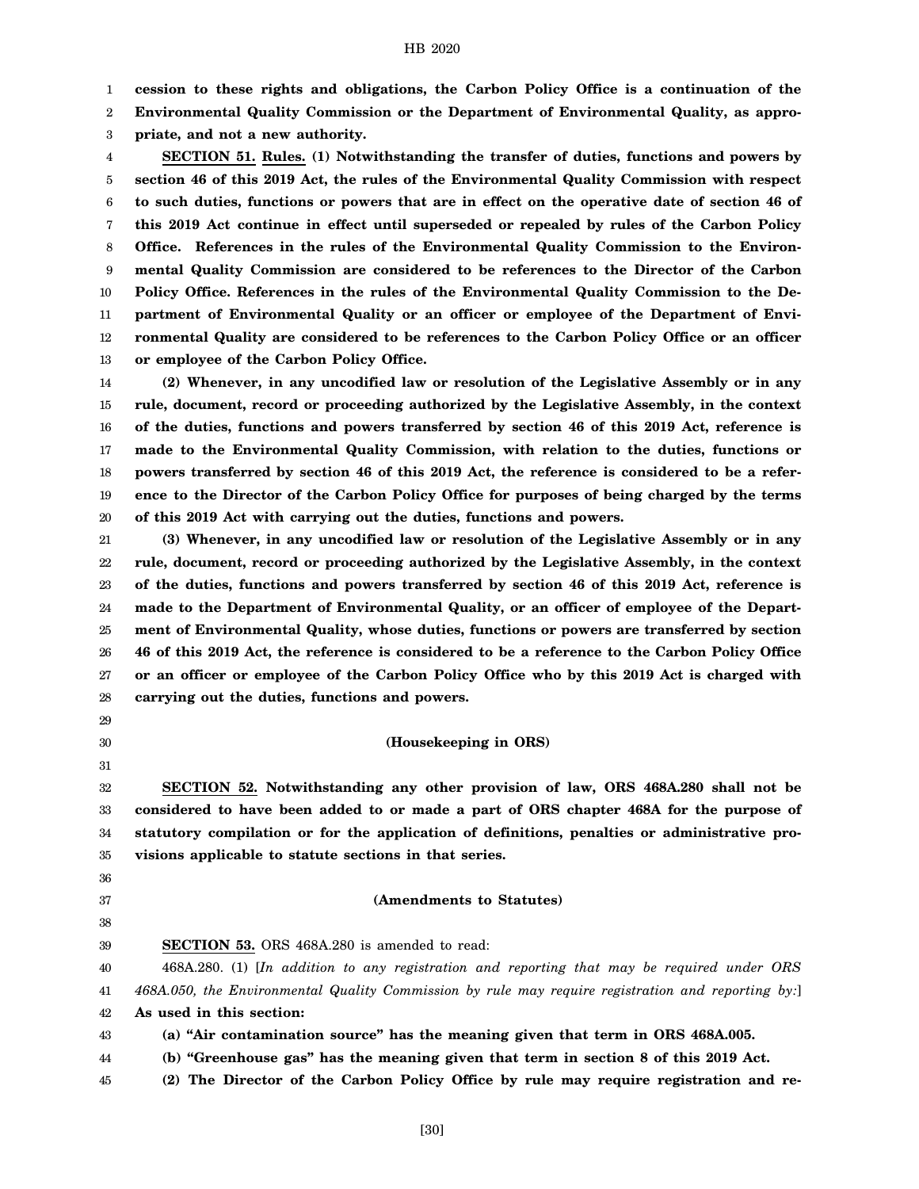**cession to these rights and obligations, the Carbon Policy Office is a continuation of the Environmental Quality Commission or the Department of Environmental Quality, as appropriate, and not a new authority.**

**SECTION 51. Rules. (1) Notwithstanding the transfer of duties, functions and powers by section 46 of this 2019 Act, the rules of the Environmental Quality Commission with respect to such duties, functions or powers that are in effect on the operative date of section 46 of this 2019 Act continue in effect until superseded or repealed by rules of the Carbon Policy Office. References in the rules of the Environmental Quality Commission to the Environmental Quality Commission are considered to be references to the Director of the Carbon Policy Office. References in the rules of the Environmental Quality Commission to the Department of Environmental Quality or an officer or employee of the Department of Environmental Quality are considered to be references to the Carbon Policy Office or an officer or employee of the Carbon Policy Office.**

**(2) Whenever, in any uncodified law or resolution of the Legislative Assembly or in any rule, document, record or proceeding authorized by the Legislative Assembly, in the context of the duties, functions and powers transferred by section 46 of this 2019 Act, reference is made to the Environmental Quality Commission, with relation to the duties, functions or powers transferred by section 46 of this 2019 Act, the reference is considered to be a reference to the Director of the Carbon Policy Office for purposes of being charged by the terms of this 2019 Act with carrying out the duties, functions and powers.**

**(3) Whenever, in any uncodified law or resolution of the Legislative Assembly or in any rule, document, record or proceeding authorized by the Legislative Assembly, in the context of the duties, functions and powers transferred by section 46 of this 2019 Act, reference is made to the Department of Environmental Quality, or an officer of employee of the Department of Environmental Quality, whose duties, functions or powers are transferred by section 46 of this 2019 Act, the reference is considered to be a reference to the Carbon Policy Office or an officer or employee of the Carbon Policy Office who by this 2019 Act is charged with carrying out the duties, functions and powers.**

**(Housekeeping in ORS)**

**SECTION 52. Notwithstanding any other provision of law, ORS 468A.280 shall not be considered to have been added to or made a part of ORS chapter 468A for the purpose of statutory compilation or for the application of definitions, penalties or administrative provisions applicable to statute sections in that series.**

**(Amendments to Statutes)**

**SECTION 53.** ORS 468A.280 is amended to read:

468A.280. (1) [*In addition to any registration and reporting that may be required under ORS 468A.050, the Environmental Quality Commission by rule may require registration and reporting by:*] **As used in this section:**

**(a) "Air contamination source" has the meaning given that term in ORS 468A.005.**

**(b) "Greenhouse gas" has the meaning given that term in section 8 of this 2019 Act.**

**(2) The Director of the Carbon Policy Office by rule may require registration and re-**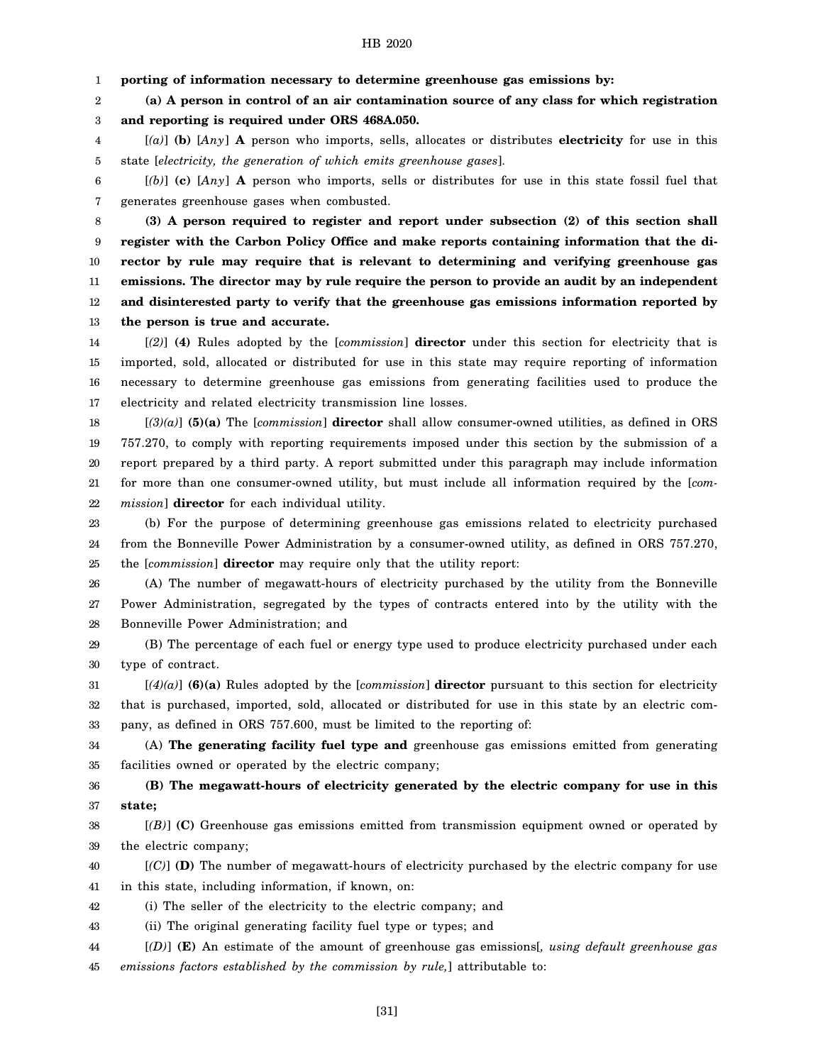**porting of information necessary to determine greenhouse gas emissions by:**

**(a) A person in control of an air contamination source of any class for which registration and reporting is required under ORS 468A.050.**

[*(a)*] **(b)** [*Any*] **A** person who imports, sells, allocates or distributes **electricity** for use in this state [*electricity, the generation of which emits greenhouse gases*].

[*(b)*] **(c)** [*Any*] **A** person who imports, sells or distributes for use in this state fossil fuel that generates greenhouse gases when combusted.

**(3) A person required to register and report under subsection (2) of this section shall register with the Carbon Policy Office and make reports containing information that the director by rule may require that is relevant to determining and verifying greenhouse gas emissions. The director may by rule require the person to provide an audit by an independent and disinterested party to verify that the greenhouse gas emissions information reported by the person is true and accurate.**

[*(2)*] **(4)** Rules adopted by the [*commission*] **director** under this section for electricity that is imported, sold, allocated or distributed for use in this state may require reporting of information necessary to determine greenhouse gas emissions from generating facilities used to produce the electricity and related electricity transmission line losses.

[*(3)(a)*] **(5)(a)** The [*commission*] **director** shall allow consumer-owned utilities, as defined in ORS 757.270, to comply with reporting requirements imposed under this section by the submission of a report prepared by a third party. A report submitted under this paragraph may include information for more than one consumer-owned utility, but must include all information required by the [*commission*] **director** for each individual utility.

(b) For the purpose of determining greenhouse gas emissions related to electricity purchased from the Bonneville Power Administration by a consumer-owned utility, as defined in ORS 757.270, the [*commission*] **director** may require only that the utility report:

(A) The number of megawatt-hours of electricity purchased by the utility from the Bonneville Power Administration, segregated by the types of contracts entered into by the utility with the Bonneville Power Administration; and

(B) The percentage of each fuel or energy type used to produce electricity purchased under each type of contract.

[*(4)(a)*] **(6)(a)** Rules adopted by the [*commission*] **director** pursuant to this section for electricity that is purchased, imported, sold, allocated or distributed for use in this state by an electric company, as defined in ORS 757.600, must be limited to the reporting of:

(A) **The generating facility fuel type and** greenhouse gas emissions emitted from generating facilities owned or operated by the electric company;

**(B) The megawatt-hours of electricity generated by the electric company for use in this state;**

[*(B)*] **(C)** Greenhouse gas emissions emitted from transmission equipment owned or operated by the electric company;

[*(C)*] **(D)** The number of megawatt-hours of electricity purchased by the electric company for use in this state, including information, if known, on:

(i) The seller of the electricity to the electric company; and

(ii) The original generating facility fuel type or types; and

[*(D)*] **(E)** An estimate of the amount of greenhouse gas emissions[*, using default greenhouse gas emissions factors established by the commission by rule,*] attributable to: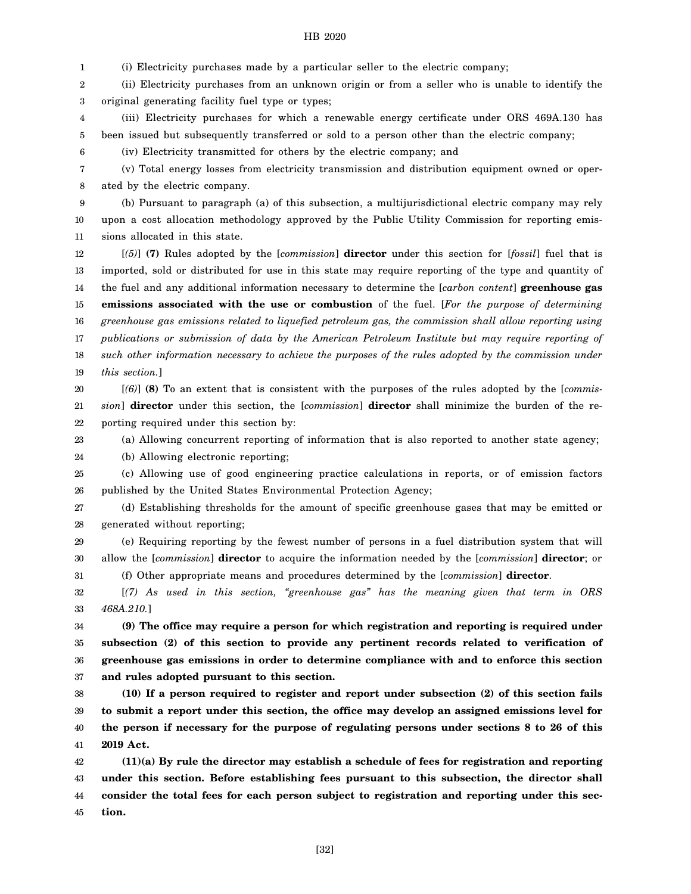(i) Electricity purchases made by a particular seller to the electric company;

(ii) Electricity purchases from an unknown origin or from a seller who is unable to identify the original generating facility fuel type or types;

(iii) Electricity purchases for which a renewable energy certificate under ORS 469A.130 has been issued but subsequently transferred or sold to a person other than the electric company;

(iv) Electricity transmitted for others by the electric company; and

(v) Total energy losses from electricity transmission and distribution equipment owned or operated by the electric company.

(b) Pursuant to paragraph (a) of this subsection, a multijurisdictional electric company may rely upon a cost allocation methodology approved by the Public Utility Commission for reporting emissions allocated in this state.

[*(5)*] **(7)** Rules adopted by the [*commission*] **director** under this section for [*fossil*] fuel that is imported, sold or distributed for use in this state may require reporting of the type and quantity of the fuel and any additional information necessary to determine the [*carbon content*] **greenhouse gas emissions associated with the use or combustion** of the fuel. [*For the purpose of determining greenhouse gas emissions related to liquefied petroleum gas, the commission shall allow reporting using publications or submission of data by the American Petroleum Institute but may require reporting of such other information necessary to achieve the purposes of the rules adopted by the commission under this section.*]

[*(6)*] **(8)** To an extent that is consistent with the purposes of the rules adopted by the [*commission*] **director** under this section, the [*commission*] **director** shall minimize the burden of the reporting required under this section by:

(a) Allowing concurrent reporting of information that is also reported to another state agency;

(b) Allowing electronic reporting;

(c) Allowing use of good engineering practice calculations in reports, or of emission factors published by the United States Environmental Protection Agency;

(d) Establishing thresholds for the amount of specific greenhouse gases that may be emitted or generated without reporting;

(e) Requiring reporting by the fewest number of persons in a fuel distribution system that will allow the [*commission*] **director** to acquire the information needed by the [*commission*] **director**; or

(f) Other appropriate means and procedures determined by the [*commission*] **director**.

[*(7) As used in this section, "greenhouse gas" has the meaning given that term in ORS 468A.210.*]

**(9) The office may require a person for which registration and reporting is required under subsection (2) of this section to provide any pertinent records related to verification of greenhouse gas emissions in order to determine compliance with and to enforce this section and rules adopted pursuant to this section.**

**(10) If a person required to register and report under subsection (2) of this section fails to submit a report under this section, the office may develop an assigned emissions level for the person if necessary for the purpose of regulating persons under sections 8 to 26 of this 2019 Act.**

**(11)(a) By rule the director may establish a schedule of fees for registration and reporting under this section. Before establishing fees pursuant to this subsection, the director shall consider the total fees for each person subject to registration and reporting under this section.**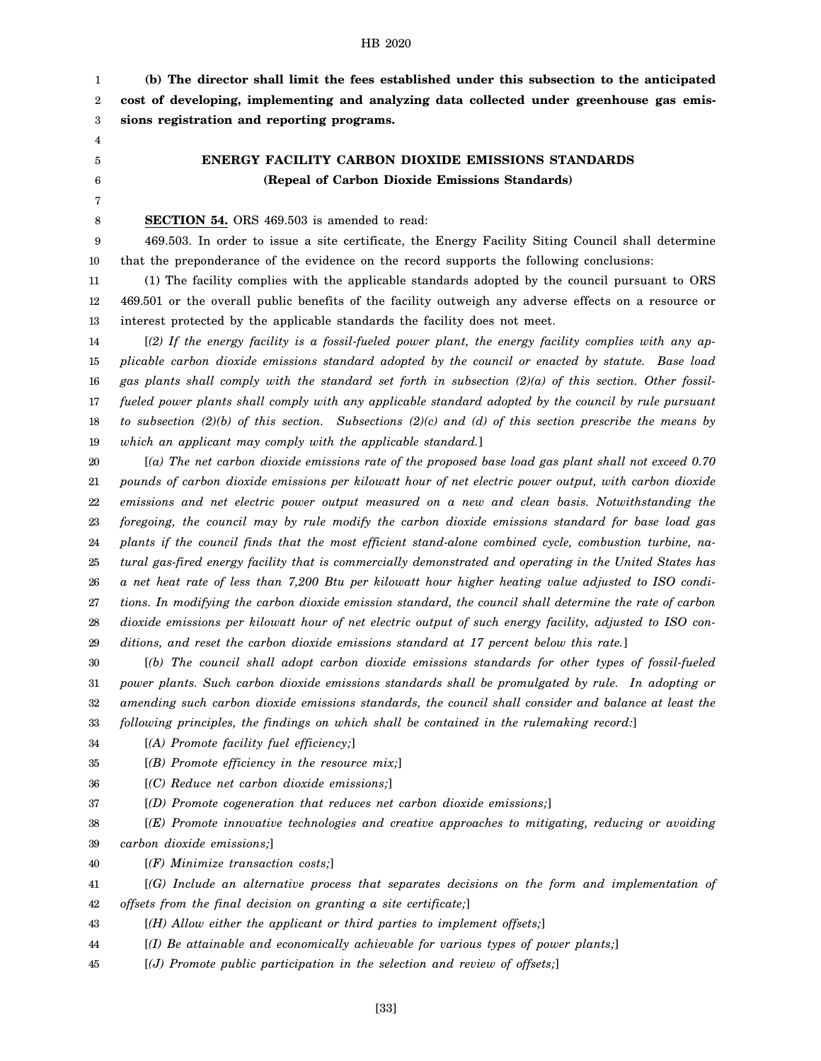**(b) The director shall limit the fees established under this subsection to the anticipated cost of developing, implementing and analyzing data collected under greenhouse gas emissions registration and reporting programs.**

## ENERGY FACILITY CARBON DIOXIDE EMISSIONS STANDARDS
## (Repeal of Carbon Dioxide Emissions Standards)

**SECTION 54.** ORS 469.503 is amended to read:

469.503. In order to issue a site certificate, the Energy Facility Siting Council shall determine that the preponderance of the evidence on the record supports the following conclusions:

(1) The facility complies with the applicable standards adopted by the council pursuant to ORS 469.501 or the overall public benefits of the facility outweigh any adverse effects on a resource or interest protected by the applicable standards the facility does not meet.

[*(2) If the energy facility is a fossil-fueled power plant, the energy facility complies with any applicable carbon dioxide emissions standard adopted by the council or enacted by statute. Base load gas plants shall comply with the standard set forth in subsection (2)(a) of this section. Other fossil-fueled power plants shall comply with any applicable standard adopted by the council by rule pursuant to subsection (2)(b) of this section. Subsections (2)(c) and (d) of this section prescribe the means by which an applicant may comply with the applicable standard.*]

[*(a) The net carbon dioxide emissions rate of the proposed base load gas plant shall not exceed 0.70 pounds of carbon dioxide emissions per kilowatt hour of net electric power output, with carbon dioxide emissions and net electric power output measured on a new and clean basis. Notwithstanding the foregoing, the council may by rule modify the carbon dioxide emissions standard for base load gas plants if the council finds that the most efficient stand-alone combined cycle, combustion turbine, natural gas-fired energy facility that is commercially demonstrated and operating in the United States has a net heat rate of less than 7,200 Btu per kilowatt hour higher heating value adjusted to ISO conditions. In modifying the carbon dioxide emission standard, the council shall determine the rate of carbon dioxide emissions per kilowatt hour of net electric output of such energy facility, adjusted to ISO conditions, and reset the carbon dioxide emissions standard at 17 percent below this rate.*]

[*(b) The council shall adopt carbon dioxide emissions standards for other types of fossil-fueled power plants. Such carbon dioxide emissions standards shall be promulgated by rule. In adopting or amending such carbon dioxide emissions standards, the council shall consider and balance at least the following principles, the findings on which shall be contained in the rulemaking record:*]

[*(A) Promote facility fuel efficiency;*]

[*(B) Promote efficiency in the resource mix;*]

[*(C) Reduce net carbon dioxide emissions;*]

[*(D) Promote cogeneration that reduces net carbon dioxide emissions;*]

[*(E) Promote innovative technologies and creative approaches to mitigating, reducing or avoiding carbon dioxide emissions;*]

[*(F) Minimize transaction costs;*]

[*(G) Include an alternative process that separates decisions on the form and implementation of offsets from the final decision on granting a site certificate;*]

[*(H) Allow either the applicant or third parties to implement offsets;*]

[*(I) Be attainable and economically achievable for various types of power plants;*]

[*(J) Promote public participation in the selection and review of offsets;*]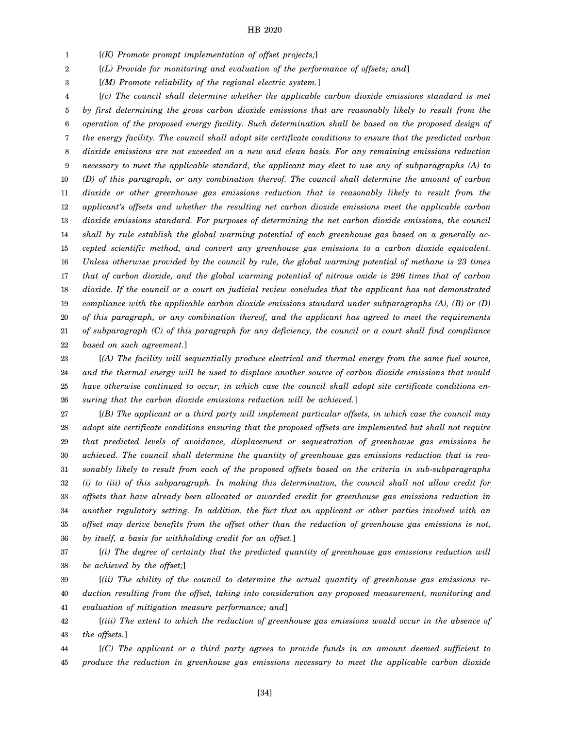[*(K) Promote prompt implementation of offset projects;*]

[*(L) Provide for monitoring and evaluation of the performance of offsets; and*]

[*(M) Promote reliability of the regional electric system.*]

[*(c) The council shall determine whether the applicable carbon dioxide emissions standard is met by first determining the gross carbon dioxide emissions that are reasonably likely to result from the operation of the proposed energy facility. Such determination shall be based on the proposed design of the energy facility. The council shall adopt site certificate conditions to ensure that the predicted carbon dioxide emissions are not exceeded on a new and clean basis. For any remaining emissions reduction necessary to meet the applicable standard, the applicant may elect to use any of subparagraphs (A) to (D) of this paragraph, or any combination thereof. The council shall determine the amount of carbon dioxide or other greenhouse gas emissions reduction that is reasonably likely to result from the applicant's offsets and whether the resulting net carbon dioxide emissions meet the applicable carbon dioxide emissions standard. For purposes of determining the net carbon dioxide emissions, the council shall by rule establish the global warming potential of each greenhouse gas based on a generally accepted scientific method, and convert any greenhouse gas emissions to a carbon dioxide equivalent. Unless otherwise provided by the council by rule, the global warming potential of methane is 23 times that of carbon dioxide, and the global warming potential of nitrous oxide is 296 times that of carbon dioxide. If the council or a court on judicial review concludes that the applicant has not demonstrated compliance with the applicable carbon dioxide emissions standard under subparagraphs (A), (B) or (D) of this paragraph, or any combination thereof, and the applicant has agreed to meet the requirements of subparagraph (C) of this paragraph for any deficiency, the council or a court shall find compliance based on such agreement.*]

[*(A) The facility will sequentially produce electrical and thermal energy from the same fuel source, and the thermal energy will be used to displace another source of carbon dioxide emissions that would have otherwise continued to occur, in which case the council shall adopt site certificate conditions ensuring that the carbon dioxide emissions reduction will be achieved.*]

[*(B) The applicant or a third party will implement particular offsets, in which case the council may adopt site certificate conditions ensuring that the proposed offsets are implemented but shall not require that predicted levels of avoidance, displacement or sequestration of greenhouse gas emissions be achieved. The council shall determine the quantity of greenhouse gas emissions reduction that is reasonably likely to result from each of the proposed offsets based on the criteria in sub-subparagraphs (i) to (iii) of this subparagraph. In making this determination, the council shall not allow credit for offsets that have already been allocated or awarded credit for greenhouse gas emissions reduction in another regulatory setting. In addition, the fact that an applicant or other parties involved with an offset may derive benefits from the offset other than the reduction of greenhouse gas emissions is not, by itself, a basis for withholding credit for an offset.*]

[*(i) The degree of certainty that the predicted quantity of greenhouse gas emissions reduction will be achieved by the offset;*]

[*(ii) The ability of the council to determine the actual quantity of greenhouse gas emissions reduction resulting from the offset, taking into consideration any proposed measurement, monitoring and evaluation of mitigation measure performance; and*]

[*(iii) The extent to which the reduction of greenhouse gas emissions would occur in the absence of the offsets.*]

[*(C) The applicant or a third party agrees to provide funds in an amount deemed sufficient to produce the reduction in greenhouse gas emissions necessary to meet the applicable carbon dioxide*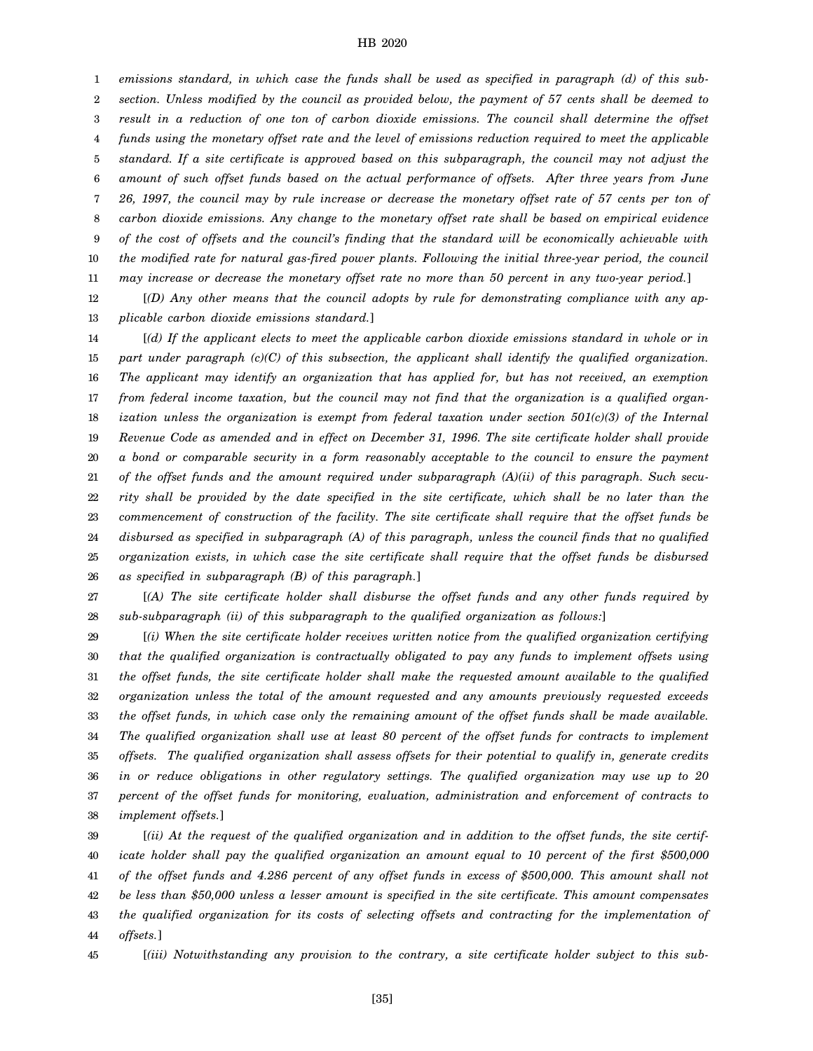*emissions standard, in which case the funds shall be used as specified in paragraph (d) of this subsection. Unless modified by the council as provided below, the payment of 57 cents shall be deemed to result in a reduction of one ton of carbon dioxide emissions. The council shall determine the offset funds using the monetary offset rate and the level of emissions reduction required to meet the applicable standard. If a site certificate is approved based on this subparagraph, the council may not adjust the amount of such offset funds based on the actual performance of offsets. After three years from June 26, 1997, the council may by rule increase or decrease the monetary offset rate of 57 cents per ton of carbon dioxide emissions. Any change to the monetary offset rate shall be based on empirical evidence of the cost of offsets and the council's finding that the standard will be economically achievable with the modified rate for natural gas-fired power plants. Following the initial three-year period, the council may increase or decrease the monetary offset rate no more than 50 percent in any two-year period.*]

[*(D) Any other means that the council adopts by rule for demonstrating compliance with any applicable carbon dioxide emissions standard.*]

[*(d) If the applicant elects to meet the applicable carbon dioxide emissions standard in whole or in part under paragraph (c)(C) of this subsection, the applicant shall identify the qualified organization. The applicant may identify an organization that has applied for, but has not received, an exemption from federal income taxation, but the council may not find that the organization is a qualified organization unless the organization is exempt from federal taxation under section 501(c)(3) of the Internal Revenue Code as amended and in effect on December 31, 1996. The site certificate holder shall provide a bond or comparable security in a form reasonably acceptable to the council to ensure the payment of the offset funds and the amount required under subparagraph (A)(ii) of this paragraph. Such security shall be provided by the date specified in the site certificate, which shall be no later than the commencement of construction of the facility. The site certificate shall require that the offset funds be disbursed as specified in subparagraph (A) of this paragraph, unless the council finds that no qualified organization exists, in which case the site certificate shall require that the offset funds be disbursed as specified in subparagraph (B) of this paragraph.*]

[*(A) The site certificate holder shall disburse the offset funds and any other funds required by sub-subparagraph (ii) of this subparagraph to the qualified organization as follows:*]

[*(i) When the site certificate holder receives written notice from the qualified organization certifying that the qualified organization is contractually obligated to pay any funds to implement offsets using the offset funds, the site certificate holder shall make the requested amount available to the qualified organization unless the total of the amount requested and any amounts previously requested exceeds the offset funds, in which case only the remaining amount of the offset funds shall be made available. The qualified organization shall use at least 80 percent of the offset funds for contracts to implement offsets. The qualified organization shall assess offsets for their potential to qualify in, generate credits in or reduce obligations in other regulatory settings. The qualified organization may use up to 20 percent of the offset funds for monitoring, evaluation, administration and enforcement of contracts to implement offsets.*]

[*(ii) At the request of the qualified organization and in addition to the offset funds, the site certificate holder shall pay the qualified organization an amount equal to 10 percent of the first $500,000 of the offset funds and 4.286 percent of any offset funds in excess of $500,000. This amount shall not be less than $50,000 unless a lesser amount is specified in the site certificate. This amount compensates the qualified organization for its costs of selecting offsets and contracting for the implementation of offsets.*]

[*(iii) Notwithstanding any provision to the contrary, a site certificate holder subject to this sub-*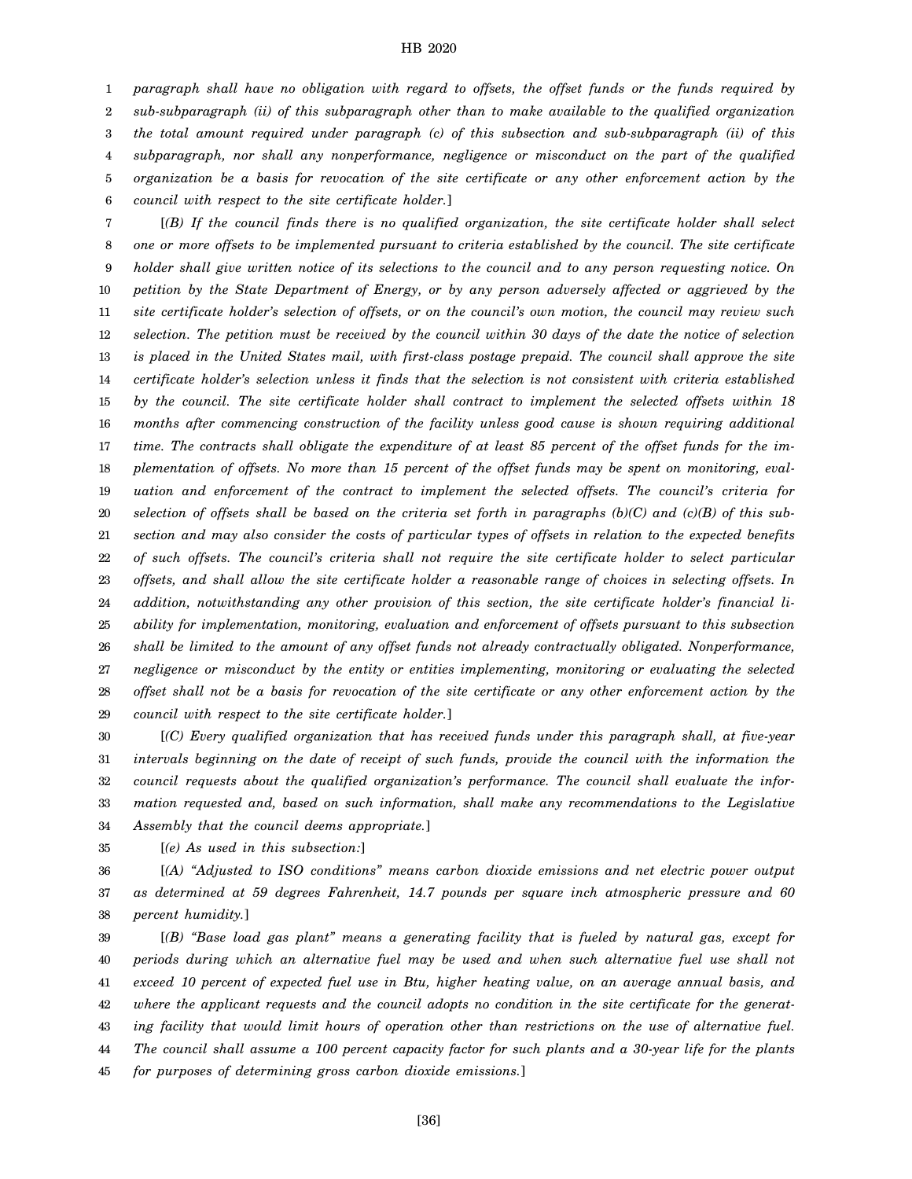*paragraph shall have no obligation with regard to offsets, the offset funds or the funds required by sub-subparagraph (ii) of this subparagraph other than to make available to the qualified organization the total amount required under paragraph (c) of this subsection and sub-subparagraph (ii) of this subparagraph, nor shall any nonperformance, negligence or misconduct on the part of the qualified organization be a basis for revocation of the site certificate or any other enforcement action by the council with respect to the site certificate holder.*]

[*(B) If the council finds there is no qualified organization, the site certificate holder shall select one or more offsets to be implemented pursuant to criteria established by the council. The site certificate holder shall give written notice of its selections to the council and to any person requesting notice. On petition by the State Department of Energy, or by any person adversely affected or aggrieved by the site certificate holder's selection of offsets, or on the council's own motion, the council may review such selection. The petition must be received by the council within 30 days of the date the notice of selection is placed in the United States mail, with first-class postage prepaid. The council shall approve the site certificate holder's selection unless it finds that the selection is not consistent with criteria established by the council. The site certificate holder shall contract to implement the selected offsets within 18 months after commencing construction of the facility unless good cause is shown requiring additional time. The contracts shall obligate the expenditure of at least 85 percent of the offset funds for the implementation of offsets. No more than 15 percent of the offset funds may be spent on monitoring, evaluation and enforcement of the contract to implement the selected offsets. The council's criteria for selection of offsets shall be based on the criteria set forth in paragraphs (b)(C) and (c)(B) of this subsection and may also consider the costs of particular types of offsets in relation to the expected benefits of such offsets. The council's criteria shall not require the site certificate holder to select particular offsets, and shall allow the site certificate holder a reasonable range of choices in selecting offsets. In addition, notwithstanding any other provision of this section, the site certificate holder's financial liability for implementation, monitoring, evaluation and enforcement of offsets pursuant to this subsection shall be limited to the amount of any offset funds not already contractually obligated. Nonperformance, negligence or misconduct by the entity or entities implementing, monitoring or evaluating the selected offset shall not be a basis for revocation of the site certificate or any other enforcement action by the council with respect to the site certificate holder.*]

[*(C) Every qualified organization that has received funds under this paragraph shall, at five-year intervals beginning on the date of receipt of such funds, provide the council with the information the council requests about the qualified organization's performance. The council shall evaluate the information requested and, based on such information, shall make any recommendations to the Legislative Assembly that the council deems appropriate.*]

[*(e) As used in this subsection:*]

[*(A) "Adjusted to ISO conditions" means carbon dioxide emissions and net electric power output as determined at 59 degrees Fahrenheit, 14.7 pounds per square inch atmospheric pressure and 60 percent humidity.*]

[*(B) "Base load gas plant" means a generating facility that is fueled by natural gas, except for periods during which an alternative fuel may be used and when such alternative fuel use shall not exceed 10 percent of expected fuel use in Btu, higher heating value, on an average annual basis, and where the applicant requests and the council adopts no condition in the site certificate for the generating facility that would limit hours of operation other than restrictions on the use of alternative fuel. The council shall assume a 100 percent capacity factor for such plants and a 30-year life for the plants for purposes of determining gross carbon dioxide emissions.*]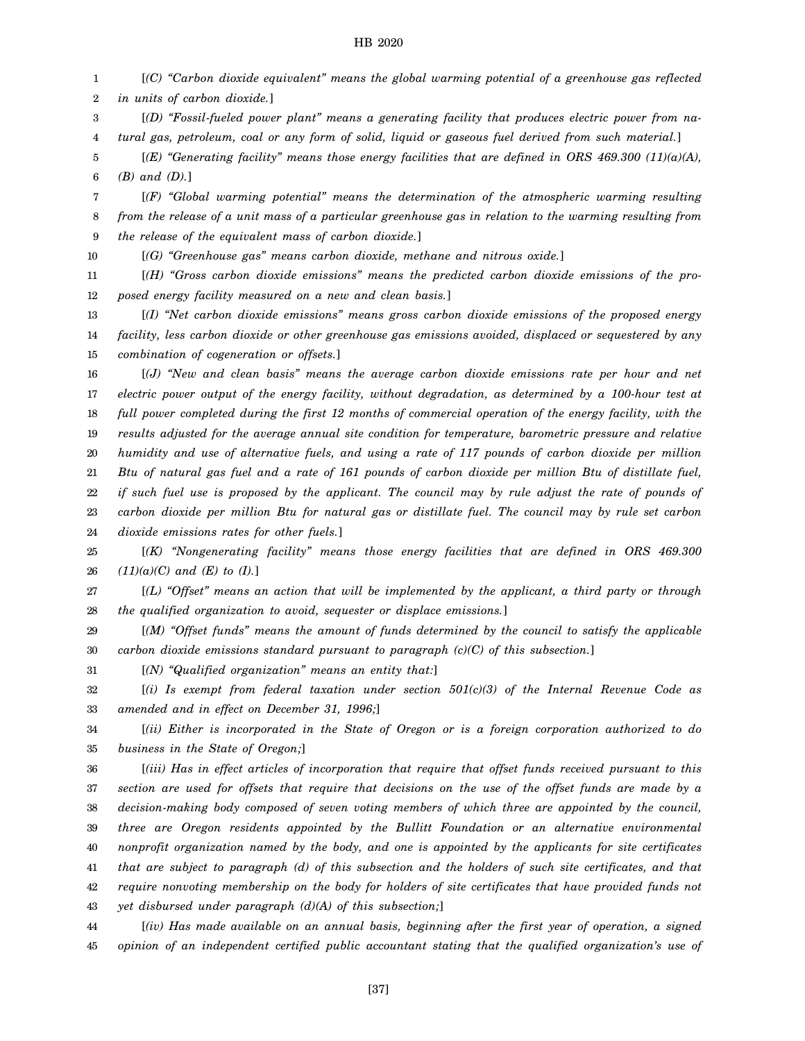[*(C) "Carbon dioxide equivalent" means the global warming potential of a greenhouse gas reflected in units of carbon dioxide.*]

[*(D) "Fossil-fueled power plant" means a generating facility that produces electric power from natural gas, petroleum, coal or any form of solid, liquid or gaseous fuel derived from such material.*]

[*(E) "Generating facility" means those energy facilities that are defined in ORS 469.300 (11)(a)(A), (B) and (D).*]

[*(F) "Global warming potential" means the determination of the atmospheric warming resulting from the release of a unit mass of a particular greenhouse gas in relation to the warming resulting from the release of the equivalent mass of carbon dioxide.*]

[*(G) "Greenhouse gas" means carbon dioxide, methane and nitrous oxide.*]

[*(H) "Gross carbon dioxide emissions" means the predicted carbon dioxide emissions of the proposed energy facility measured on a new and clean basis.*]

[*(I) "Net carbon dioxide emissions" means gross carbon dioxide emissions of the proposed energy facility, less carbon dioxide or other greenhouse gas emissions avoided, displaced or sequestered by any combination of cogeneration or offsets.*]

[*(J) "New and clean basis" means the average carbon dioxide emissions rate per hour and net electric power output of the energy facility, without degradation, as determined by a 100-hour test at full power completed during the first 12 months of commercial operation of the energy facility, with the results adjusted for the average annual site condition for temperature, barometric pressure and relative humidity and use of alternative fuels, and using a rate of 117 pounds of carbon dioxide per million Btu of natural gas fuel and a rate of 161 pounds of carbon dioxide per million Btu of distillate fuel, if such fuel use is proposed by the applicant. The council may by rule adjust the rate of pounds of carbon dioxide per million Btu for natural gas or distillate fuel. The council may by rule set carbon dioxide emissions rates for other fuels.*]

[*(K) "Nongenerating facility" means those energy facilities that are defined in ORS 469.300 (11)(a)(C) and (E) to (I).*]

[*(L) "Offset" means an action that will be implemented by the applicant, a third party or through the qualified organization to avoid, sequester or displace emissions.*]

[*(M) "Offset funds" means the amount of funds determined by the council to satisfy the applicable carbon dioxide emissions standard pursuant to paragraph (c)(C) of this subsection.*]

[*(N) "Qualified organization" means an entity that:*]

[*(i) Is exempt from federal taxation under section 501(c)(3) of the Internal Revenue Code as amended and in effect on December 31, 1996;*]

[*(ii) Either is incorporated in the State of Oregon or is a foreign corporation authorized to do business in the State of Oregon;*]

[*(iii) Has in effect articles of incorporation that require that offset funds received pursuant to this section are used for offsets that require that decisions on the use of the offset funds are made by a decision-making body composed of seven voting members of which three are appointed by the council, three are Oregon residents appointed by the Bullitt Foundation or an alternative environmental nonprofit organization named by the body, and one is appointed by the applicants for site certificates that are subject to paragraph (d) of this subsection and the holders of such site certificates, and that require nonvoting membership on the body for holders of site certificates that have provided funds not yet disbursed under paragraph (d)(A) of this subsection;*]

[*(iv) Has made available on an annual basis, beginning after the first year of operation, a signed opinion of an independent certified public accountant stating that the qualified organization's use of*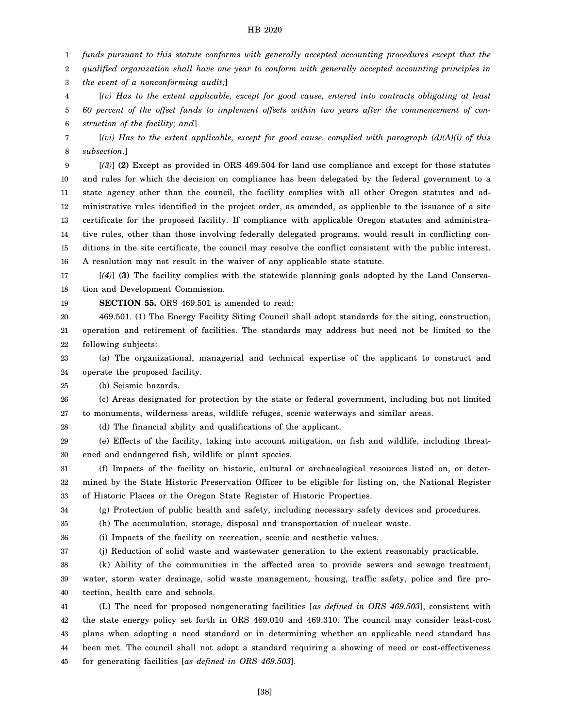*funds pursuant to this statute conforms with generally accepted accounting procedures except that the qualified organization shall have one year to conform with generally accepted accounting principles in the event of a nonconforming audit;*]

[*(v) Has to the extent applicable, except for good cause, entered into contracts obligating at least 60 percent of the offset funds to implement offsets within two years after the commencement of construction of the facility; and*]

[*(vi) Has to the extent applicable, except for good cause, complied with paragraph (d)(A)(i) of this subsection.*]

[*(3)*] **(2)** Except as provided in ORS 469.504 for land use compliance and except for those statutes and rules for which the decision on compliance has been delegated by the federal government to a state agency other than the council, the facility complies with all other Oregon statutes and administrative rules identified in the project order, as amended, as applicable to the issuance of a site certificate for the proposed facility. If compliance with applicable Oregon statutes and administrative rules, other than those involving federally delegated programs, would result in conflicting conditions in the site certificate, the council may resolve the conflict consistent with the public interest. A resolution may not result in the waiver of any applicable state statute.

[*(4)*] **(3)** The facility complies with the statewide planning goals adopted by the Land Conservation and Development Commission.

**SECTION 55.** ORS 469.501 is amended to read:

469.501. (1) The Energy Facility Siting Council shall adopt standards for the siting, construction, operation and retirement of facilities. The standards may address but need not be limited to the following subjects:

(a) The organizational, managerial and technical expertise of the applicant to construct and operate the proposed facility.

(b) Seismic hazards.

(c) Areas designated for protection by the state or federal government, including but not limited to monuments, wilderness areas, wildlife refuges, scenic waterways and similar areas.

(d) The financial ability and qualifications of the applicant.

(e) Effects of the facility, taking into account mitigation, on fish and wildlife, including threatened and endangered fish, wildlife or plant species.

(f) Impacts of the facility on historic, cultural or archaeological resources listed on, or determined by the State Historic Preservation Officer to be eligible for listing on, the National Register of Historic Places or the Oregon State Register of Historic Properties.

(g) Protection of public health and safety, including necessary safety devices and procedures.

(h) The accumulation, storage, disposal and transportation of nuclear waste.

(i) Impacts of the facility on recreation, scenic and aesthetic values.

(j) Reduction of solid waste and wastewater generation to the extent reasonably practicable.

(k) Ability of the communities in the affected area to provide sewers and sewage treatment, water, storm water drainage, solid waste management, housing, traffic safety, police and fire protection, health care and schools.

(L) The need for proposed nongenerating facilities [*as defined in ORS 469.503*], consistent with the state energy policy set forth in ORS 469.010 and 469.310. The council may consider least-cost plans when adopting a need standard or in determining whether an applicable need standard has been met. The council shall not adopt a standard requiring a showing of need or cost-effectiveness for generating facilities [*as defined in ORS 469.503*].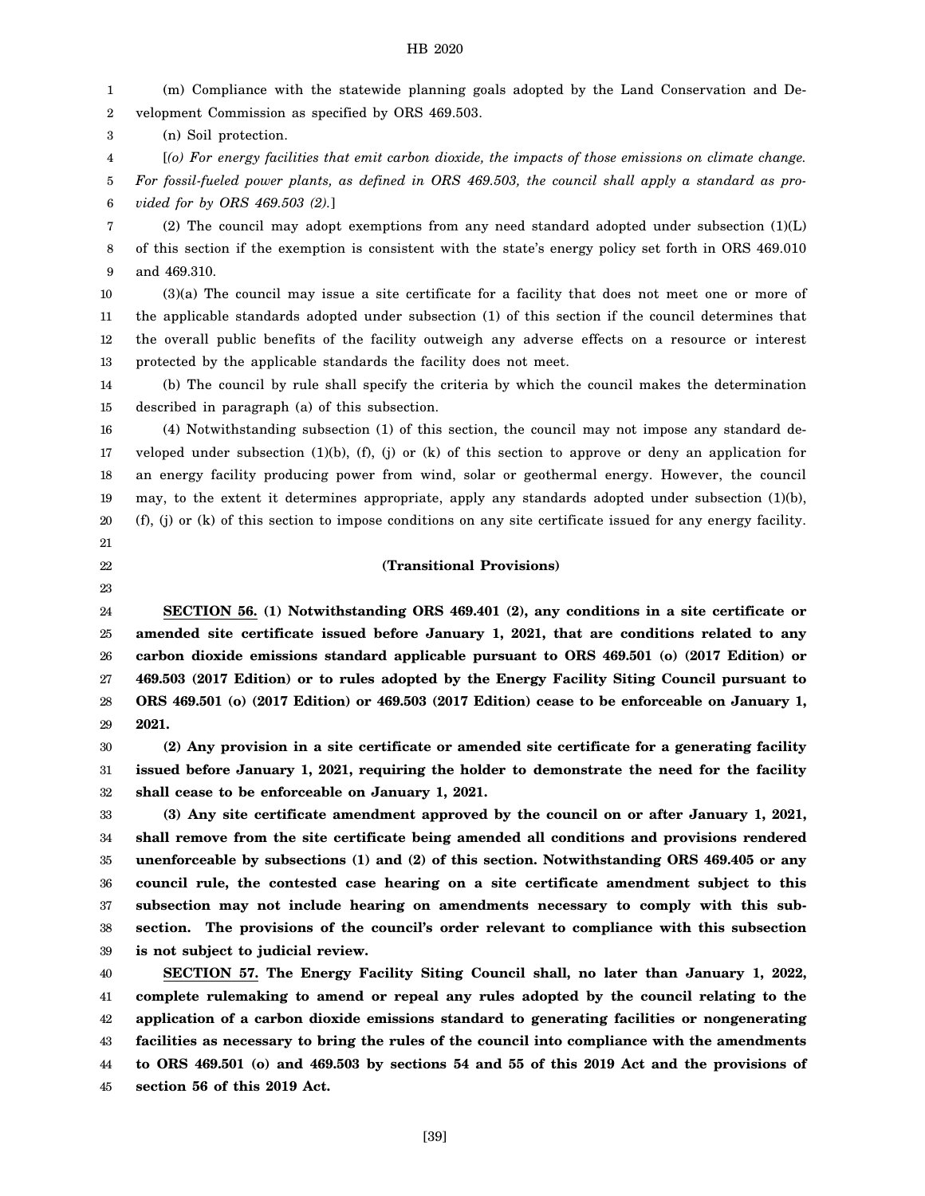(m) Compliance with the statewide planning goals adopted by the Land Conservation and Development Commission as specified by ORS 469.503.

(n) Soil protection.

[*(o) For energy facilities that emit carbon dioxide, the impacts of those emissions on climate change. For fossil-fueled power plants, as defined in ORS 469.503, the council shall apply a standard as provided for by ORS 469.503 (2).*]

(2) The council may adopt exemptions from any need standard adopted under subsection (1)(L) of this section if the exemption is consistent with the state's energy policy set forth in ORS 469.010 and 469.310.

(3)(a) The council may issue a site certificate for a facility that does not meet one or more of the applicable standards adopted under subsection (1) of this section if the council determines that the overall public benefits of the facility outweigh any adverse effects on a resource or interest protected by the applicable standards the facility does not meet.

(b) The council by rule shall specify the criteria by which the council makes the determination described in paragraph (a) of this subsection.

(4) Notwithstanding subsection (1) of this section, the council may not impose any standard developed under subsection (1)(b), (f), (j) or (k) of this section to approve or deny an application for an energy facility producing power from wind, solar or geothermal energy. However, the council may, to the extent it determines appropriate, apply any standards adopted under subsection (1)(b), (f), (j) or (k) of this section to impose conditions on any site certificate issued for any energy facility.

**(Transitional Provisions)**

**SECTION 56. (1) Notwithstanding ORS 469.401 (2), any conditions in a site certificate or amended site certificate issued before January 1, 2021, that are conditions related to any carbon dioxide emissions standard applicable pursuant to ORS 469.501 (o) (2017 Edition) or 469.503 (2017 Edition) or to rules adopted by the Energy Facility Siting Council pursuant to ORS 469.501 (o) (2017 Edition) or 469.503 (2017 Edition) cease to be enforceable on January 1, 2021.**

**(2) Any provision in a site certificate or amended site certificate for a generating facility issued before January 1, 2021, requiring the holder to demonstrate the need for the facility shall cease to be enforceable on January 1, 2021.**

**(3) Any site certificate amendment approved by the council on or after January 1, 2021, shall remove from the site certificate being amended all conditions and provisions rendered unenforceable by subsections (1) and (2) of this section. Notwithstanding ORS 469.405 or any council rule, the contested case hearing on a site certificate amendment subject to this subsection may not include hearing on amendments necessary to comply with this subsection. The provisions of the council's order relevant to compliance with this subsection is not subject to judicial review.**

**SECTION 57. The Energy Facility Siting Council shall, no later than January 1, 2022, complete rulemaking to amend or repeal any rules adopted by the council relating to the application of a carbon dioxide emissions standard to generating facilities or nongenerating facilities as necessary to bring the rules of the council into compliance with the amendments to ORS 469.501 (o) and 469.503 by sections 54 and 55 of this 2019 Act and the provisions of section 56 of this 2019 Act.**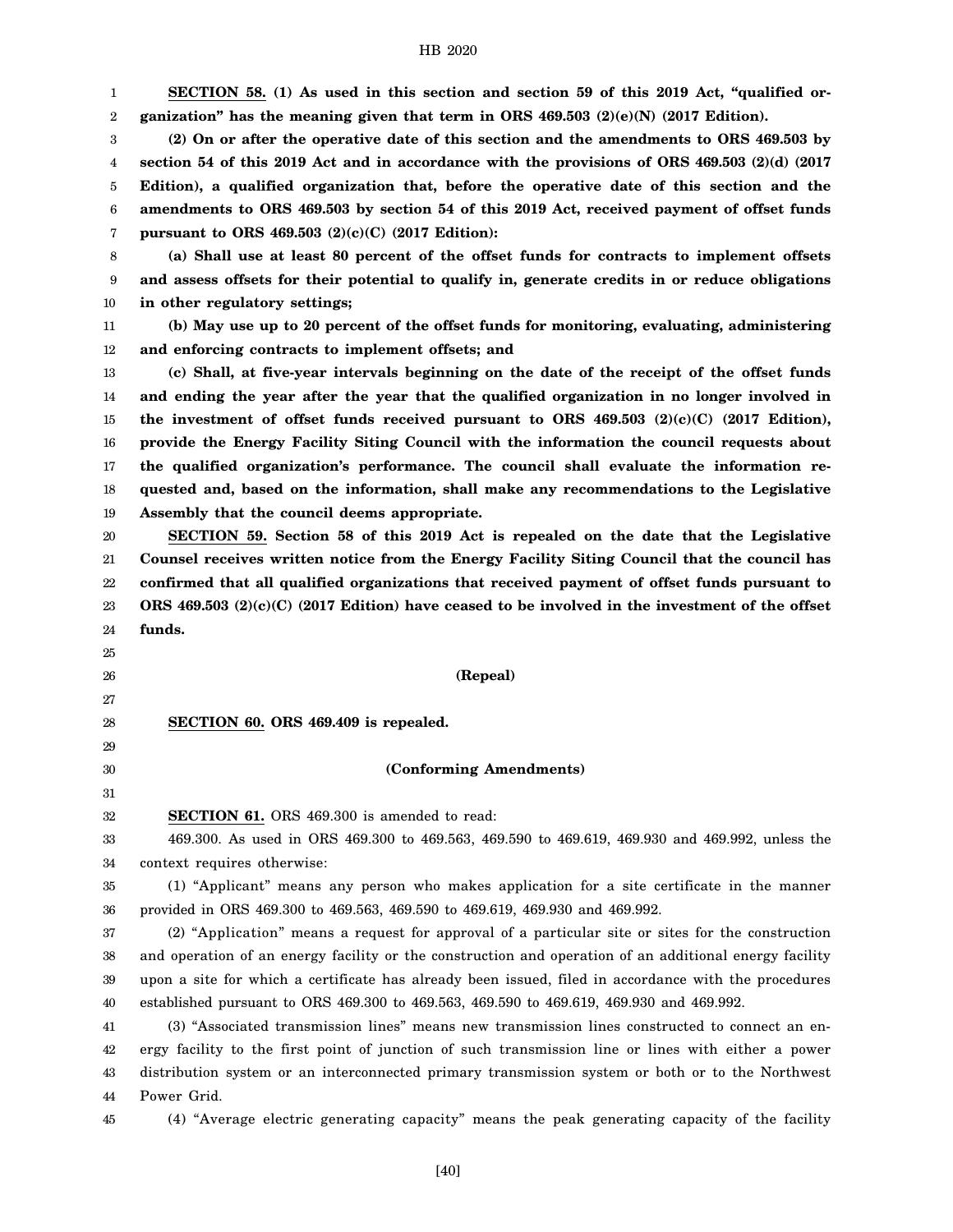**SECTION 58. (1) As used in this section and section 59 of this 2019 Act, "qualified organization" has the meaning given that term in ORS 469.503 (2)(e)(N) (2017 Edition).**

**(2) On or after the operative date of this section and the amendments to ORS 469.503 by section 54 of this 2019 Act and in accordance with the provisions of ORS 469.503 (2)(d) (2017 Edition), a qualified organization that, before the operative date of this section and the amendments to ORS 469.503 by section 54 of this 2019 Act, received payment of offset funds pursuant to ORS 469.503 (2)(c)(C) (2017 Edition):**

**(a) Shall use at least 80 percent of the offset funds for contracts to implement offsets and assess offsets for their potential to qualify in, generate credits in or reduce obligations in other regulatory settings;**

**(b) May use up to 20 percent of the offset funds for monitoring, evaluating, administering and enforcing contracts to implement offsets; and**

**(c) Shall, at five-year intervals beginning on the date of the receipt of the offset funds and ending the year after the year that the qualified organization in no longer involved in the investment of offset funds received pursuant to ORS 469.503 (2)(c)(C) (2017 Edition), provide the Energy Facility Siting Council with the information the council requests about the qualified organization's performance. The council shall evaluate the information requested and, based on the information, shall make any recommendations to the Legislative Assembly that the council deems appropriate.**

**SECTION 59. Section 58 of this 2019 Act is repealed on the date that the Legislative Counsel receives written notice from the Energy Facility Siting Council that the council has confirmed that all qualified organizations that received payment of offset funds pursuant to ORS 469.503 (2)(c)(C) (2017 Edition) have ceased to be involved in the investment of the offset funds.**

**(Repeal)**

**SECTION 60. ORS 469.409 is repealed.**

**(Conforming Amendments)**

**SECTION 61.** ORS 469.300 is amended to read:

469.300. As used in ORS 469.300 to 469.563, 469.590 to 469.619, 469.930 and 469.992, unless the context requires otherwise:

(1) "Applicant" means any person who makes application for a site certificate in the manner provided in ORS 469.300 to 469.563, 469.590 to 469.619, 469.930 and 469.992.

(2) "Application" means a request for approval of a particular site or sites for the construction and operation of an energy facility or the construction and operation of an additional energy facility upon a site for which a certificate has already been issued, filed in accordance with the procedures established pursuant to ORS 469.300 to 469.563, 469.590 to 469.619, 469.930 and 469.992.

(3) "Associated transmission lines" means new transmission lines constructed to connect an energy facility to the first point of junction of such transmission line or lines with either a power distribution system or an interconnected primary transmission system or both or to the Northwest Power Grid.

(4) "Average electric generating capacity" means the peak generating capacity of the facility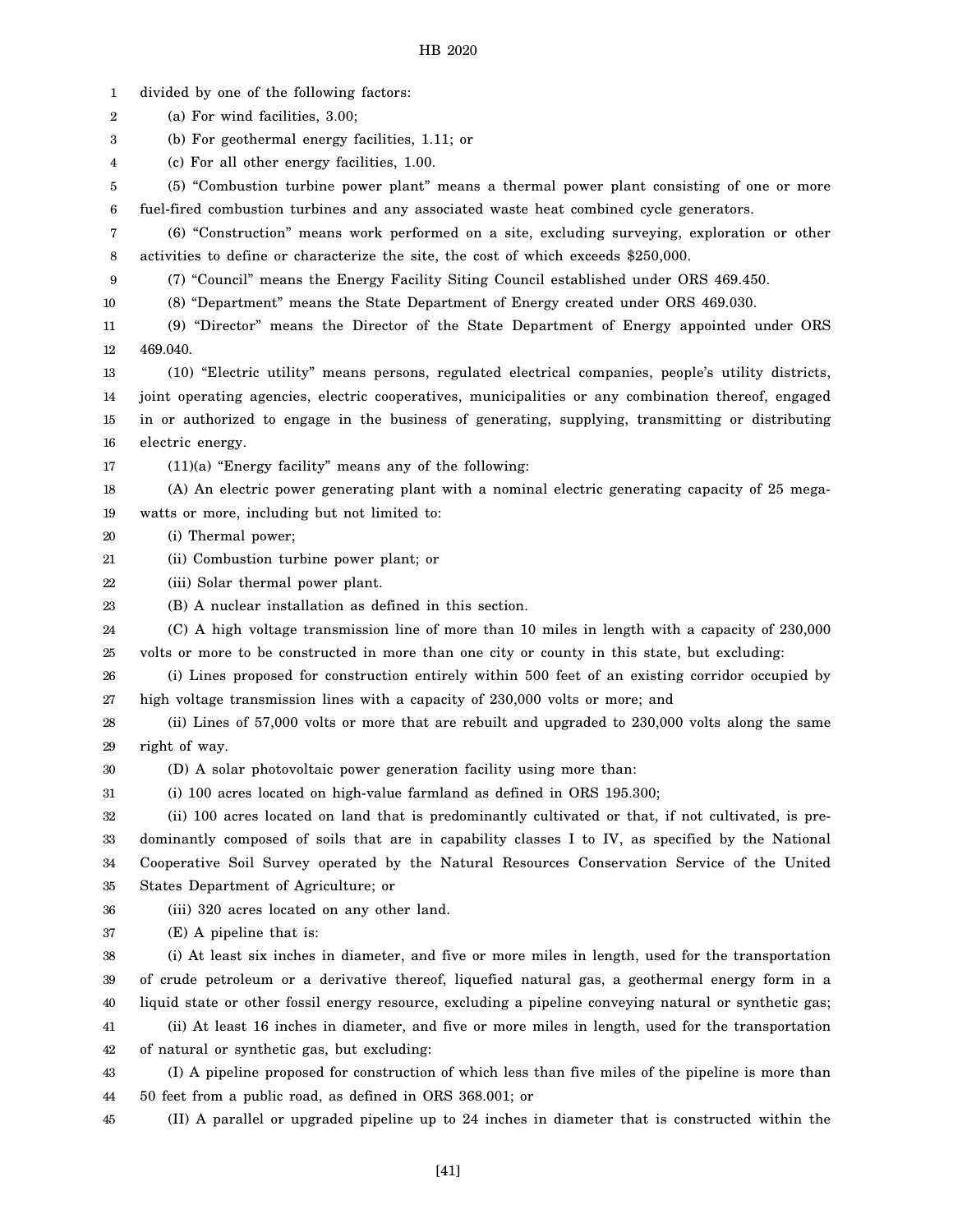divided by one of the following factors:

(a) For wind facilities, 3.00;

(b) For geothermal energy facilities, 1.11; or

(c) For all other energy facilities, 1.00.

(5) "Combustion turbine power plant" means a thermal power plant consisting of one or more fuel-fired combustion turbines and any associated waste heat combined cycle generators.

(6) "Construction" means work performed on a site, excluding surveying, exploration or other activities to define or characterize the site, the cost of which exceeds $250,000.

(7) "Council" means the Energy Facility Siting Council established under ORS 469.450.

(8) "Department" means the State Department of Energy created under ORS 469.030.

(9) "Director" means the Director of the State Department of Energy appointed under ORS 469.040.

(10) "Electric utility" means persons, regulated electrical companies, people's utility districts, joint operating agencies, electric cooperatives, municipalities or any combination thereof, engaged in or authorized to engage in the business of generating, supplying, transmitting or distributing electric energy.

(11)(a) "Energy facility" means any of the following:

(A) An electric power generating plant with a nominal electric generating capacity of 25 megawatts or more, including but not limited to:

(i) Thermal power;

(ii) Combustion turbine power plant; or

(iii) Solar thermal power plant.

(B) A nuclear installation as defined in this section.

(C) A high voltage transmission line of more than 10 miles in length with a capacity of 230,000 volts or more to be constructed in more than one city or county in this state, but excluding:

(i) Lines proposed for construction entirely within 500 feet of an existing corridor occupied by high voltage transmission lines with a capacity of 230,000 volts or more; and

(ii) Lines of 57,000 volts or more that are rebuilt and upgraded to 230,000 volts along the same right of way.

(D) A solar photovoltaic power generation facility using more than:

(i) 100 acres located on high-value farmland as defined in ORS 195.300;

(ii) 100 acres located on land that is predominantly cultivated or that, if not cultivated, is predominantly composed of soils that are in capability classes I to IV, as specified by the National Cooperative Soil Survey operated by the Natural Resources Conservation Service of the United States Department of Agriculture; or

(iii) 320 acres located on any other land.

(E) A pipeline that is:

(i) At least six inches in diameter, and five or more miles in length, used for the transportation of crude petroleum or a derivative thereof, liquefied natural gas, a geothermal energy form in a liquid state or other fossil energy resource, excluding a pipeline conveying natural or synthetic gas;

(ii) At least 16 inches in diameter, and five or more miles in length, used for the transportation of natural or synthetic gas, but excluding:

(I) A pipeline proposed for construction of which less than five miles of the pipeline is more than 50 feet from a public road, as defined in ORS 368.001; or

(II) A parallel or upgraded pipeline up to 24 inches in diameter that is constructed within the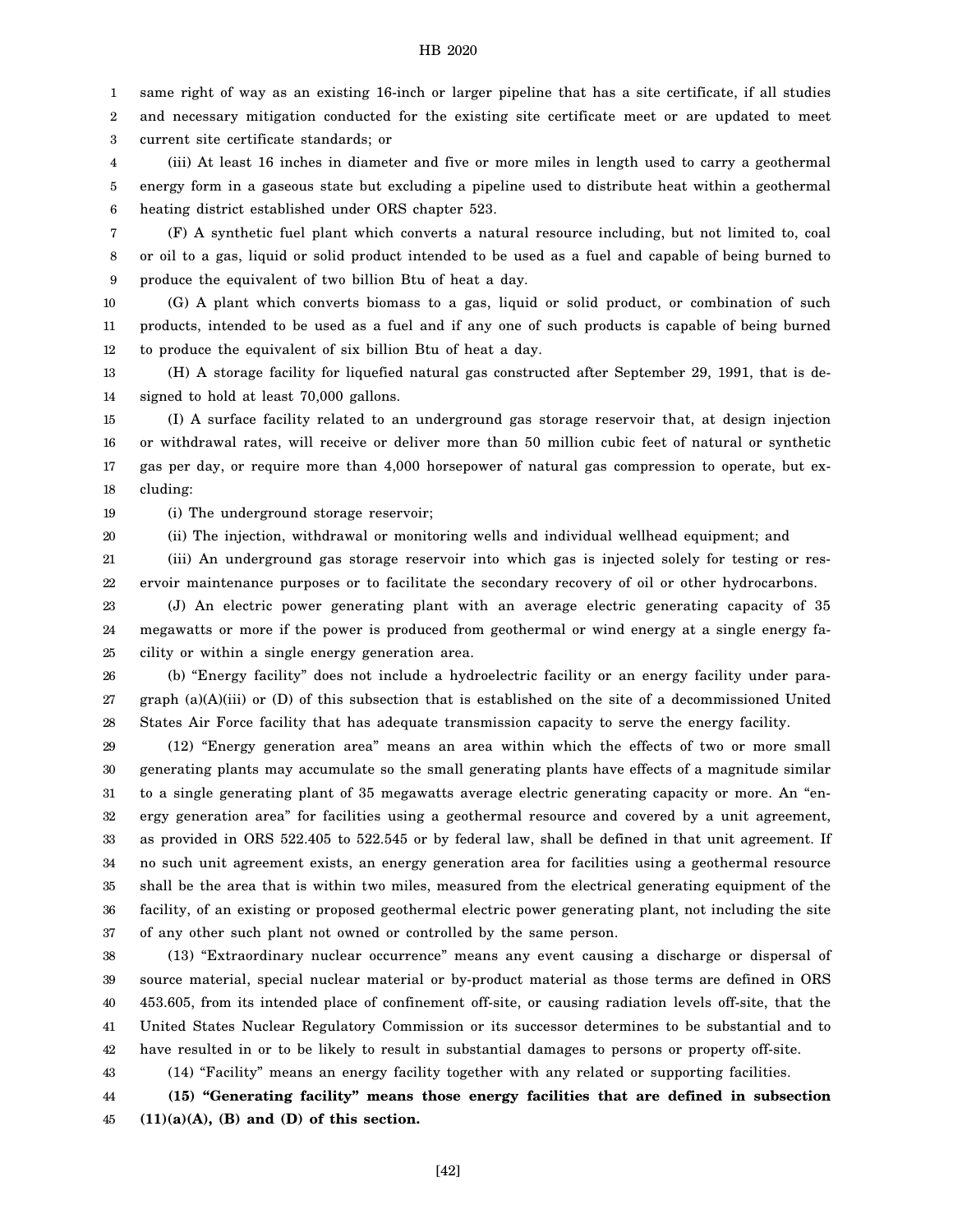same right of way as an existing 16-inch or larger pipeline that has a site certificate, if all studies and necessary mitigation conducted for the existing site certificate meet or are updated to meet current site certificate standards; or

(iii) At least 16 inches in diameter and five or more miles in length used to carry a geothermal energy form in a gaseous state but excluding a pipeline used to distribute heat within a geothermal heating district established under ORS chapter 523.

(F) A synthetic fuel plant which converts a natural resource including, but not limited to, coal or oil to a gas, liquid or solid product intended to be used as a fuel and capable of being burned to produce the equivalent of two billion Btu of heat a day.

(G) A plant which converts biomass to a gas, liquid or solid product, or combination of such products, intended to be used as a fuel and if any one of such products is capable of being burned to produce the equivalent of six billion Btu of heat a day.

(H) A storage facility for liquefied natural gas constructed after September 29, 1991, that is designed to hold at least 70,000 gallons.

(I) A surface facility related to an underground gas storage reservoir that, at design injection or withdrawal rates, will receive or deliver more than 50 million cubic feet of natural or synthetic gas per day, or require more than 4,000 horsepower of natural gas compression to operate, but excluding:

(i) The underground storage reservoir;

(ii) The injection, withdrawal or monitoring wells and individual wellhead equipment; and

(iii) An underground gas storage reservoir into which gas is injected solely for testing or reservoir maintenance purposes or to facilitate the secondary recovery of oil or other hydrocarbons.

(J) An electric power generating plant with an average electric generating capacity of 35 megawatts or more if the power is produced from geothermal or wind energy at a single energy facility or within a single energy generation area.

(b) "Energy facility" does not include a hydroelectric facility or an energy facility under paragraph (a)(A)(iii) or (D) of this subsection that is established on the site of a decommissioned United States Air Force facility that has adequate transmission capacity to serve the energy facility.

(12) "Energy generation area" means an area within which the effects of two or more small generating plants may accumulate so the small generating plants have effects of a magnitude similar to a single generating plant of 35 megawatts average electric generating capacity or more. An "energy generation area" for facilities using a geothermal resource and covered by a unit agreement, as provided in ORS 522.405 to 522.545 or by federal law, shall be defined in that unit agreement. If no such unit agreement exists, an energy generation area for facilities using a geothermal resource shall be the area that is within two miles, measured from the electrical generating equipment of the facility, of an existing or proposed geothermal electric power generating plant, not including the site of any other such plant not owned or controlled by the same person.

(13) "Extraordinary nuclear occurrence" means any event causing a discharge or dispersal of source material, special nuclear material or by-product material as those terms are defined in ORS 453.605, from its intended place of confinement off-site, or causing radiation levels off-site, that the United States Nuclear Regulatory Commission or its successor determines to be substantial and to have resulted in or to be likely to result in substantial damages to persons or property off-site.

(14) "Facility" means an energy facility together with any related or supporting facilities.

**(15) "Generating facility" means those energy facilities that are defined in subsection (11)(a)(A), (B) and (D) of this section.**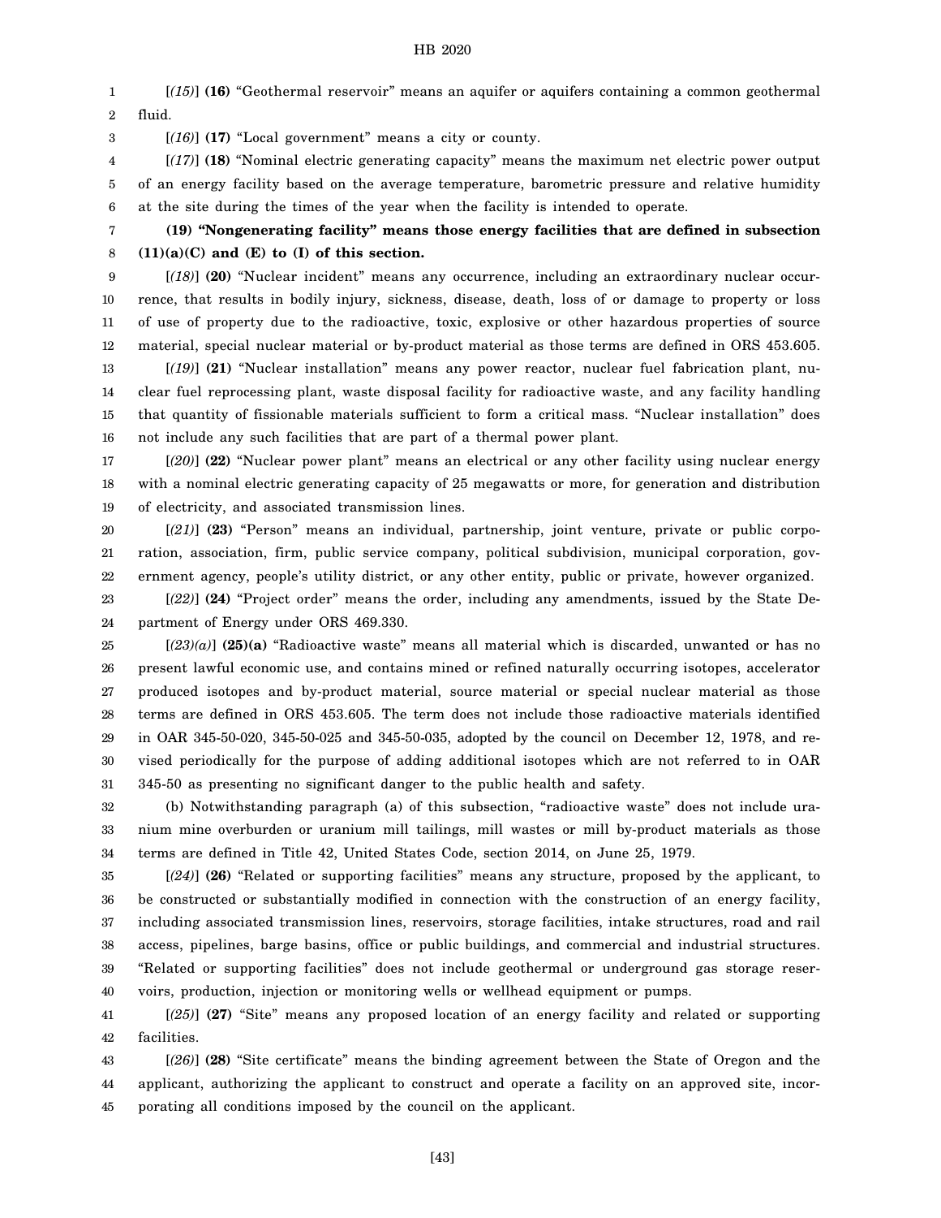[*(15)*] **(16)** "Geothermal reservoir" means an aquifer or aquifers containing a common geothermal fluid.

[*(16)*] **(17)** "Local government" means a city or county.

[*(17)*] **(18)** "Nominal electric generating capacity" means the maximum net electric power output of an energy facility based on the average temperature, barometric pressure and relative humidity at the site during the times of the year when the facility is intended to operate.

**(19) "Nongenerating facility" means those energy facilities that are defined in subsection (11)(a)(C) and (E) to (I) of this section.**

[*(18)*] **(20)** "Nuclear incident" means any occurrence, including an extraordinary nuclear occurrence, that results in bodily injury, sickness, disease, death, loss of or damage to property or loss of use of property due to the radioactive, toxic, explosive or other hazardous properties of source material, special nuclear material or by-product material as those terms are defined in ORS 453.605.

[*(19)*] **(21)** "Nuclear installation" means any power reactor, nuclear fuel fabrication plant, nuclear fuel reprocessing plant, waste disposal facility for radioactive waste, and any facility handling that quantity of fissionable materials sufficient to form a critical mass. "Nuclear installation" does not include any such facilities that are part of a thermal power plant.

[*(20)*] **(22)** "Nuclear power plant" means an electrical or any other facility using nuclear energy with a nominal electric generating capacity of 25 megawatts or more, for generation and distribution of electricity, and associated transmission lines.

[*(21)*] **(23)** "Person" means an individual, partnership, joint venture, private or public corporation, association, firm, public service company, political subdivision, municipal corporation, government agency, people's utility district, or any other entity, public or private, however organized.

[*(22)*] **(24)** "Project order" means the order, including any amendments, issued by the State Department of Energy under ORS 469.330.

[*(23)(a)*] **(25)(a)** "Radioactive waste" means all material which is discarded, unwanted or has no present lawful economic use, and contains mined or refined naturally occurring isotopes, accelerator produced isotopes and by-product material, source material or special nuclear material as those terms are defined in ORS 453.605. The term does not include those radioactive materials identified in OAR 345-50-020, 345-50-025 and 345-50-035, adopted by the council on December 12, 1978, and revised periodically for the purpose of adding additional isotopes which are not referred to in OAR 345-50 as presenting no significant danger to the public health and safety.

(b) Notwithstanding paragraph (a) of this subsection, "radioactive waste" does not include uranium mine overburden or uranium mill tailings, mill wastes or mill by-product materials as those terms are defined in Title 42, United States Code, section 2014, on June 25, 1979.

[*(24)*] **(26)** "Related or supporting facilities" means any structure, proposed by the applicant, to be constructed or substantially modified in connection with the construction of an energy facility, including associated transmission lines, reservoirs, storage facilities, intake structures, road and rail access, pipelines, barge basins, office or public buildings, and commercial and industrial structures. "Related or supporting facilities" does not include geothermal or underground gas storage reservoirs, production, injection or monitoring wells or wellhead equipment or pumps.

[*(25)*] **(27)** "Site" means any proposed location of an energy facility and related or supporting facilities.

[*(26)*] **(28)** "Site certificate" means the binding agreement between the State of Oregon and the applicant, authorizing the applicant to construct and operate a facility on an approved site, incorporating all conditions imposed by the council on the applicant.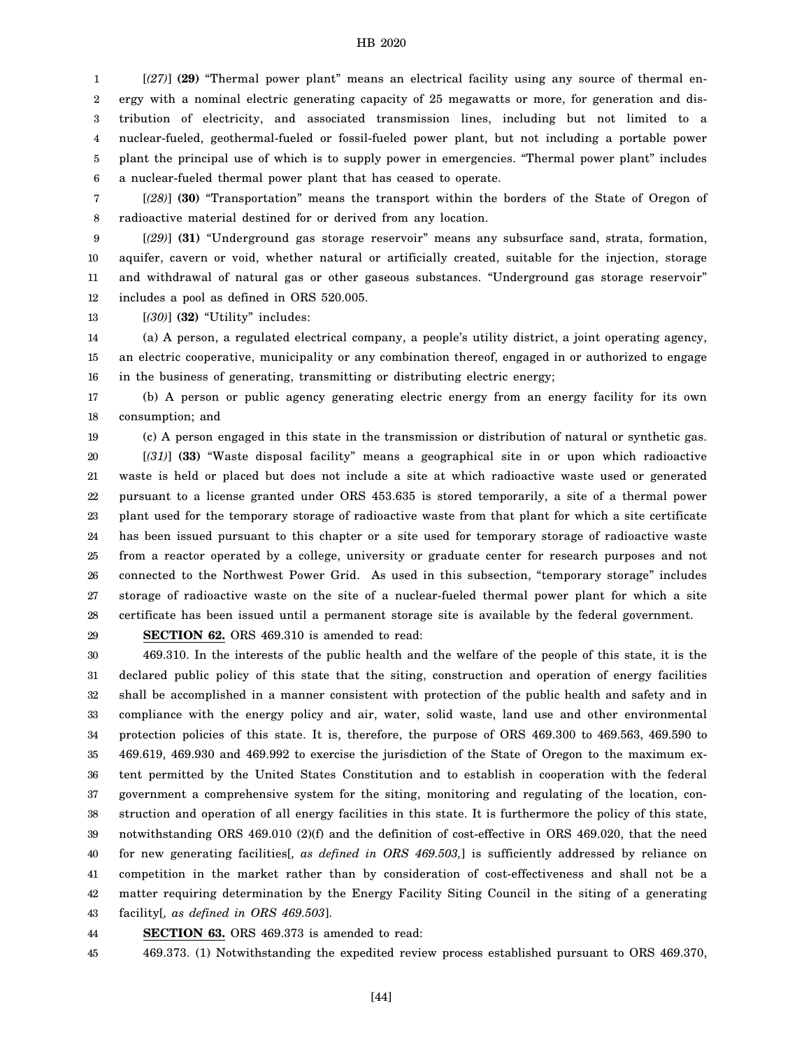[*(27)*] **(29)** "Thermal power plant" means an electrical facility using any source of thermal energy with a nominal electric generating capacity of 25 megawatts or more, for generation and distribution of electricity, and associated transmission lines, including but not limited to a nuclear-fueled, geothermal-fueled or fossil-fueled power plant, but not including a portable power plant the principal use of which is to supply power in emergencies. "Thermal power plant" includes a nuclear-fueled thermal power plant that has ceased to operate.

[*(28)*] **(30)** "Transportation" means the transport within the borders of the State of Oregon of radioactive material destined for or derived from any location.

[*(29)*] **(31)** "Underground gas storage reservoir" means any subsurface sand, strata, formation, aquifer, cavern or void, whether natural or artificially created, suitable for the injection, storage and withdrawal of natural gas or other gaseous substances. "Underground gas storage reservoir" includes a pool as defined in ORS 520.005.

[*(30)*] **(32)** "Utility" includes:

(a) A person, a regulated electrical company, a people's utility district, a joint operating agency, an electric cooperative, municipality or any combination thereof, engaged in or authorized to engage in the business of generating, transmitting or distributing electric energy;

(b) A person or public agency generating electric energy from an energy facility for its own consumption; and

(c) A person engaged in this state in the transmission or distribution of natural or synthetic gas.

[*(31)*] **(33)** "Waste disposal facility" means a geographical site in or upon which radioactive waste is held or placed but does not include a site at which radioactive waste used or generated pursuant to a license granted under ORS 453.635 is stored temporarily, a site of a thermal power plant used for the temporary storage of radioactive waste from that plant for which a site certificate has been issued pursuant to this chapter or a site used for temporary storage of radioactive waste from a reactor operated by a college, university or graduate center for research purposes and not connected to the Northwest Power Grid. As used in this subsection, "temporary storage" includes storage of radioactive waste on the site of a nuclear-fueled thermal power plant for which a site certificate has been issued until a permanent storage site is available by the federal government.

**SECTION 62.** ORS 469.310 is amended to read:

469.310. In the interests of the public health and the welfare of the people of this state, it is the declared public policy of this state that the siting, construction and operation of energy facilities shall be accomplished in a manner consistent with protection of the public health and safety and in compliance with the energy policy and air, water, solid waste, land use and other environmental protection policies of this state. It is, therefore, the purpose of ORS 469.300 to 469.563, 469.590 to 469.619, 469.930 and 469.992 to exercise the jurisdiction of the State of Oregon to the maximum extent permitted by the United States Constitution and to establish in cooperation with the federal government a comprehensive system for the siting, monitoring and regulating of the location, construction and operation of all energy facilities in this state. It is furthermore the policy of this state, notwithstanding ORS 469.010 (2)(f) and the definition of cost-effective in ORS 469.020, that the need for new generating facilities[*, as defined in ORS 469.503,*] is sufficiently addressed by reliance on competition in the market rather than by consideration of cost-effectiveness and shall not be a matter requiring determination by the Energy Facility Siting Council in the siting of a generating facility[*, as defined in ORS 469.503*].

**SECTION 63.** ORS 469.373 is amended to read:

469.373. (1) Notwithstanding the expedited review process established pursuant to ORS 469.370,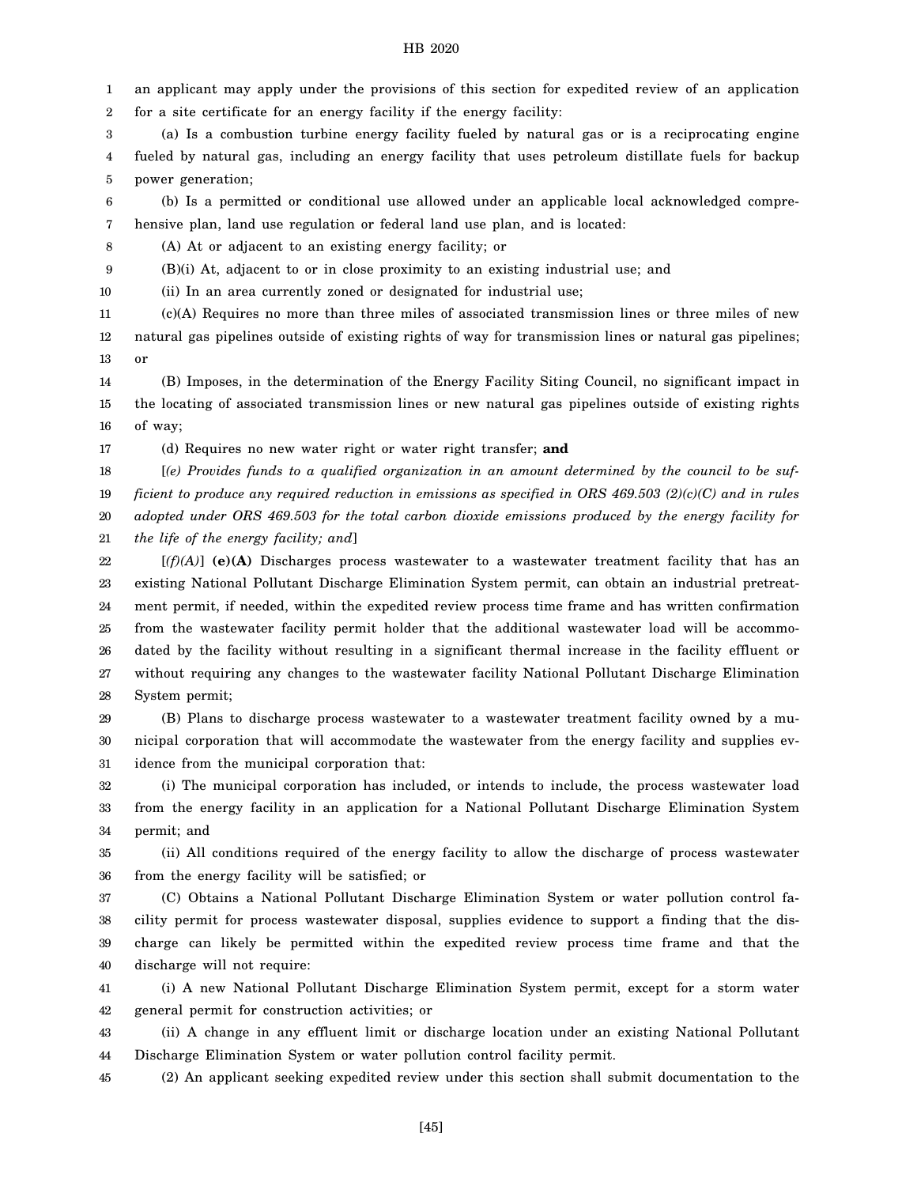an applicant may apply under the provisions of this section for expedited review of an application for a site certificate for an energy facility if the energy facility:

(a) Is a combustion turbine energy facility fueled by natural gas or is a reciprocating engine fueled by natural gas, including an energy facility that uses petroleum distillate fuels for backup power generation;

(b) Is a permitted or conditional use allowed under an applicable local acknowledged comprehensive plan, land use regulation or federal land use plan, and is located:

(A) At or adjacent to an existing energy facility; or

(B)(i) At, adjacent to or in close proximity to an existing industrial use; and

(ii) In an area currently zoned or designated for industrial use;

(c)(A) Requires no more than three miles of associated transmission lines or three miles of new natural gas pipelines outside of existing rights of way for transmission lines or natural gas pipelines; or

(B) Imposes, in the determination of the Energy Facility Siting Council, no significant impact in the locating of associated transmission lines or new natural gas pipelines outside of existing rights of way;

(d) Requires no new water right or water right transfer; **and**

[*(e) Provides funds to a qualified organization in an amount determined by the council to be sufficient to produce any required reduction in emissions as specified in ORS 469.503 (2)(c)(C) and in rules adopted under ORS 469.503 for the total carbon dioxide emissions produced by the energy facility for the life of the energy facility; and*]

[*(f)(A)*] **(e)(A)** Discharges process wastewater to a wastewater treatment facility that has an existing National Pollutant Discharge Elimination System permit, can obtain an industrial pretreatment permit, if needed, within the expedited review process time frame and has written confirmation from the wastewater facility permit holder that the additional wastewater load will be accommodated by the facility without resulting in a significant thermal increase in the facility effluent or without requiring any changes to the wastewater facility National Pollutant Discharge Elimination System permit;

(B) Plans to discharge process wastewater to a wastewater treatment facility owned by a municipal corporation that will accommodate the wastewater from the energy facility and supplies evidence from the municipal corporation that:

(i) The municipal corporation has included, or intends to include, the process wastewater load from the energy facility in an application for a National Pollutant Discharge Elimination System permit; and

(ii) All conditions required of the energy facility to allow the discharge of process wastewater from the energy facility will be satisfied; or

(C) Obtains a National Pollutant Discharge Elimination System or water pollution control facility permit for process wastewater disposal, supplies evidence to support a finding that the discharge can likely be permitted within the expedited review process time frame and that the discharge will not require:

(i) A new National Pollutant Discharge Elimination System permit, except for a storm water general permit for construction activities; or

(ii) A change in any effluent limit or discharge location under an existing National Pollutant Discharge Elimination System or water pollution control facility permit.

(2) An applicant seeking expedited review under this section shall submit documentation to the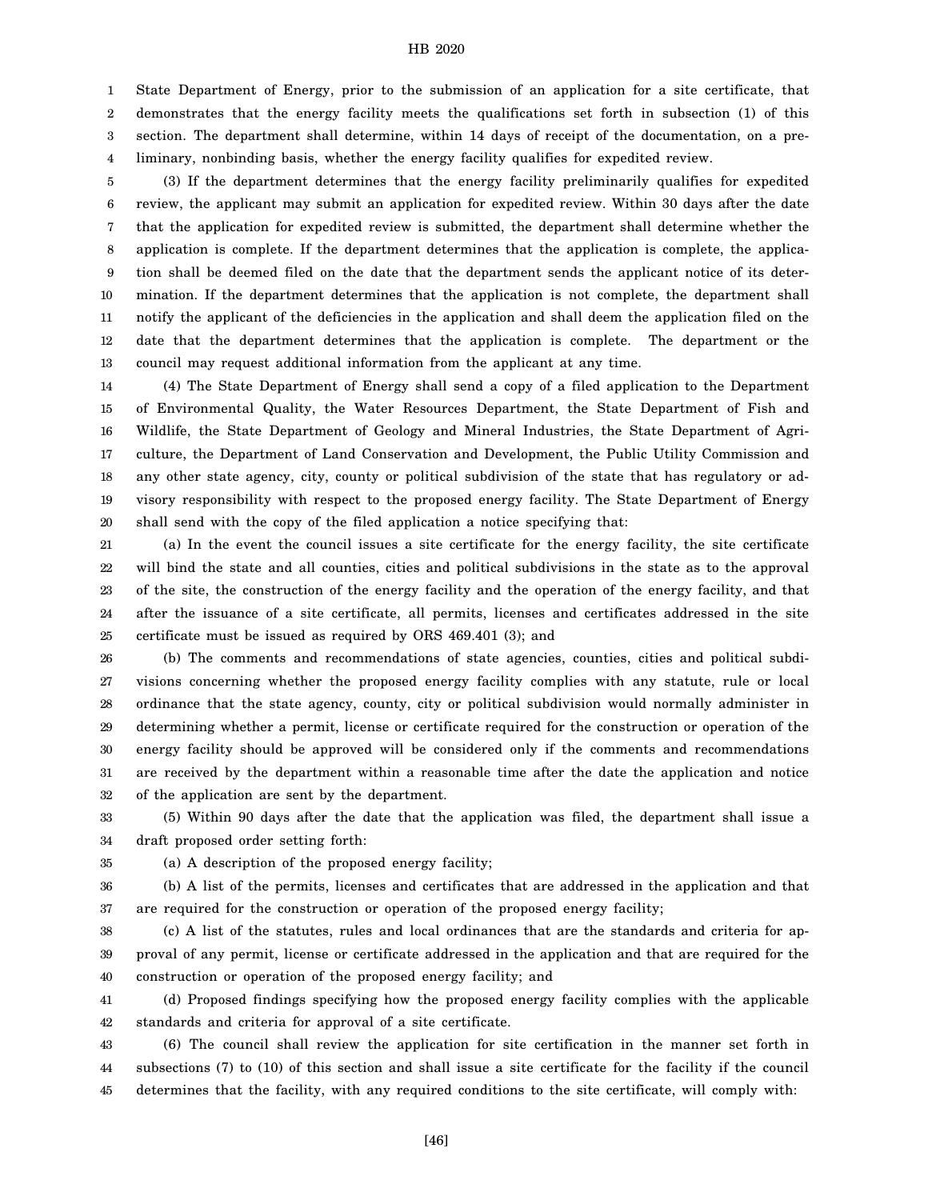State Department of Energy, prior to the submission of an application for a site certificate, that demonstrates that the energy facility meets the qualifications set forth in subsection (1) of this section. The department shall determine, within 14 days of receipt of the documentation, on a preliminary, nonbinding basis, whether the energy facility qualifies for expedited review.

(3) If the department determines that the energy facility preliminarily qualifies for expedited review, the applicant may submit an application for expedited review. Within 30 days after the date that the application for expedited review is submitted, the department shall determine whether the application is complete. If the department determines that the application is complete, the application shall be deemed filed on the date that the department sends the applicant notice of its determination. If the department determines that the application is not complete, the department shall notify the applicant of the deficiencies in the application and shall deem the application filed on the date that the department determines that the application is complete. The department or the council may request additional information from the applicant at any time.

(4) The State Department of Energy shall send a copy of a filed application to the Department of Environmental Quality, the Water Resources Department, the State Department of Fish and Wildlife, the State Department of Geology and Mineral Industries, the State Department of Agriculture, the Department of Land Conservation and Development, the Public Utility Commission and any other state agency, city, county or political subdivision of the state that has regulatory or advisory responsibility with respect to the proposed energy facility. The State Department of Energy shall send with the copy of the filed application a notice specifying that:

(a) In the event the council issues a site certificate for the energy facility, the site certificate will bind the state and all counties, cities and political subdivisions in the state as to the approval of the site, the construction of the energy facility and the operation of the energy facility, and that after the issuance of a site certificate, all permits, licenses and certificates addressed in the site certificate must be issued as required by ORS 469.401 (3); and

(b) The comments and recommendations of state agencies, counties, cities and political subdivisions concerning whether the proposed energy facility complies with any statute, rule or local ordinance that the state agency, county, city or political subdivision would normally administer in determining whether a permit, license or certificate required for the construction or operation of the energy facility should be approved will be considered only if the comments and recommendations are received by the department within a reasonable time after the date the application and notice of the application are sent by the department.

(5) Within 90 days after the date that the application was filed, the department shall issue a draft proposed order setting forth:

(a) A description of the proposed energy facility;

(b) A list of the permits, licenses and certificates that are addressed in the application and that are required for the construction or operation of the proposed energy facility;

(c) A list of the statutes, rules and local ordinances that are the standards and criteria for approval of any permit, license or certificate addressed in the application and that are required for the construction or operation of the proposed energy facility; and

(d) Proposed findings specifying how the proposed energy facility complies with the applicable standards and criteria for approval of a site certificate.

(6) The council shall review the application for site certification in the manner set forth in subsections (7) to (10) of this section and shall issue a site certificate for the facility if the council determines that the facility, with any required conditions to the site certificate, will comply with: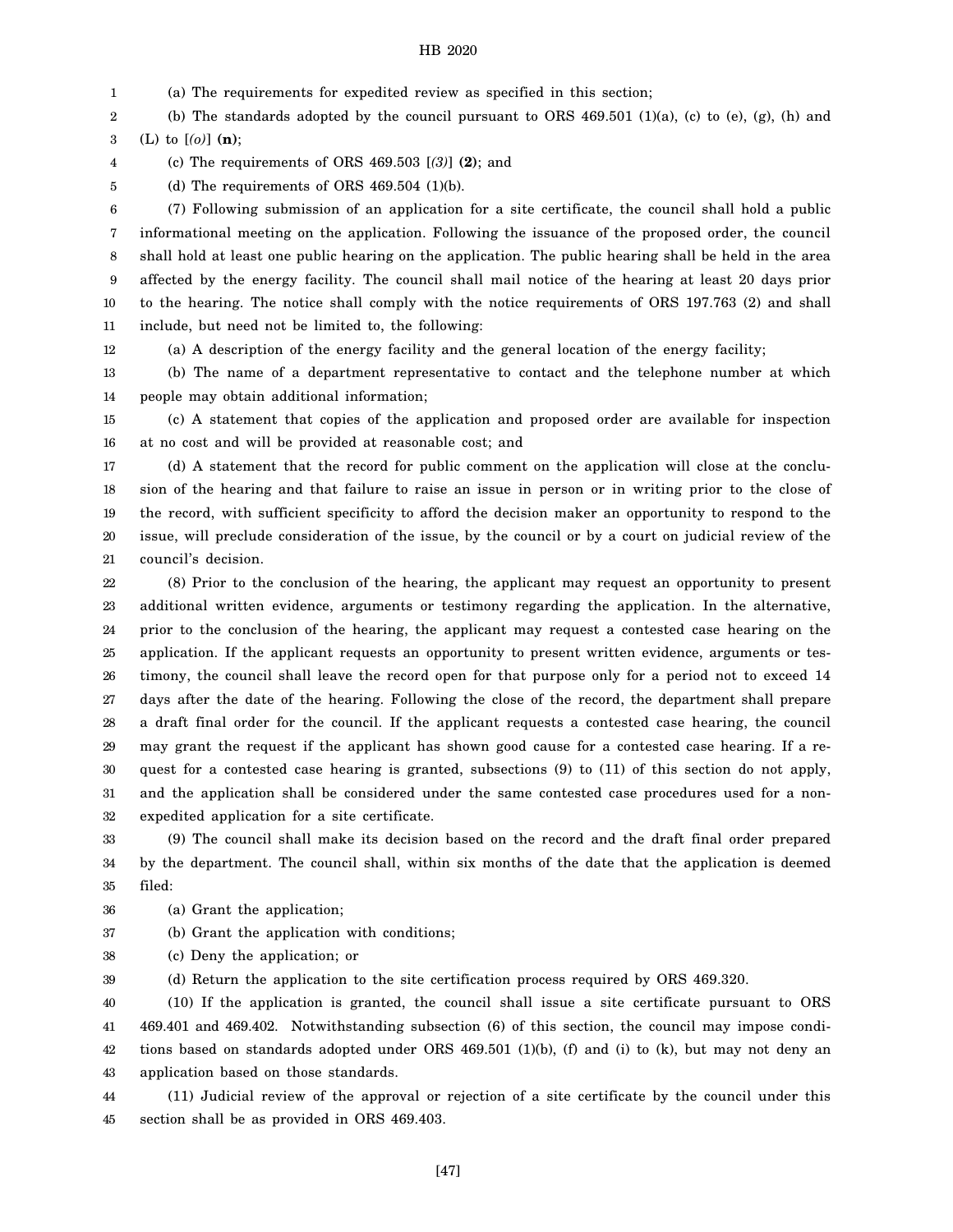(a) The requirements for expedited review as specified in this section;

(b) The standards adopted by the council pursuant to ORS 469.501 (1)(a), (c) to (e), (g), (h) and (L) to [*(o)*] **(n)**;

(c) The requirements of ORS 469.503 [*(3)*] **(2)**; and

(d) The requirements of ORS 469.504 (1)(b).

(7) Following submission of an application for a site certificate, the council shall hold a public informational meeting on the application. Following the issuance of the proposed order, the council shall hold at least one public hearing on the application. The public hearing shall be held in the area affected by the energy facility. The council shall mail notice of the hearing at least 20 days prior to the hearing. The notice shall comply with the notice requirements of ORS 197.763 (2) and shall include, but need not be limited to, the following:

(a) A description of the energy facility and the general location of the energy facility;

(b) The name of a department representative to contact and the telephone number at which people may obtain additional information;

(c) A statement that copies of the application and proposed order are available for inspection at no cost and will be provided at reasonable cost; and

(d) A statement that the record for public comment on the application will close at the conclusion of the hearing and that failure to raise an issue in person or in writing prior to the close of the record, with sufficient specificity to afford the decision maker an opportunity to respond to the issue, will preclude consideration of the issue, by the council or by a court on judicial review of the council's decision.

(8) Prior to the conclusion of the hearing, the applicant may request an opportunity to present additional written evidence, arguments or testimony regarding the application. In the alternative, prior to the conclusion of the hearing, the applicant may request a contested case hearing on the application. If the applicant requests an opportunity to present written evidence, arguments or testimony, the council shall leave the record open for that purpose only for a period not to exceed 14 days after the date of the hearing. Following the close of the record, the department shall prepare a draft final order for the council. If the applicant requests a contested case hearing, the council may grant the request if the applicant has shown good cause for a contested case hearing. If a request for a contested case hearing is granted, subsections (9) to (11) of this section do not apply, and the application shall be considered under the same contested case procedures used for a non-expedited application for a site certificate.

(9) The council shall make its decision based on the record and the draft final order prepared by the department. The council shall, within six months of the date that the application is deemed filed:

(a) Grant the application;

(b) Grant the application with conditions;

(c) Deny the application; or

(d) Return the application to the site certification process required by ORS 469.320.

(10) If the application is granted, the council shall issue a site certificate pursuant to ORS 469.401 and 469.402. Notwithstanding subsection (6) of this section, the council may impose conditions based on standards adopted under ORS 469.501 (1)(b), (f) and (i) to (k), but may not deny an application based on those standards.

(11) Judicial review of the approval or rejection of a site certificate by the council under this section shall be as provided in ORS 469.403.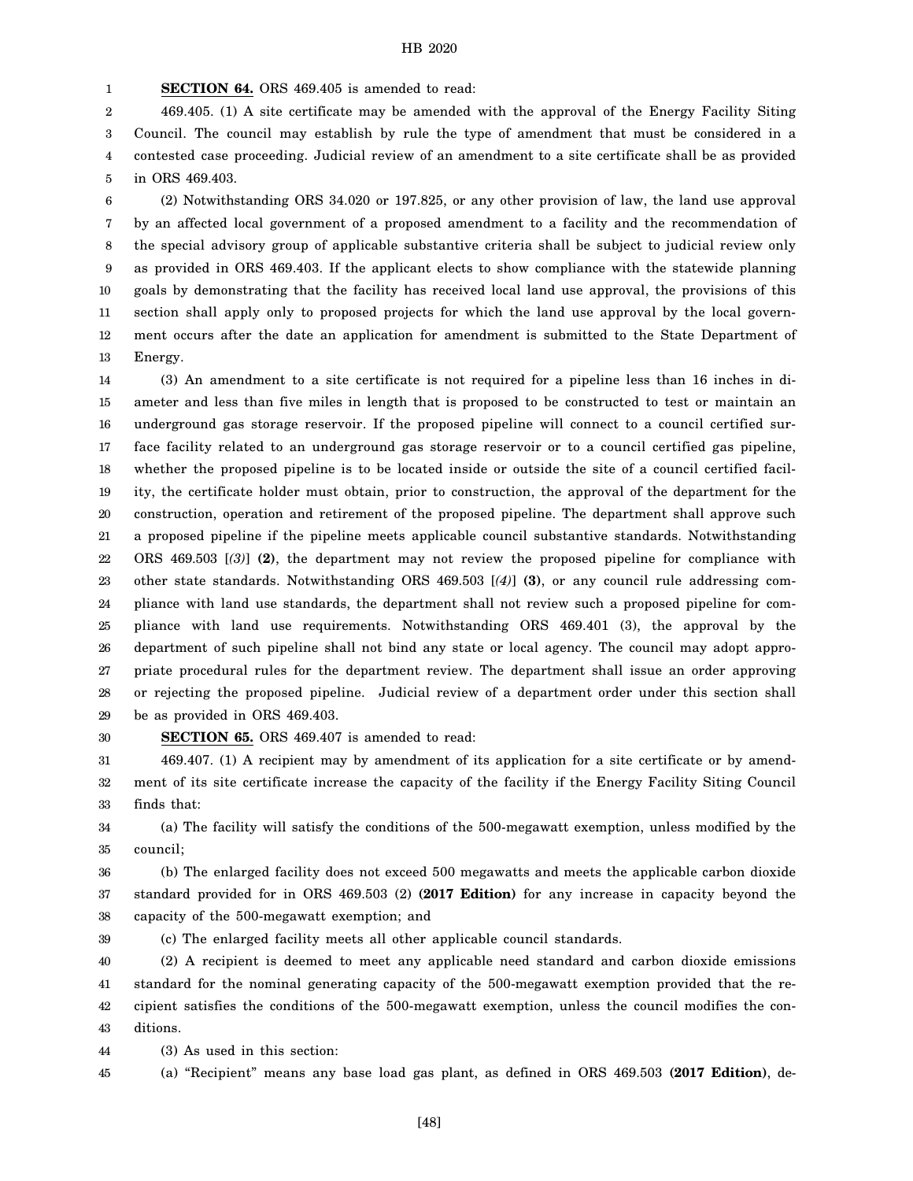**SECTION 64.** ORS 469.405 is amended to read:

469.405. (1) A site certificate may be amended with the approval of the Energy Facility Siting Council. The council may establish by rule the type of amendment that must be considered in a contested case proceeding. Judicial review of an amendment to a site certificate shall be as provided in ORS 469.403.

(2) Notwithstanding ORS 34.020 or 197.825, or any other provision of law, the land use approval by an affected local government of a proposed amendment to a facility and the recommendation of the special advisory group of applicable substantive criteria shall be subject to judicial review only as provided in ORS 469.403. If the applicant elects to show compliance with the statewide planning goals by demonstrating that the facility has received local land use approval, the provisions of this section shall apply only to proposed projects for which the land use approval by the local government occurs after the date an application for amendment is submitted to the State Department of Energy.

(3) An amendment to a site certificate is not required for a pipeline less than 16 inches in diameter and less than five miles in length that is proposed to be constructed to test or maintain an underground gas storage reservoir. If the proposed pipeline will connect to a council certified surface facility related to an underground gas storage reservoir or to a council certified gas pipeline, whether the proposed pipeline is to be located inside or outside the site of a council certified facility, the certificate holder must obtain, prior to construction, the approval of the department for the construction, operation and retirement of the proposed pipeline. The department shall approve such a proposed pipeline if the pipeline meets applicable council substantive standards. Notwithstanding ORS 469.503 [*(3)*] **(2)**, the department may not review the proposed pipeline for compliance with other state standards. Notwithstanding ORS 469.503 [*(4)*] **(3)**, or any council rule addressing compliance with land use standards, the department shall not review such a proposed pipeline for compliance with land use requirements. Notwithstanding ORS 469.401 (3), the approval by the department of such pipeline shall not bind any state or local agency. The council may adopt appropriate procedural rules for the department review. The department shall issue an order approving or rejecting the proposed pipeline. Judicial review of a department order under this section shall be as provided in ORS 469.403.

**SECTION 65.** ORS 469.407 is amended to read:

469.407. (1) A recipient may by amendment of its application for a site certificate or by amendment of its site certificate increase the capacity of the facility if the Energy Facility Siting Council finds that:

(a) The facility will satisfy the conditions of the 500-megawatt exemption, unless modified by the council;

(b) The enlarged facility does not exceed 500 megawatts and meets the applicable carbon dioxide standard provided for in ORS 469.503 (2) **(2017 Edition)** for any increase in capacity beyond the capacity of the 500-megawatt exemption; and

(c) The enlarged facility meets all other applicable council standards.

(2) A recipient is deemed to meet any applicable need standard and carbon dioxide emissions standard for the nominal generating capacity of the 500-megawatt exemption provided that the recipient satisfies the conditions of the 500-megawatt exemption, unless the council modifies the conditions.

(3) As used in this section:

(a) "Recipient" means any base load gas plant, as defined in ORS 469.503 **(2017 Edition)**, de-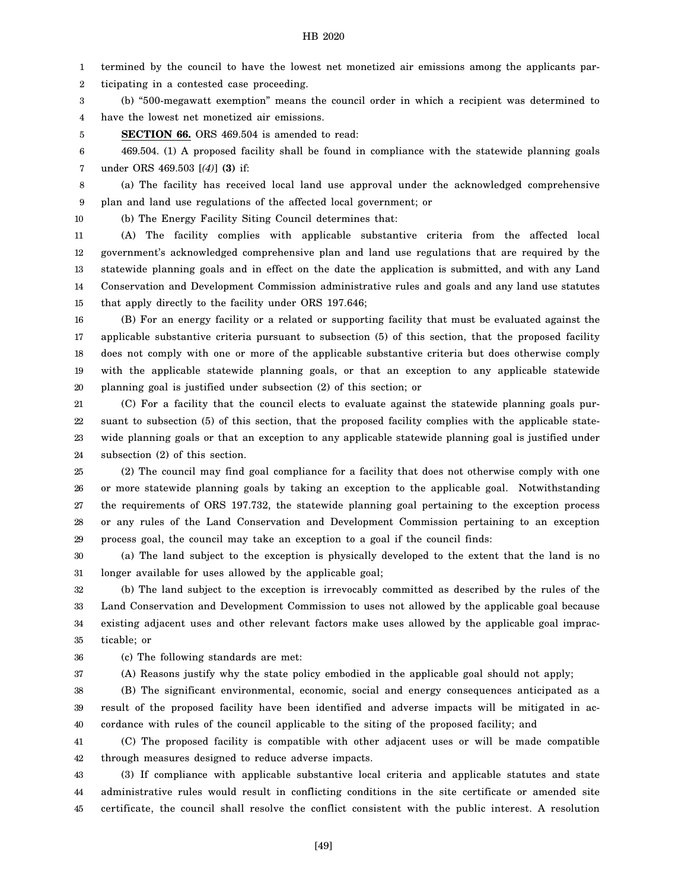termined by the council to have the lowest net monetized air emissions among the applicants participating in a contested case proceeding.

(b) "500-megawatt exemption" means the council order in which a recipient was determined to have the lowest net monetized air emissions.

**SECTION 66.** ORS 469.504 is amended to read:

469.504. (1) A proposed facility shall be found in compliance with the statewide planning goals under ORS 469.503 [*(4)*] **(3)** if:

(a) The facility has received local land use approval under the acknowledged comprehensive plan and land use regulations of the affected local government; or

(b) The Energy Facility Siting Council determines that:

(A) The facility complies with applicable substantive criteria from the affected local government's acknowledged comprehensive plan and land use regulations that are required by the statewide planning goals and in effect on the date the application is submitted, and with any Land Conservation and Development Commission administrative rules and goals and any land use statutes that apply directly to the facility under ORS 197.646;

(B) For an energy facility or a related or supporting facility that must be evaluated against the applicable substantive criteria pursuant to subsection (5) of this section, that the proposed facility does not comply with one or more of the applicable substantive criteria but does otherwise comply with the applicable statewide planning goals, or that an exception to any applicable statewide planning goal is justified under subsection (2) of this section; or

(C) For a facility that the council elects to evaluate against the statewide planning goals pursuant to subsection (5) of this section, that the proposed facility complies with the applicable statewide planning goals or that an exception to any applicable statewide planning goal is justified under subsection (2) of this section.

(2) The council may find goal compliance for a facility that does not otherwise comply with one or more statewide planning goals by taking an exception to the applicable goal. Notwithstanding the requirements of ORS 197.732, the statewide planning goal pertaining to the exception process or any rules of the Land Conservation and Development Commission pertaining to an exception process goal, the council may take an exception to a goal if the council finds:

(a) The land subject to the exception is physically developed to the extent that the land is no longer available for uses allowed by the applicable goal;

(b) The land subject to the exception is irrevocably committed as described by the rules of the Land Conservation and Development Commission to uses not allowed by the applicable goal because existing adjacent uses and other relevant factors make uses allowed by the applicable goal impracticable; or

(c) The following standards are met:

(A) Reasons justify why the state policy embodied in the applicable goal should not apply;

(B) The significant environmental, economic, social and energy consequences anticipated as a result of the proposed facility have been identified and adverse impacts will be mitigated in accordance with rules of the council applicable to the siting of the proposed facility; and

(C) The proposed facility is compatible with other adjacent uses or will be made compatible through measures designed to reduce adverse impacts.

(3) If compliance with applicable substantive local criteria and applicable statutes and state administrative rules would result in conflicting conditions in the site certificate or amended site certificate, the council shall resolve the conflict consistent with the public interest. A resolution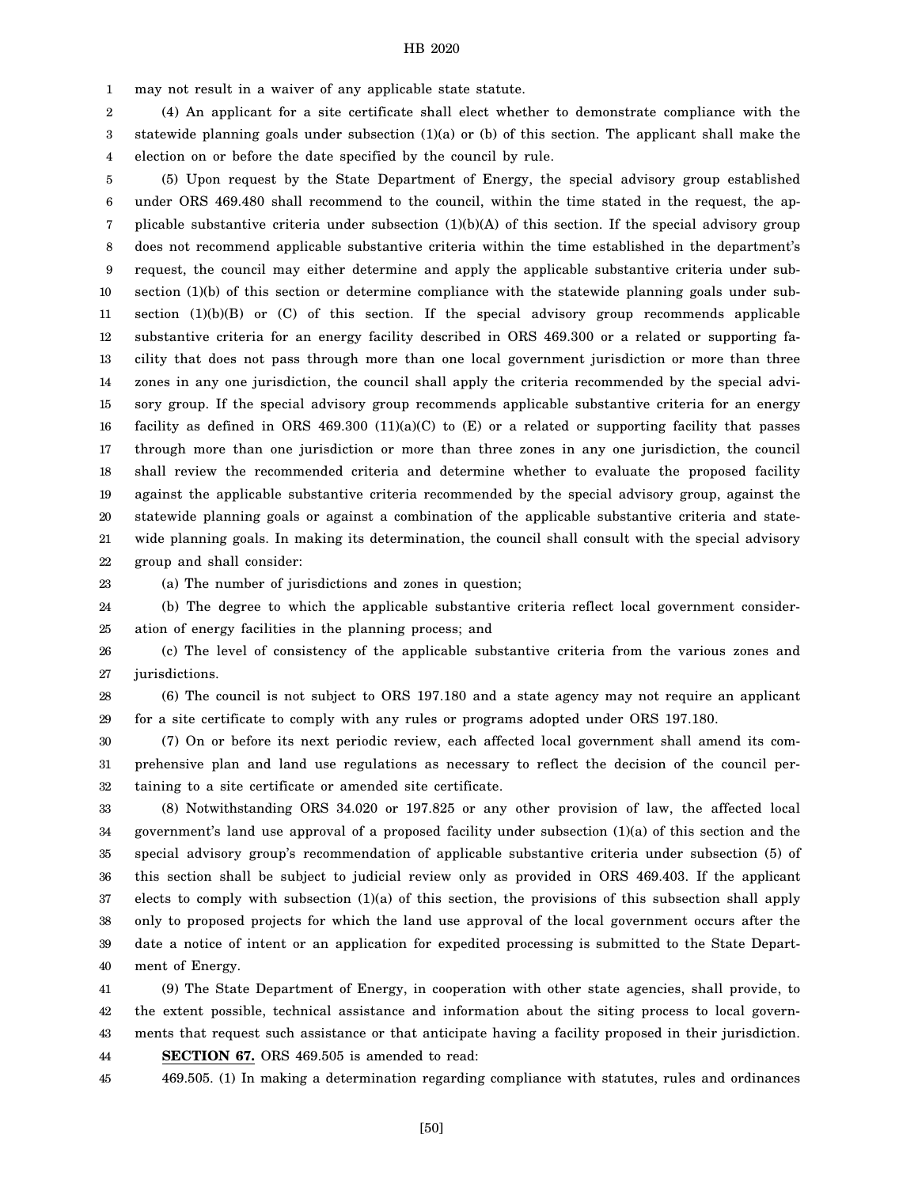may not result in a waiver of any applicable state statute.

(4) An applicant for a site certificate shall elect whether to demonstrate compliance with the statewide planning goals under subsection (1)(a) or (b) of this section. The applicant shall make the election on or before the date specified by the council by rule.

(5) Upon request by the State Department of Energy, the special advisory group established under ORS 469.480 shall recommend to the council, within the time stated in the request, the applicable substantive criteria under subsection (1)(b)(A) of this section. If the special advisory group does not recommend applicable substantive criteria within the time established in the department's request, the council may either determine and apply the applicable substantive criteria under subsection (1)(b) of this section or determine compliance with the statewide planning goals under subsection (1)(b)(B) or (C) of this section. If the special advisory group recommends applicable substantive criteria for an energy facility described in ORS 469.300 or a related or supporting facility that does not pass through more than one local government jurisdiction or more than three zones in any one jurisdiction, the council shall apply the criteria recommended by the special advisory group. If the special advisory group recommends applicable substantive criteria for an energy facility as defined in ORS 469.300 (11)(a)(C) to (E) or a related or supporting facility that passes through more than one jurisdiction or more than three zones in any one jurisdiction, the council shall review the recommended criteria and determine whether to evaluate the proposed facility against the applicable substantive criteria recommended by the special advisory group, against the statewide planning goals or against a combination of the applicable substantive criteria and statewide planning goals. In making its determination, the council shall consult with the special advisory group and shall consider:

(a) The number of jurisdictions and zones in question;

(b) The degree to which the applicable substantive criteria reflect local government consideration of energy facilities in the planning process; and

(c) The level of consistency of the applicable substantive criteria from the various zones and jurisdictions.

(6) The council is not subject to ORS 197.180 and a state agency may not require an applicant for a site certificate to comply with any rules or programs adopted under ORS 197.180.

(7) On or before its next periodic review, each affected local government shall amend its comprehensive plan and land use regulations as necessary to reflect the decision of the council pertaining to a site certificate or amended site certificate.

(8) Notwithstanding ORS 34.020 or 197.825 or any other provision of law, the affected local government's land use approval of a proposed facility under subsection (1)(a) of this section and the special advisory group's recommendation of applicable substantive criteria under subsection (5) of this section shall be subject to judicial review only as provided in ORS 469.403. If the applicant elects to comply with subsection (1)(a) of this section, the provisions of this subsection shall apply only to proposed projects for which the land use approval of the local government occurs after the date a notice of intent or an application for expedited processing is submitted to the State Department of Energy.

(9) The State Department of Energy, in cooperation with other state agencies, shall provide, to the extent possible, technical assistance and information about the siting process to local governments that request such assistance or that anticipate having a facility proposed in their jurisdiction.

**SECTION 67.** ORS 469.505 is amended to read:

469.505. (1) In making a determination regarding compliance with statutes, rules and ordinances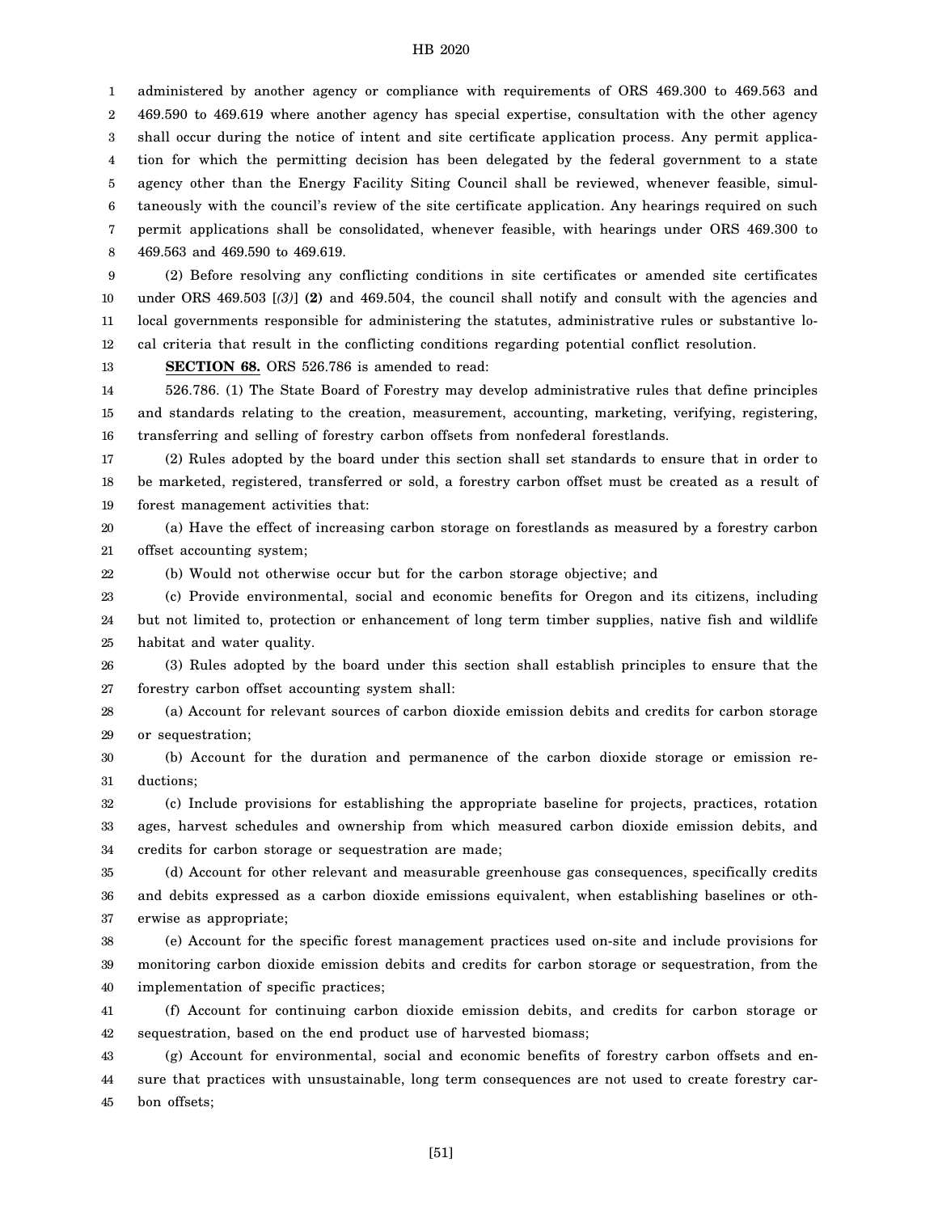administered by another agency or compliance with requirements of ORS 469.300 to 469.563 and 469.590 to 469.619 where another agency has special expertise, consultation with the other agency shall occur during the notice of intent and site certificate application process. Any permit application for which the permitting decision has been delegated by the federal government to a state agency other than the Energy Facility Siting Council shall be reviewed, whenever feasible, simultaneously with the council's review of the site certificate application. Any hearings required on such permit applications shall be consolidated, whenever feasible, with hearings under ORS 469.300 to 469.563 and 469.590 to 469.619.

(2) Before resolving any conflicting conditions in site certificates or amended site certificates under ORS 469.503 [*(3)*] **(2)** and 469.504, the council shall notify and consult with the agencies and local governments responsible for administering the statutes, administrative rules or substantive local criteria that result in the conflicting conditions regarding potential conflict resolution.

**SECTION 68.** ORS 526.786 is amended to read:

526.786. (1) The State Board of Forestry may develop administrative rules that define principles and standards relating to the creation, measurement, accounting, marketing, verifying, registering, transferring and selling of forestry carbon offsets from nonfederal forestlands.

(2) Rules adopted by the board under this section shall set standards to ensure that in order to be marketed, registered, transferred or sold, a forestry carbon offset must be created as a result of forest management activities that:

(a) Have the effect of increasing carbon storage on forestlands as measured by a forestry carbon offset accounting system;

(b) Would not otherwise occur but for the carbon storage objective; and

(c) Provide environmental, social and economic benefits for Oregon and its citizens, including but not limited to, protection or enhancement of long term timber supplies, native fish and wildlife habitat and water quality.

(3) Rules adopted by the board under this section shall establish principles to ensure that the forestry carbon offset accounting system shall:

(a) Account for relevant sources of carbon dioxide emission debits and credits for carbon storage or sequestration;

(b) Account for the duration and permanence of the carbon dioxide storage or emission reductions;

(c) Include provisions for establishing the appropriate baseline for projects, practices, rotation ages, harvest schedules and ownership from which measured carbon dioxide emission debits, and credits for carbon storage or sequestration are made;

(d) Account for other relevant and measurable greenhouse gas consequences, specifically credits and debits expressed as a carbon dioxide emissions equivalent, when establishing baselines or otherwise as appropriate;

(e) Account for the specific forest management practices used on-site and include provisions for monitoring carbon dioxide emission debits and credits for carbon storage or sequestration, from the implementation of specific practices;

(f) Account for continuing carbon dioxide emission debits, and credits for carbon storage or sequestration, based on the end product use of harvested biomass;

(g) Account for environmental, social and economic benefits of forestry carbon offsets and ensure that practices with unsustainable, long term consequences are not used to create forestry carbon offsets;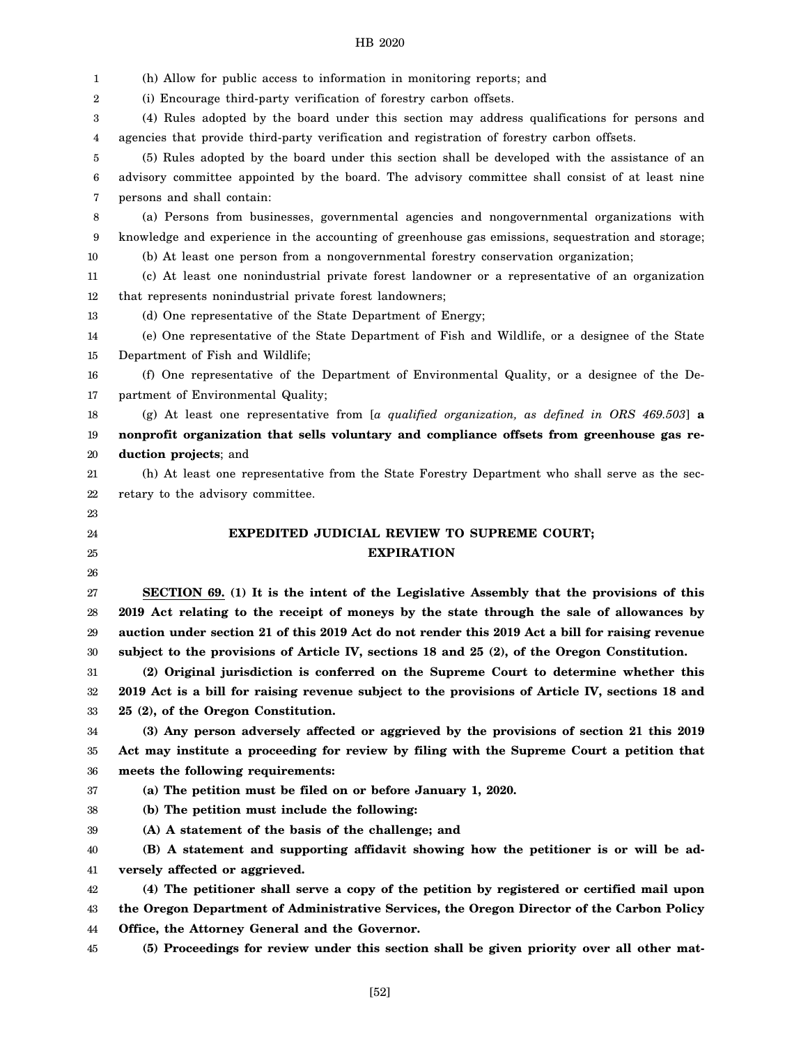(h) Allow for public access to information in monitoring reports; and

(i) Encourage third-party verification of forestry carbon offsets.

(4) Rules adopted by the board under this section may address qualifications for persons and agencies that provide third-party verification and registration of forestry carbon offsets.

(5) Rules adopted by the board under this section shall be developed with the assistance of an advisory committee appointed by the board. The advisory committee shall consist of at least nine persons and shall contain:

(a) Persons from businesses, governmental agencies and nongovernmental organizations with knowledge and experience in the accounting of greenhouse gas emissions, sequestration and storage;

(b) At least one person from a nongovernmental forestry conservation organization;

(c) At least one nonindustrial private forest landowner or a representative of an organization that represents nonindustrial private forest landowners;

(d) One representative of the State Department of Energy;

(e) One representative of the State Department of Fish and Wildlife, or a designee of the State Department of Fish and Wildlife;

(f) One representative of the Department of Environmental Quality, or a designee of the Department of Environmental Quality;

(g) At least one representative from [*a qualified organization, as defined in ORS 469.503*] **a nonprofit organization that sells voluntary and compliance offsets from greenhouse gas reduction projects**; and

(h) At least one representative from the State Forestry Department who shall serve as the secretary to the advisory committee.

## EXPEDITED JUDICIAL REVIEW TO SUPREME COURT; EXPIRATION

**SECTION 69. (1) It is the intent of the Legislative Assembly that the provisions of this 2019 Act relating to the receipt of moneys by the state through the sale of allowances by auction under section 21 of this 2019 Act do not render this 2019 Act a bill for raising revenue subject to the provisions of Article IV, sections 18 and 25 (2), of the Oregon Constitution.**

**(2) Original jurisdiction is conferred on the Supreme Court to determine whether this 2019 Act is a bill for raising revenue subject to the provisions of Article IV, sections 18 and 25 (2), of the Oregon Constitution.**

**(3) Any person adversely affected or aggrieved by the provisions of section 21 this 2019 Act may institute a proceeding for review by filing with the Supreme Court a petition that meets the following requirements:**

**(a) The petition must be filed on or before January 1, 2020.**

**(b) The petition must include the following:**

**(A) A statement of the basis of the challenge; and**

**(B) A statement and supporting affidavit showing how the petitioner is or will be adversely affected or aggrieved.**

**(4) The petitioner shall serve a copy of the petition by registered or certified mail upon the Oregon Department of Administrative Services, the Oregon Director of the Carbon Policy Office, the Attorney General and the Governor.**

**(5) Proceedings for review under this section shall be given priority over all other mat-**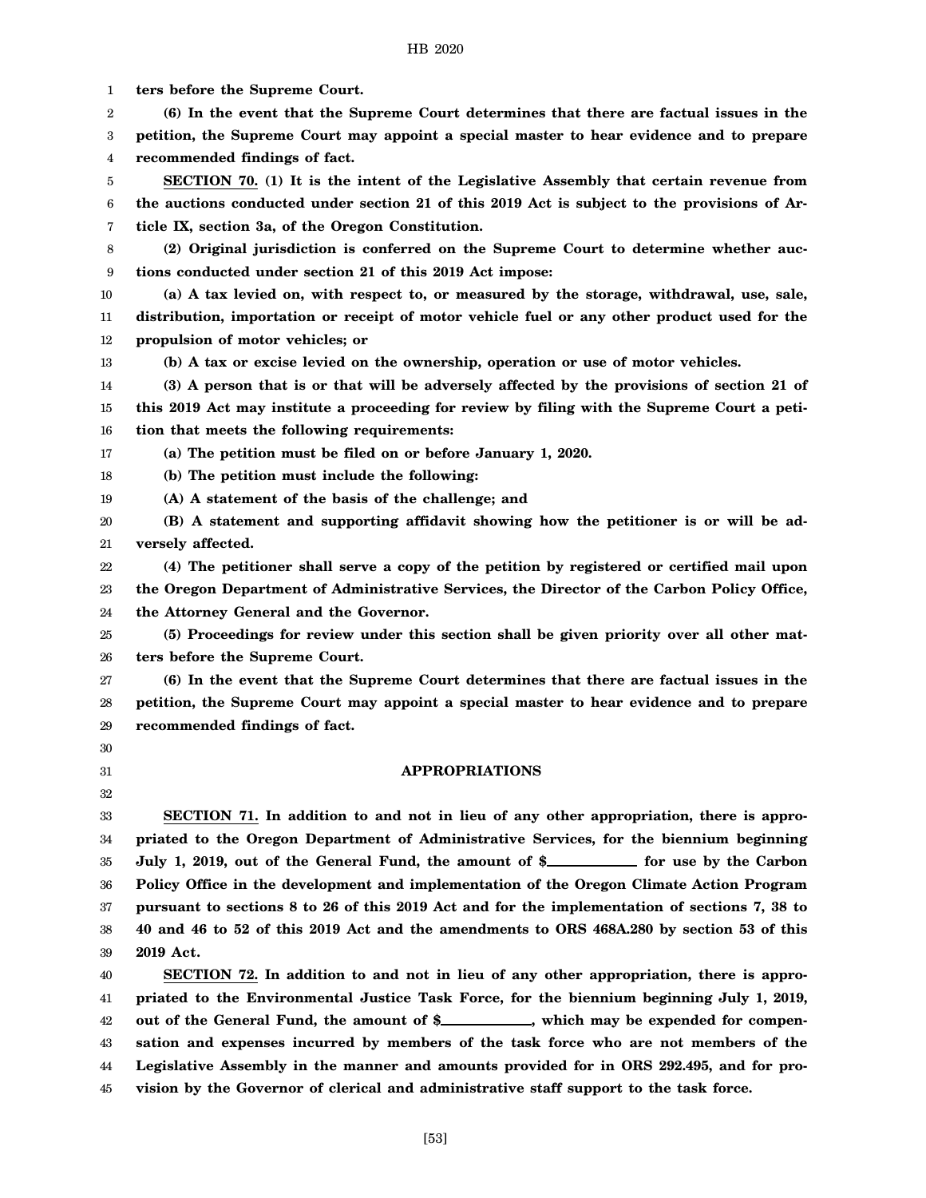**ters before the Supreme Court.**

**(6) In the event that the Supreme Court determines that there are factual issues in the petition, the Supreme Court may appoint a special master to hear evidence and to prepare recommended findings of fact.**

**SECTION 70. (1) It is the intent of the Legislative Assembly that certain revenue from the auctions conducted under section 21 of this 2019 Act is subject to the provisions of Article IX, section 3a, of the Oregon Constitution.**

**(2) Original jurisdiction is conferred on the Supreme Court to determine whether auctions conducted under section 21 of this 2019 Act impose:**

**(a) A tax levied on, with respect to, or measured by the storage, withdrawal, use, sale, distribution, importation or receipt of motor vehicle fuel or any other product used for the propulsion of motor vehicles; or**

**(b) A tax or excise levied on the ownership, operation or use of motor vehicles.**

**(3) A person that is or that will be adversely affected by the provisions of section 21 of this 2019 Act may institute a proceeding for review by filing with the Supreme Court a petition that meets the following requirements:**

**(a) The petition must be filed on or before January 1, 2020.**

**(b) The petition must include the following:**

**(A) A statement of the basis of the challenge; and**

**(B) A statement and supporting affidavit showing how the petitioner is or will be adversely affected.**

**(4) The petitioner shall serve a copy of the petition by registered or certified mail upon the Oregon Department of Administrative Services, the Director of the Carbon Policy Office, the Attorney General and the Governor.**

**(5) Proceedings for review under this section shall be given priority over all other matters before the Supreme Court.**

**(6) In the event that the Supreme Court determines that there are factual issues in the petition, the Supreme Court may appoint a special master to hear evidence and to prepare recommended findings of fact.**

## APPROPRIATIONS

**SECTION 71. In addition to and not in lieu of any other appropriation, there is appropriated to the Oregon Department of Administrative Services, for the biennium beginning July 1, 2019, out of the General Fund, the amount of $__________ for use by the Carbon Policy Office in the development and implementation of the Oregon Climate Action Program pursuant to sections 8 to 26 of this 2019 Act and for the implementation of sections 7, 38 to 40 and 46 to 52 of this 2019 Act and the amendments to ORS 468A.280 by section 53 of this 2019 Act.**

**SECTION 72. In addition to and not in lieu of any other appropriation, there is appropriated to the Environmental Justice Task Force, for the biennium beginning July 1, 2019, out of the General Fund, the amount of $__________, which may be expended for compensation and expenses incurred by members of the task force who are not members of the Legislative Assembly in the manner and amounts provided for in ORS 292.495, and for provision by the Governor of clerical and administrative staff support to the task force.**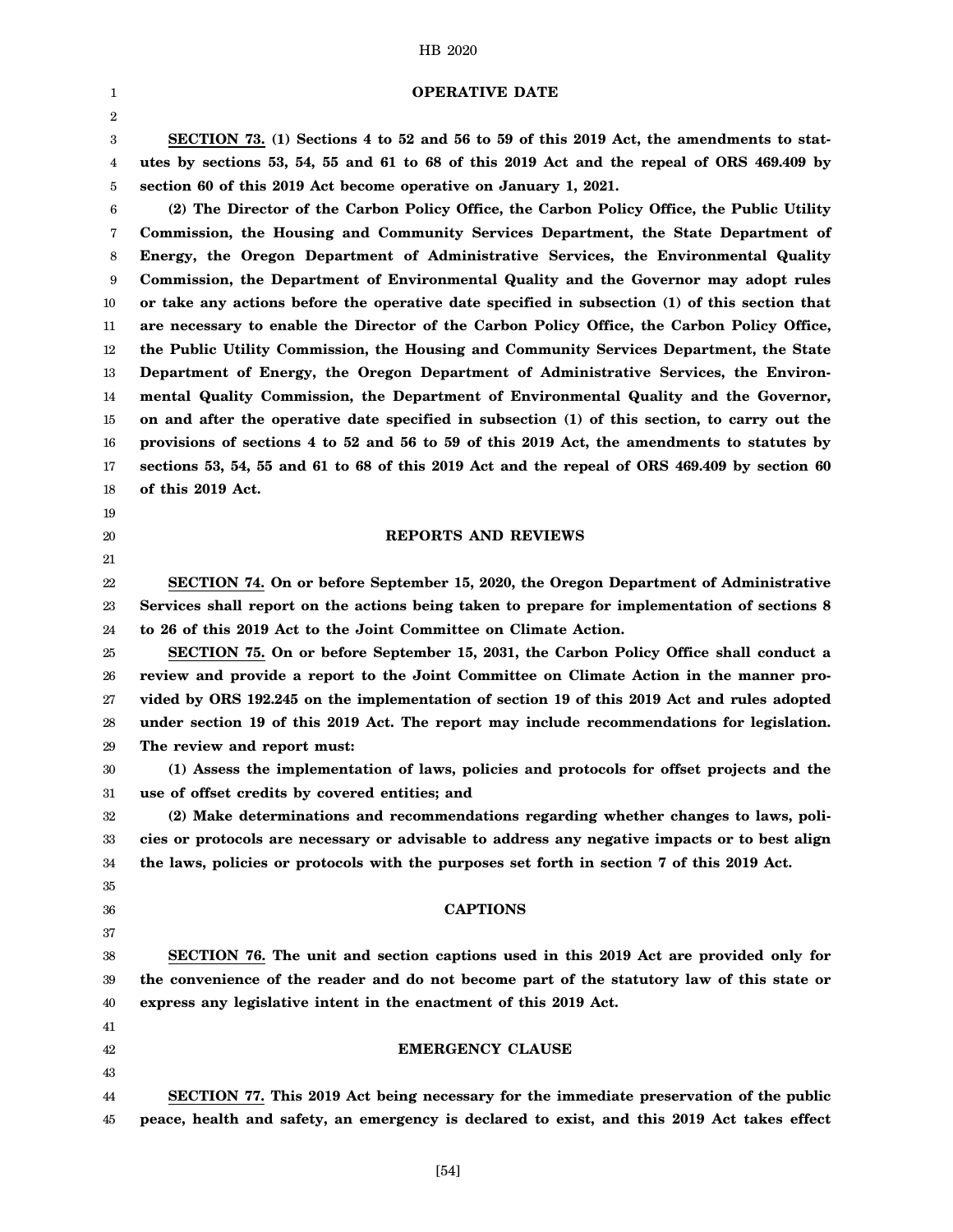## OPERATIVE DATE

**SECTION 73. (1) Sections 4 to 52 and 56 to 59 of this 2019 Act, the amendments to statutes by sections 53, 54, 55 and 61 to 68 of this 2019 Act and the repeal of ORS 469.409 by section 60 of this 2019 Act become operative on January 1, 2021.**

**(2) The Director of the Carbon Policy Office, the Carbon Policy Office, the Public Utility Commission, the Housing and Community Services Department, the State Department of Energy, the Oregon Department of Administrative Services, the Environmental Quality Commission, the Department of Environmental Quality and the Governor may adopt rules or take any actions before the operative date specified in subsection (1) of this section that are necessary to enable the Director of the Carbon Policy Office, the Carbon Policy Office, the Public Utility Commission, the Housing and Community Services Department, the State Department of Energy, the Oregon Department of Administrative Services, the Environmental Quality Commission, the Department of Environmental Quality and the Governor, on and after the operative date specified in subsection (1) of this section, to carry out the provisions of sections 4 to 52 and 56 to 59 of this 2019 Act, the amendments to statutes by sections 53, 54, 55 and 61 to 68 of this 2019 Act and the repeal of ORS 469.409 by section 60 of this 2019 Act.**

## REPORTS AND REVIEWS

**SECTION 74. On or before September 15, 2020, the Oregon Department of Administrative Services shall report on the actions being taken to prepare for implementation of sections 8 to 26 of this 2019 Act to the Joint Committee on Climate Action.**

**SECTION 75. On or before September 15, 2031, the Carbon Policy Office shall conduct a review and provide a report to the Joint Committee on Climate Action in the manner provided by ORS 192.245 on the implementation of section 19 of this 2019 Act and rules adopted under section 19 of this 2019 Act. The report may include recommendations for legislation. The review and report must:**

**(1) Assess the implementation of laws, policies and protocols for offset projects and the use of offset credits by covered entities; and**

**(2) Make determinations and recommendations regarding whether changes to laws, policies or protocols are necessary or advisable to address any negative impacts or to best align the laws, policies or protocols with the purposes set forth in section 7 of this 2019 Act.**

## CAPTIONS

**SECTION 76. The unit and section captions used in this 2019 Act are provided only for the convenience of the reader and do not become part of the statutory law of this state or express any legislative intent in the enactment of this 2019 Act.**

## EMERGENCY CLAUSE

**SECTION 77. This 2019 Act being necessary for the immediate preservation of the public peace, health and safety, an emergency is declared to exist, and this 2019 Act takes effect**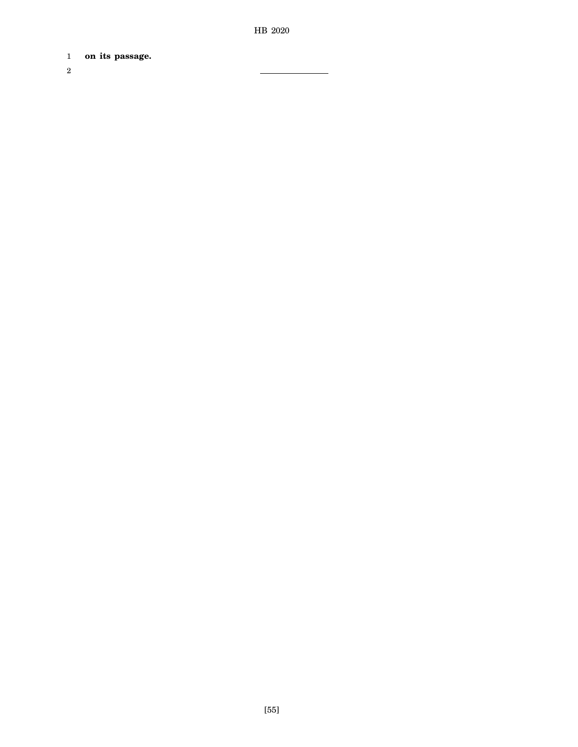**on its passage.**

---